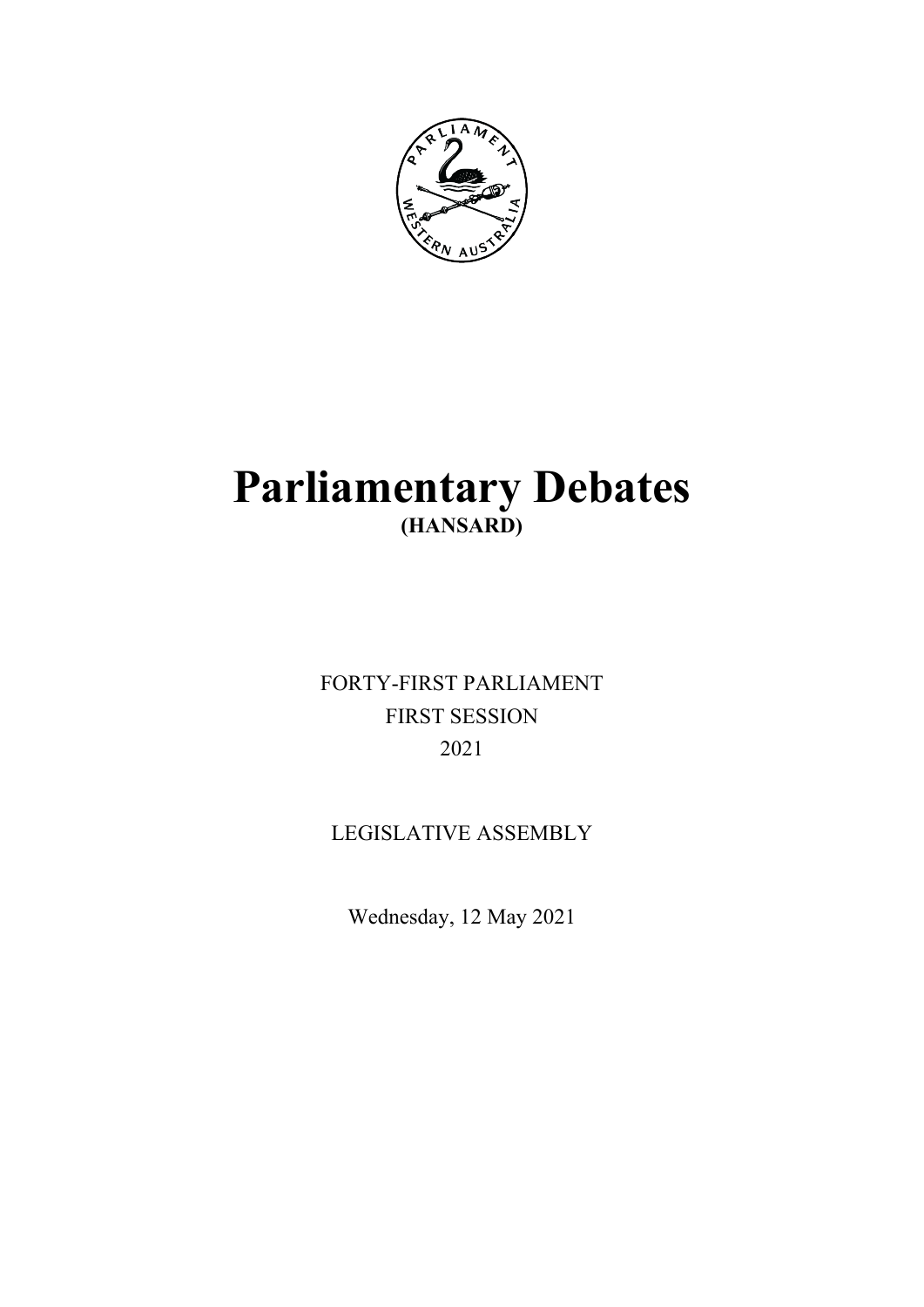# Parliamentary Debates

## (HANSARD)

FORTY-FIRST PARLIAMENT

FIRST SESSION

2021

LEGISLATIVE ASSEMBLY

Wednesday, 12 May 2021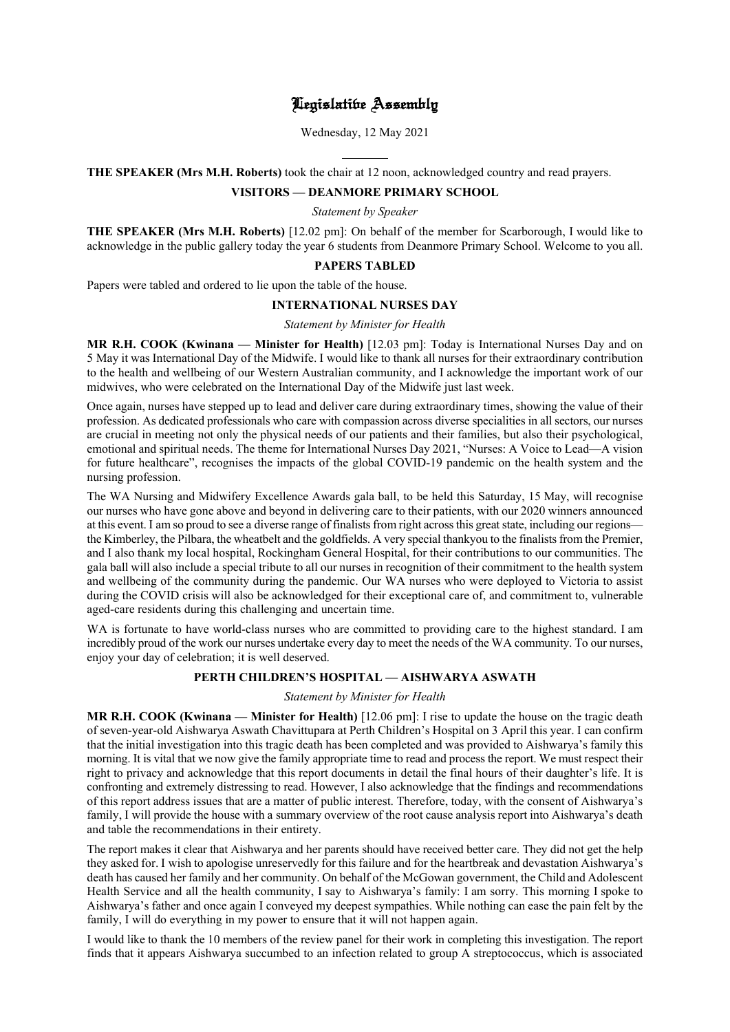# Legislative Assembly

Wednesday, 12 May 2021

---

**THE SPEAKER (Mrs M.H. Roberts)** took the chair at 12 noon, acknowledged country and read prayers.

## VISITORS — DEANMORE PRIMARY SCHOOL

*Statement by Speaker*

**THE SPEAKER (Mrs M.H. Roberts)** [12.02 pm]: On behalf of the member for Scarborough, I would like to acknowledge in the public gallery today the year 6 students from Deanmore Primary School. Welcome to you all.

## PAPERS TABLED

Papers were tabled and ordered to lie upon the table of the house.

## INTERNATIONAL NURSES DAY

*Statement by Minister for Health*

**MR R.H. COOK (Kwinana — Minister for Health)** [12.03 pm]: Today is International Nurses Day and on 5 May it was International Day of the Midwife. I would like to thank all nurses for their extraordinary contribution to the health and wellbeing of our Western Australian community, and I acknowledge the important work of our midwives, who were celebrated on the International Day of the Midwife just last week.

Once again, nurses have stepped up to lead and deliver care during extraordinary times, showing the value of their profession. As dedicated professionals who care with compassion across diverse specialities in all sectors, our nurses are crucial in meeting not only the physical needs of our patients and their families, but also their psychological, emotional and spiritual needs. The theme for International Nurses Day 2021, "Nurses: A Voice to Lead—A vision for future healthcare", recognises the impacts of the global COVID-19 pandemic on the health system and the nursing profession.

The WA Nursing and Midwifery Excellence Awards gala ball, to be held this Saturday, 15 May, will recognise our nurses who have gone above and beyond in delivering care to their patients, with our 2020 winners announced at this event. I am so proud to see a diverse range of finalists from right across this great state, including our regions—the Kimberley, the Pilbara, the wheatbelt and the goldfields. A very special thankyou to the finalists from the Premier, and I also thank my local hospital, Rockingham General Hospital, for their contributions to our communities. The gala ball will also include a special tribute to all our nurses in recognition of their commitment to the health system and wellbeing of the community during the pandemic. Our WA nurses who were deployed to Victoria to assist during the COVID crisis will also be acknowledged for their exceptional care of, and commitment to, vulnerable aged-care residents during this challenging and uncertain time.

WA is fortunate to have world-class nurses who are committed to providing care to the highest standard. I am incredibly proud of the work our nurses undertake every day to meet the needs of the WA community. To our nurses, enjoy your day of celebration; it is well deserved.

## PERTH CHILDREN'S HOSPITAL — AISHWARYA ASWATH

*Statement by Minister for Health*

**MR R.H. COOK (Kwinana — Minister for Health)** [12.06 pm]: I rise to update the house on the tragic death of seven-year-old Aishwarya Aswath Chavittupara at Perth Children's Hospital on 3 April this year. I can confirm that the initial investigation into this tragic death has been completed and was provided to Aishwarya's family this morning. It is vital that we now give the family appropriate time to read and process the report. We must respect their right to privacy and acknowledge that this report documents in detail the final hours of their daughter's life. It is confronting and extremely distressing to read. However, I also acknowledge that the findings and recommendations of this report address issues that are a matter of public interest. Therefore, today, with the consent of Aishwarya's family, I will provide the house with a summary overview of the root cause analysis report into Aishwarya's death and table the recommendations in their entirety.

The report makes it clear that Aishwarya and her parents should have received better care. They did not get the help they asked for. I wish to apologise unreservedly for this failure and for the heartbreak and devastation Aishwarya's death has caused her family and her community. On behalf of the McGowan government, the Child and Adolescent Health Service and all the health community, I say to Aishwarya's family: I am sorry. This morning I spoke to Aishwarya's father and once again I conveyed my deepest sympathies. While nothing can ease the pain felt by the family, I will do everything in my power to ensure that it will not happen again.

I would like to thank the 10 members of the review panel for their work in completing this investigation. The report finds that it appears Aishwarya succumbed to an infection related to group A streptococcus, which is associated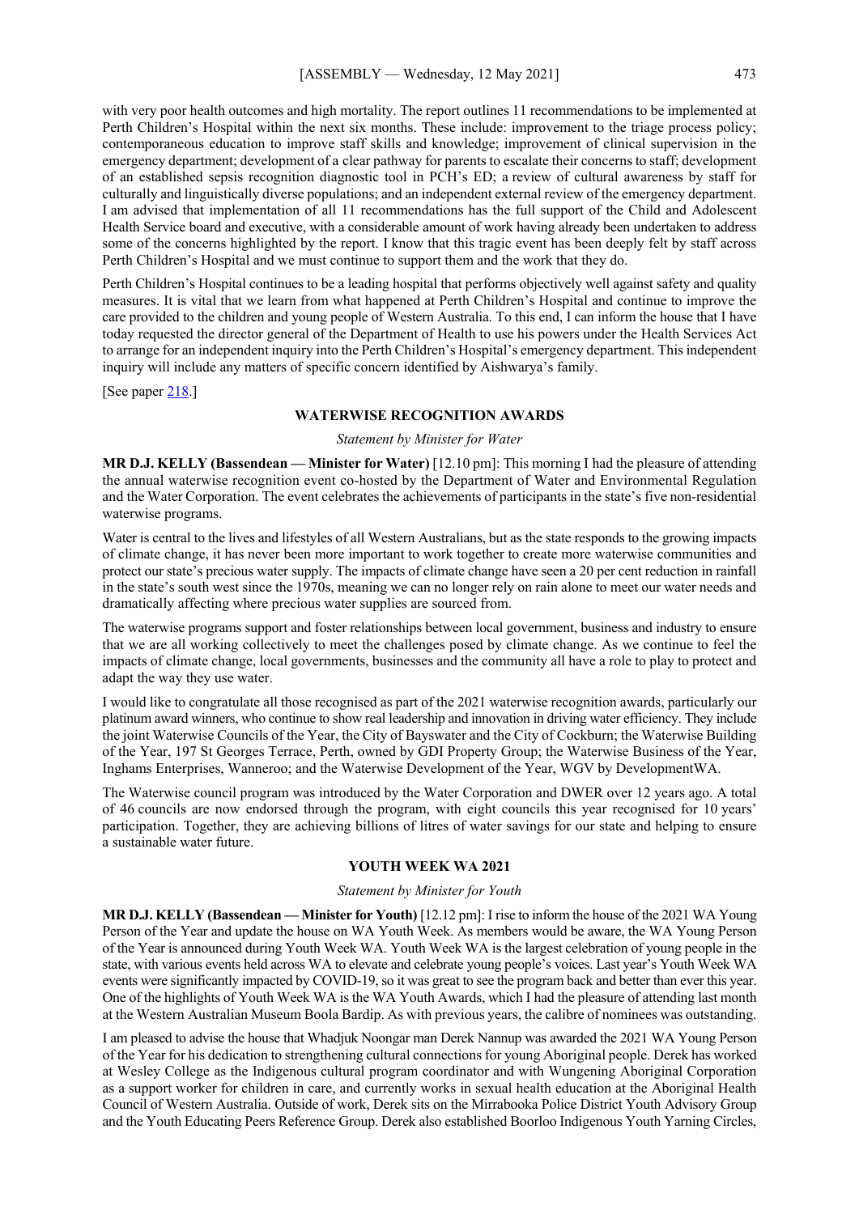with very poor health outcomes and high mortality. The report outlines 11 recommendations to be implemented at Perth Children's Hospital within the next six months. These include: improvement to the triage process policy; contemporaneous education to improve staff skills and knowledge; improvement of clinical supervision in the emergency department; development of a clear pathway for parents to escalate their concerns to staff; development of an established sepsis recognition diagnostic tool in PCH's ED; a review of cultural awareness by staff for culturally and linguistically diverse populations; and an independent external review of the emergency department. I am advised that implementation of all 11 recommendations has the full support of the Child and Adolescent Health Service board and executive, with a considerable amount of work having already been undertaken to address some of the concerns highlighted by the report. I know that this tragic event has been deeply felt by staff across Perth Children's Hospital and we must continue to support them and the work that they do.

Perth Children's Hospital continues to be a leading hospital that performs objectively well against safety and quality measures. It is vital that we learn from what happened at Perth Children's Hospital and continue to improve the care provided to the children and young people of Western Australia. To this end, I can inform the house that I have today requested the director general of the Department of Health to use his powers under the Health Services Act to arrange for an independent inquiry into the Perth Children's Hospital's emergency department. This independent inquiry will include any matters of specific concern identified by Aishwarya's family.

[See paper 218.]

## WATERWISE RECOGNITION AWARDS

*Statement by Minister for Water*

**MR D.J. KELLY (Bassendean — Minister for Water)** [12.10 pm]: This morning I had the pleasure of attending the annual waterwise recognition event co-hosted by the Department of Water and Environmental Regulation and the Water Corporation. The event celebrates the achievements of participants in the state's five non-residential waterwise programs.

Water is central to the lives and lifestyles of all Western Australians, but as the state responds to the growing impacts of climate change, it has never been more important to work together to create more waterwise communities and protect our state's precious water supply. The impacts of climate change have seen a 20 per cent reduction in rainfall in the state's south west since the 1970s, meaning we can no longer rely on rain alone to meet our water needs and dramatically affecting where precious water supplies are sourced from.

The waterwise programs support and foster relationships between local government, business and industry to ensure that we are all working collectively to meet the challenges posed by climate change. As we continue to feel the impacts of climate change, local governments, businesses and the community all have a role to play to protect and adapt the way they use water.

I would like to congratulate all those recognised as part of the 2021 waterwise recognition awards, particularly our platinum award winners, who continue to show real leadership and innovation in driving water efficiency. They include the joint Waterwise Councils of the Year, the City of Bayswater and the City of Cockburn; the Waterwise Building of the Year, 197 St Georges Terrace, Perth, owned by GDI Property Group; the Waterwise Business of the Year, Inghams Enterprises, Wanneroo; and the Waterwise Development of the Year, WGV by DevelopmentWA.

The Waterwise council program was introduced by the Water Corporation and DWER over 12 years ago. A total of 46 councils are now endorsed through the program, with eight councils this year recognised for 10 years' participation. Together, they are achieving billions of litres of water savings for our state and helping to ensure a sustainable water future.

## YOUTH WEEK WA 2021

*Statement by Minister for Youth*

**MR D.J. KELLY (Bassendean — Minister for Youth)** [12.12 pm]: I rise to inform the house of the 2021 WA Young Person of the Year and update the house on WA Youth Week. As members would be aware, the WA Young Person of the Year is announced during Youth Week WA. Youth Week WA is the largest celebration of young people in the state, with various events held across WA to elevate and celebrate young people's voices. Last year's Youth Week WA events were significantly impacted by COVID-19, so it was great to see the program back and better than ever this year. One of the highlights of Youth Week WA is the WA Youth Awards, which I had the pleasure of attending last month at the Western Australian Museum Boola Bardip. As with previous years, the calibre of nominees was outstanding.

I am pleased to advise the house that Whadjuk Noongar man Derek Nannup was awarded the 2021 WA Young Person of the Year for his dedication to strengthening cultural connections for young Aboriginal people. Derek has worked at Wesley College as the Indigenous cultural program coordinator and with Wungening Aboriginal Corporation as a support worker for children in care, and currently works in sexual health education at the Aboriginal Health Council of Western Australia. Outside of work, Derek sits on the Mirrabooka Police District Youth Advisory Group and the Youth Educating Peers Reference Group. Derek also established Boorloo Indigenous Youth Yarning Circles,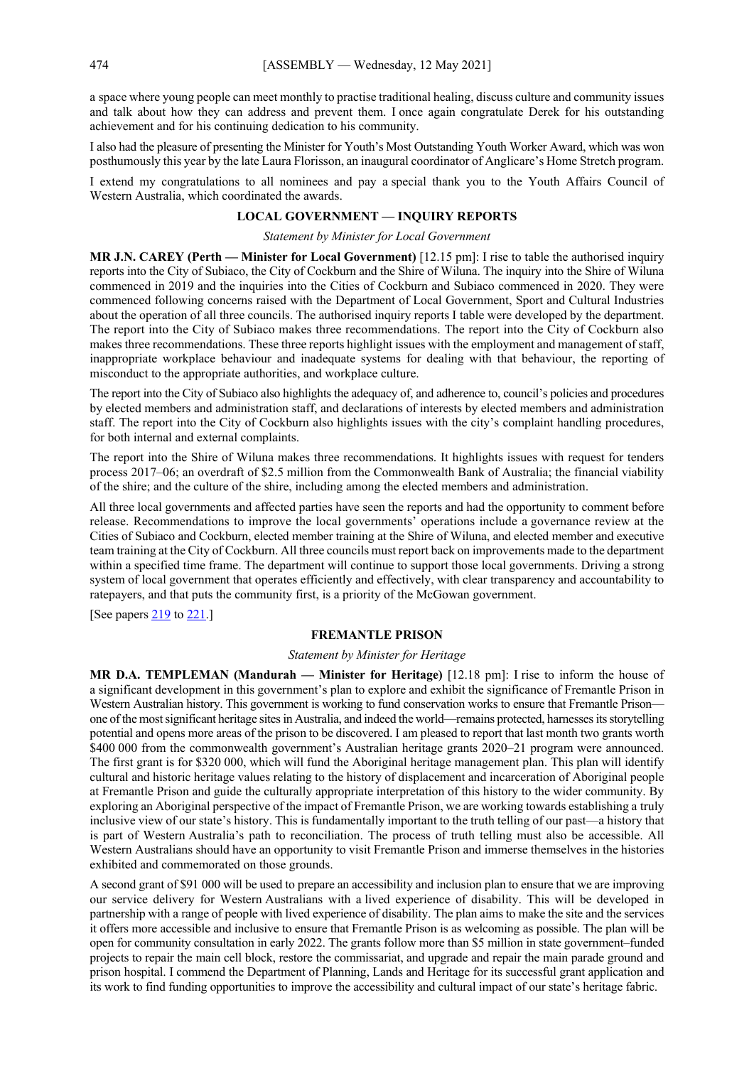a space where young people can meet monthly to practise traditional healing, discuss culture and community issues and talk about how they can address and prevent them. I once again congratulate Derek for his outstanding achievement and for his continuing dedication to his community.

I also had the pleasure of presenting the Minister for Youth's Most Outstanding Youth Worker Award, which was won posthumously this year by the late Laura Florisson, an inaugural coordinator of Anglicare's Home Stretch program.

I extend my congratulations to all nominees and pay a special thank you to the Youth Affairs Council of Western Australia, which coordinated the awards.

## LOCAL GOVERNMENT — INQUIRY REPORTS

*Statement by Minister for Local Government*

**MR J.N. CAREY (Perth — Minister for Local Government)** [12.15 pm]: I rise to table the authorised inquiry reports into the City of Subiaco, the City of Cockburn and the Shire of Wiluna. The inquiry into the Shire of Wiluna commenced in 2019 and the inquiries into the Cities of Cockburn and Subiaco commenced in 2020. They were commenced following concerns raised with the Department of Local Government, Sport and Cultural Industries about the operation of all three councils. The authorised inquiry reports I table were developed by the department. The report into the City of Subiaco makes three recommendations. The report into the City of Cockburn also makes three recommendations. These three reports highlight issues with the employment and management of staff, inappropriate workplace behaviour and inadequate systems for dealing with that behaviour, the reporting of misconduct to the appropriate authorities, and workplace culture.

The report into the City of Subiaco also highlights the adequacy of, and adherence to, council's policies and procedures by elected members and administration staff, and declarations of interests by elected members and administration staff. The report into the City of Cockburn also highlights issues with the city's complaint handling procedures, for both internal and external complaints.

The report into the Shire of Wiluna makes three recommendations. It highlights issues with request for tenders process 2017–06; an overdraft of $2.5 million from the Commonwealth Bank of Australia; the financial viability of the shire; and the culture of the shire, including among the elected members and administration.

All three local governments and affected parties have seen the reports and had the opportunity to comment before release. Recommendations to improve the local governments' operations include a governance review at the Cities of Subiaco and Cockburn, elected member training at the Shire of Wiluna, and elected member and executive team training at the City of Cockburn. All three councils must report back on improvements made to the department within a specified time frame. The department will continue to support those local governments. Driving a strong system of local government that operates efficiently and effectively, with clear transparency and accountability to ratepayers, and that puts the community first, is a priority of the McGowan government.

[See papers 219 to 221.]

## FREMANTLE PRISON

*Statement by Minister for Heritage*

**MR D.A. TEMPLEMAN (Mandurah — Minister for Heritage)** [12.18 pm]: I rise to inform the house of a significant development in this government's plan to explore and exhibit the significance of Fremantle Prison in Western Australian history. This government is working to fund conservation works to ensure that Fremantle Prison—one of the most significant heritage sites in Australia, and indeed the world—remains protected, harnesses its storytelling potential and opens more areas of the prison to be discovered. I am pleased to report that last month two grants worth $400 000 from the commonwealth government's Australian heritage grants 2020–21 program were announced. The first grant is for $320 000, which will fund the Aboriginal heritage management plan. This plan will identify cultural and historic heritage values relating to the history of displacement and incarceration of Aboriginal people at Fremantle Prison and guide the culturally appropriate interpretation of this history to the wider community. By exploring an Aboriginal perspective of the impact of Fremantle Prison, we are working towards establishing a truly inclusive view of our state's history. This is fundamentally important to the truth telling of our past—a history that is part of Western Australia's path to reconciliation. The process of truth telling must also be accessible. All Western Australians should have an opportunity to visit Fremantle Prison and immerse themselves in the histories exhibited and commemorated on those grounds.

A second grant of $91 000 will be used to prepare an accessibility and inclusion plan to ensure that we are improving our service delivery for Western Australians with a lived experience of disability. This will be developed in partnership with a range of people with lived experience of disability. The plan aims to make the site and the services it offers more accessible and inclusive to ensure that Fremantle Prison is as welcoming as possible. The plan will be open for community consultation in early 2022. The grants follow more than $5 million in state government–funded projects to repair the main cell block, restore the commissariat, and upgrade and repair the main parade ground and prison hospital. I commend the Department of Planning, Lands and Heritage for its successful grant application and its work to find funding opportunities to improve the accessibility and cultural impact of our state's heritage fabric.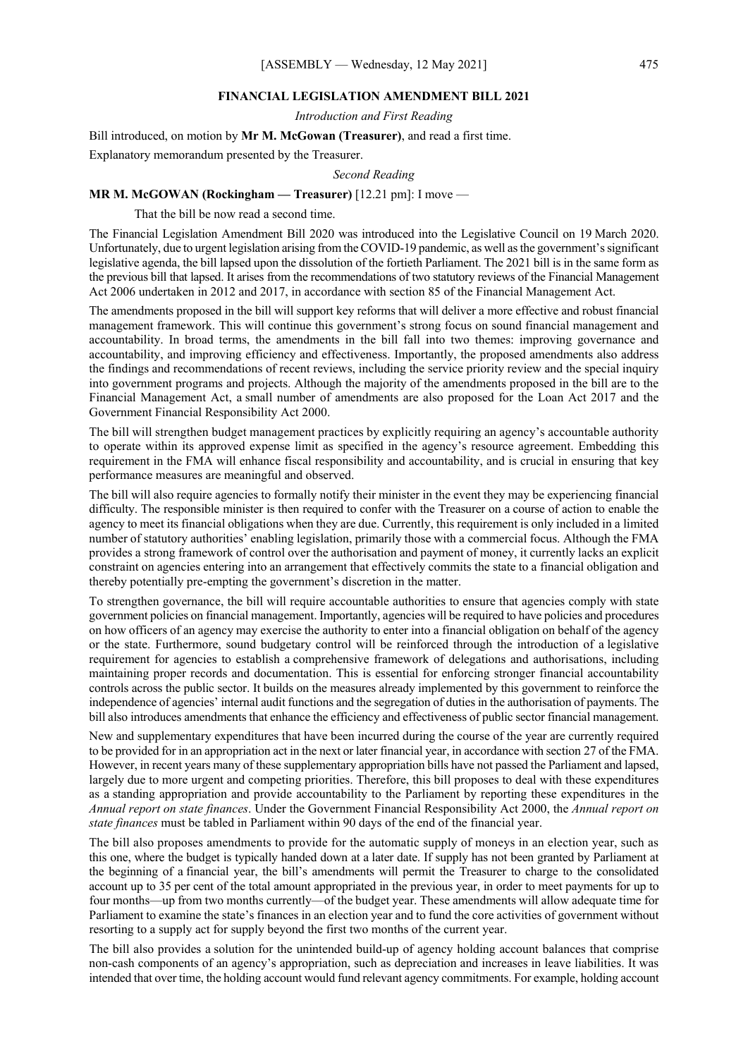## FINANCIAL LEGISLATION AMENDMENT BILL 2021

*Introduction and First Reading*

Bill introduced, on motion by **Mr M. McGowan (Treasurer)**, and read a first time.

Explanatory memorandum presented by the Treasurer.

*Second Reading*

**MR M. McGOWAN (Rockingham — Treasurer)** [12.21 pm]: I move —

That the bill be now read a second time.

The Financial Legislation Amendment Bill 2020 was introduced into the Legislative Council on 19 March 2020. Unfortunately, due to urgent legislation arising from the COVID-19 pandemic, as well as the government's significant legislative agenda, the bill lapsed upon the dissolution of the fortieth Parliament. The 2021 bill is in the same form as the previous bill that lapsed. It arises from the recommendations of two statutory reviews of the Financial Management Act 2006 undertaken in 2012 and 2017, in accordance with section 85 of the Financial Management Act.

The amendments proposed in the bill will support key reforms that will deliver a more effective and robust financial management framework. This will continue this government's strong focus on sound financial management and accountability. In broad terms, the amendments in the bill fall into two themes: improving governance and accountability, and improving efficiency and effectiveness. Importantly, the proposed amendments also address the findings and recommendations of recent reviews, including the service priority review and the special inquiry into government programs and projects. Although the majority of the amendments proposed in the bill are to the Financial Management Act, a small number of amendments are also proposed for the Loan Act 2017 and the Government Financial Responsibility Act 2000.

The bill will strengthen budget management practices by explicitly requiring an agency's accountable authority to operate within its approved expense limit as specified in the agency's resource agreement. Embedding this requirement in the FMA will enhance fiscal responsibility and accountability, and is crucial in ensuring that key performance measures are meaningful and observed.

The bill will also require agencies to formally notify their minister in the event they may be experiencing financial difficulty. The responsible minister is then required to confer with the Treasurer on a course of action to enable the agency to meet its financial obligations when they are due. Currently, this requirement is only included in a limited number of statutory authorities' enabling legislation, primarily those with a commercial focus. Although the FMA provides a strong framework of control over the authorisation and payment of money, it currently lacks an explicit constraint on agencies entering into an arrangement that effectively commits the state to a financial obligation and thereby potentially pre-empting the government's discretion in the matter.

To strengthen governance, the bill will require accountable authorities to ensure that agencies comply with state government policies on financial management. Importantly, agencies will be required to have policies and procedures on how officers of an agency may exercise the authority to enter into a financial obligation on behalf of the agency or the state. Furthermore, sound budgetary control will be reinforced through the introduction of a legislative requirement for agencies to establish a comprehensive framework of delegations and authorisations, including maintaining proper records and documentation. This is essential for enforcing stronger financial accountability controls across the public sector. It builds on the measures already implemented by this government to reinforce the independence of agencies' internal audit functions and the segregation of duties in the authorisation of payments. The bill also introduces amendments that enhance the efficiency and effectiveness of public sector financial management.

New and supplementary expenditures that have been incurred during the course of the year are currently required to be provided for in an appropriation act in the next or later financial year, in accordance with section 27 of the FMA. However, in recent years many of these supplementary appropriation bills have not passed the Parliament and lapsed, largely due to more urgent and competing priorities. Therefore, this bill proposes to deal with these expenditures as a standing appropriation and provide accountability to the Parliament by reporting these expenditures in the *Annual report on state finances*. Under the Government Financial Responsibility Act 2000, the *Annual report on state finances* must be tabled in Parliament within 90 days of the end of the financial year.

The bill also proposes amendments to provide for the automatic supply of moneys in an election year, such as this one, where the budget is typically handed down at a later date. If supply has not been granted by Parliament at the beginning of a financial year, the bill's amendments will permit the Treasurer to charge to the consolidated account up to 35 per cent of the total amount appropriated in the previous year, in order to meet payments for up to four months—up from two months currently—of the budget year. These amendments will allow adequate time for Parliament to examine the state's finances in an election year and to fund the core activities of government without resorting to a supply act for supply beyond the first two months of the current year.

The bill also provides a solution for the unintended build-up of agency holding account balances that comprise non-cash components of an agency's appropriation, such as depreciation and increases in leave liabilities. It was intended that over time, the holding account would fund relevant agency commitments. For example, holding account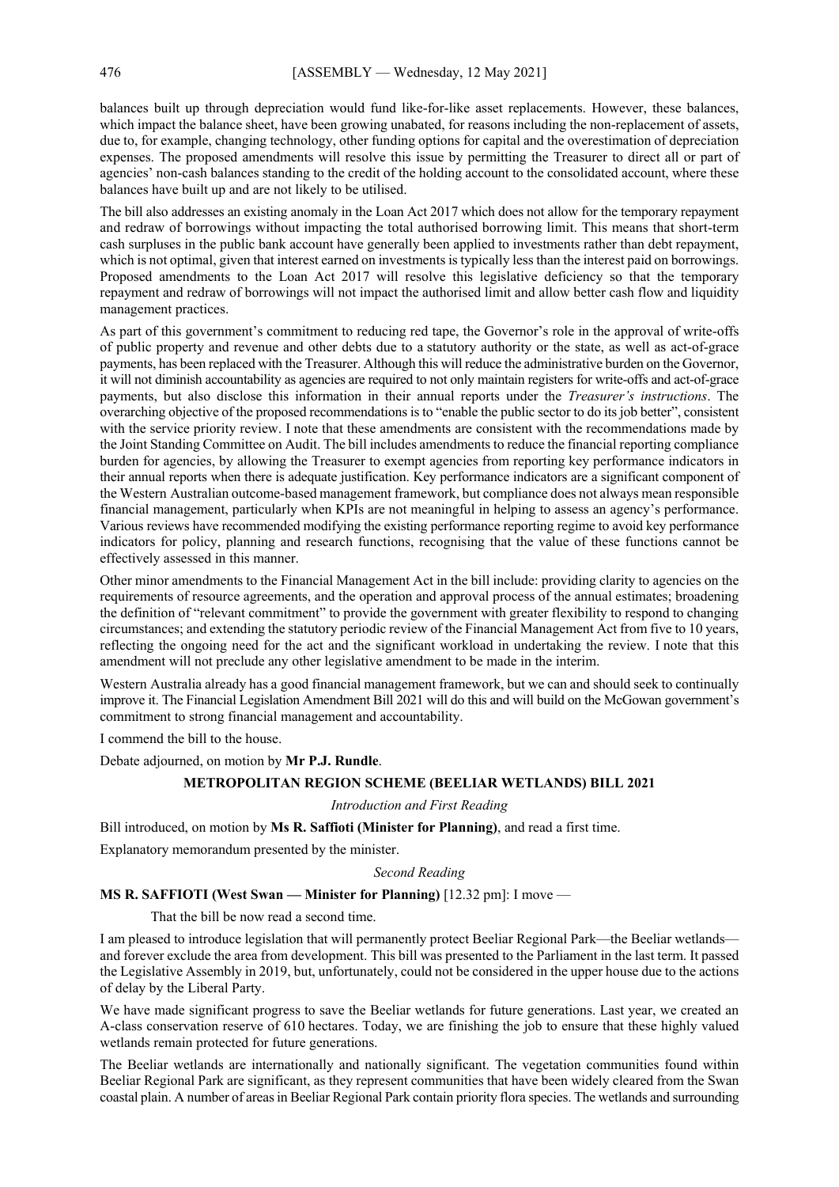balances built up through depreciation would fund like-for-like asset replacements. However, these balances, which impact the balance sheet, have been growing unabated, for reasons including the non-replacement of assets, due to, for example, changing technology, other funding options for capital and the overestimation of depreciation expenses. The proposed amendments will resolve this issue by permitting the Treasurer to direct all or part of agencies' non-cash balances standing to the credit of the holding account to the consolidated account, where these balances have built up and are not likely to be utilised.

The bill also addresses an existing anomaly in the Loan Act 2017 which does not allow for the temporary repayment and redraw of borrowings without impacting the total authorised borrowing limit. This means that short-term cash surpluses in the public bank account have generally been applied to investments rather than debt repayment, which is not optimal, given that interest earned on investments is typically less than the interest paid on borrowings. Proposed amendments to the Loan Act 2017 will resolve this legislative deficiency so that the temporary repayment and redraw of borrowings will not impact the authorised limit and allow better cash flow and liquidity management practices.

As part of this government's commitment to reducing red tape, the Governor's role in the approval of write-offs of public property and revenue and other debts due to a statutory authority or the state, as well as act-of-grace payments, has been replaced with the Treasurer. Although this will reduce the administrative burden on the Governor, it will not diminish accountability as agencies are required to not only maintain registers for write-offs and act-of-grace payments, but also disclose this information in their annual reports under the *Treasurer's instructions*. The overarching objective of the proposed recommendations is to "enable the public sector to do its job better", consistent with the service priority review. I note that these amendments are consistent with the recommendations made by the Joint Standing Committee on Audit. The bill includes amendments to reduce the financial reporting compliance burden for agencies, by allowing the Treasurer to exempt agencies from reporting key performance indicators in their annual reports when there is adequate justification. Key performance indicators are a significant component of the Western Australian outcome-based management framework, but compliance does not always mean responsible financial management, particularly when KPIs are not meaningful in helping to assess an agency's performance. Various reviews have recommended modifying the existing performance reporting regime to avoid key performance indicators for policy, planning and research functions, recognising that the value of these functions cannot be effectively assessed in this manner.

Other minor amendments to the Financial Management Act in the bill include: providing clarity to agencies on the requirements of resource agreements, and the operation and approval process of the annual estimates; broadening the definition of "relevant commitment" to provide the government with greater flexibility to respond to changing circumstances; and extending the statutory periodic review of the Financial Management Act from five to 10 years, reflecting the ongoing need for the act and the significant workload in undertaking the review. I note that this amendment will not preclude any other legislative amendment to be made in the interim.

Western Australia already has a good financial management framework, but we can and should seek to continually improve it. The Financial Legislation Amendment Bill 2021 will do this and will build on the McGowan government's commitment to strong financial management and accountability.

I commend the bill to the house.

Debate adjourned, on motion by **Mr P.J. Rundle**.

## METROPOLITAN REGION SCHEME (BEELIAR WETLANDS) BILL 2021

*Introduction and First Reading*

Bill introduced, on motion by **Ms R. Saffioti (Minister for Planning)**, and read a first time.

Explanatory memorandum presented by the minister.

*Second Reading*

**MS R. SAFFIOTI (West Swan — Minister for Planning)** [12.32 pm]: I move —

> That the bill be now read a second time.

I am pleased to introduce legislation that will permanently protect Beeliar Regional Park—the Beeliar wetlands—and forever exclude the area from development. This bill was presented to the Parliament in the last term. It passed the Legislative Assembly in 2019, but, unfortunately, could not be considered in the upper house due to the actions of delay by the Liberal Party.

We have made significant progress to save the Beeliar wetlands for future generations. Last year, we created an A-class conservation reserve of 610 hectares. Today, we are finishing the job to ensure that these highly valued wetlands remain protected for future generations.

The Beeliar wetlands are internationally and nationally significant. The vegetation communities found within Beeliar Regional Park are significant, as they represent communities that have been widely cleared from the Swan coastal plain. A number of areas in Beeliar Regional Park contain priority flora species. The wetlands and surrounding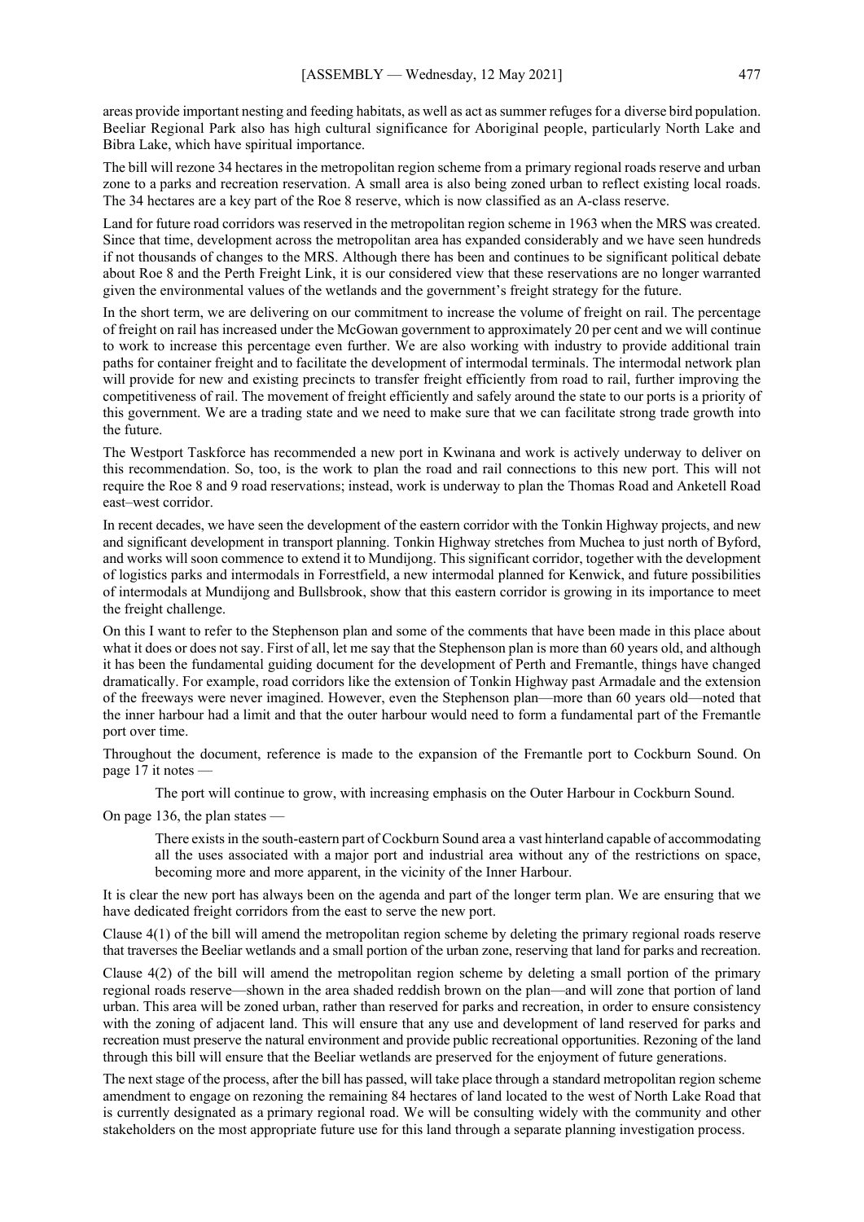areas provide important nesting and feeding habitats, as well as act as summer refuges for a diverse bird population. Beeliar Regional Park also has high cultural significance for Aboriginal people, particularly North Lake and Bibra Lake, which have spiritual importance.

The bill will rezone 34 hectares in the metropolitan region scheme from a primary regional roads reserve and urban zone to a parks and recreation reservation. A small area is also being zoned urban to reflect existing local roads. The 34 hectares are a key part of the Roe 8 reserve, which is now classified as an A-class reserve.

Land for future road corridors was reserved in the metropolitan region scheme in 1963 when the MRS was created. Since that time, development across the metropolitan area has expanded considerably and we have seen hundreds if not thousands of changes to the MRS. Although there has been and continues to be significant political debate about Roe 8 and the Perth Freight Link, it is our considered view that these reservations are no longer warranted given the environmental values of the wetlands and the government's freight strategy for the future.

In the short term, we are delivering on our commitment to increase the volume of freight on rail. The percentage of freight on rail has increased under the McGowan government to approximately 20 per cent and we will continue to work to increase this percentage even further. We are also working with industry to provide additional train paths for container freight and to facilitate the development of intermodal terminals. The intermodal network plan will provide for new and existing precincts to transfer freight efficiently from road to rail, further improving the competitiveness of rail. The movement of freight efficiently and safely around the state to our ports is a priority of this government. We are a trading state and we need to make sure that we can facilitate strong trade growth into the future.

The Westport Taskforce has recommended a new port in Kwinana and work is actively underway to deliver on this recommendation. So, too, is the work to plan the road and rail connections to this new port. This will not require the Roe 8 and 9 road reservations; instead, work is underway to plan the Thomas Road and Anketell Road east–west corridor.

In recent decades, we have seen the development of the eastern corridor with the Tonkin Highway projects, and new and significant development in transport planning. Tonkin Highway stretches from Muchea to just north of Byford, and works will soon commence to extend it to Mundijong. This significant corridor, together with the development of logistics parks and intermodals in Forrestfield, a new intermodal planned for Kenwick, and future possibilities of intermodals at Mundijong and Bullsbrook, show that this eastern corridor is growing in its importance to meet the freight challenge.

On this I want to refer to the Stephenson plan and some of the comments that have been made in this place about what it does or does not say. First of all, let me say that the Stephenson plan is more than 60 years old, and although it has been the fundamental guiding document for the development of Perth and Fremantle, things have changed dramatically. For example, road corridors like the extension of Tonkin Highway past Armadale and the extension of the freeways were never imagined. However, even the Stephenson plan—more than 60 years old—noted that the inner harbour had a limit and that the outer harbour would need to form a fundamental part of the Fremantle port over time.

Throughout the document, reference is made to the expansion of the Fremantle port to Cockburn Sound. On page 17 it notes —

> The port will continue to grow, with increasing emphasis on the Outer Harbour in Cockburn Sound.

On page 136, the plan states —

> There exists in the south-eastern part of Cockburn Sound area a vast hinterland capable of accommodating all the uses associated with a major port and industrial area without any of the restrictions on space, becoming more and more apparent, in the vicinity of the Inner Harbour.

It is clear the new port has always been on the agenda and part of the longer term plan. We are ensuring that we have dedicated freight corridors from the east to serve the new port.

Clause 4(1) of the bill will amend the metropolitan region scheme by deleting the primary regional roads reserve that traverses the Beeliar wetlands and a small portion of the urban zone, reserving that land for parks and recreation.

Clause 4(2) of the bill will amend the metropolitan region scheme by deleting a small portion of the primary regional roads reserve—shown in the area shaded reddish brown on the plan—and will zone that portion of land urban. This area will be zoned urban, rather than reserved for parks and recreation, in order to ensure consistency with the zoning of adjacent land. This will ensure that any use and development of land reserved for parks and recreation must preserve the natural environment and provide public recreational opportunities. Rezoning of the land through this bill will ensure that the Beeliar wetlands are preserved for the enjoyment of future generations.

The next stage of the process, after the bill has passed, will take place through a standard metropolitan region scheme amendment to engage on rezoning the remaining 84 hectares of land located to the west of North Lake Road that is currently designated as a primary regional road. We will be consulting widely with the community and other stakeholders on the most appropriate future use for this land through a separate planning investigation process.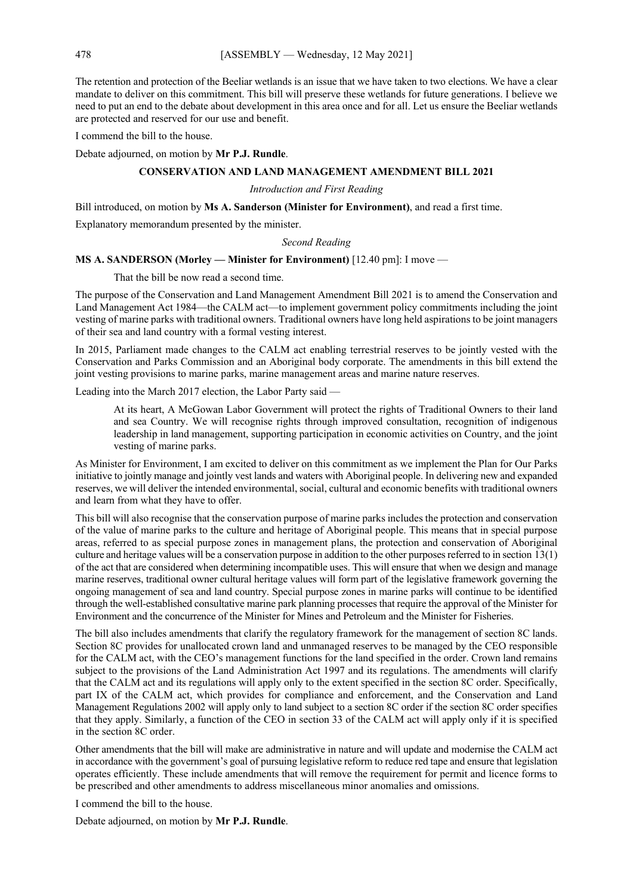The retention and protection of the Beeliar wetlands is an issue that we have taken to two elections. We have a clear mandate to deliver on this commitment. This bill will preserve these wetlands for future generations. I believe we need to put an end to the debate about development in this area once and for all. Let us ensure the Beeliar wetlands are protected and reserved for our use and benefit.

I commend the bill to the house.

Debate adjourned, on motion by **Mr P.J. Rundle**.

## CONSERVATION AND LAND MANAGEMENT AMENDMENT BILL 2021

*Introduction and First Reading*

Bill introduced, on motion by **Ms A. Sanderson (Minister for Environment)**, and read a first time.

Explanatory memorandum presented by the minister.

*Second Reading*

**MS A. SANDERSON (Morley — Minister for Environment)** [12.40 pm]: I move —

> That the bill be now read a second time.

The purpose of the Conservation and Land Management Amendment Bill 2021 is to amend the Conservation and Land Management Act 1984—the CALM act—to implement government policy commitments including the joint vesting of marine parks with traditional owners. Traditional owners have long held aspirations to be joint managers of their sea and land country with a formal vesting interest.

In 2015, Parliament made changes to the CALM act enabling terrestrial reserves to be jointly vested with the Conservation and Parks Commission and an Aboriginal body corporate. The amendments in this bill extend the joint vesting provisions to marine parks, marine management areas and marine nature reserves.

Leading into the March 2017 election, the Labor Party said —

> At its heart, A McGowan Labor Government will protect the rights of Traditional Owners to their land and sea Country. We will recognise rights through improved consultation, recognition of indigenous leadership in land management, supporting participation in economic activities on Country, and the joint vesting of marine parks.

As Minister for Environment, I am excited to deliver on this commitment as we implement the Plan for Our Parks initiative to jointly manage and jointly vest lands and waters with Aboriginal people. In delivering new and expanded reserves, we will deliver the intended environmental, social, cultural and economic benefits with traditional owners and learn from what they have to offer.

This bill will also recognise that the conservation purpose of marine parks includes the protection and conservation of the value of marine parks to the culture and heritage of Aboriginal people. This means that in special purpose areas, referred to as special purpose zones in management plans, the protection and conservation of Aboriginal culture and heritage values will be a conservation purpose in addition to the other purposes referred to in section 13(1) of the act that are considered when determining incompatible uses. This will ensure that when we design and manage marine reserves, traditional owner cultural heritage values will form part of the legislative framework governing the ongoing management of sea and land country. Special purpose zones in marine parks will continue to be identified through the well-established consultative marine park planning processes that require the approval of the Minister for Environment and the concurrence of the Minister for Mines and Petroleum and the Minister for Fisheries.

The bill also includes amendments that clarify the regulatory framework for the management of section 8C lands. Section 8C provides for unallocated crown land and unmanaged reserves to be managed by the CEO responsible for the CALM act, with the CEO's management functions for the land specified in the order. Crown land remains subject to the provisions of the Land Administration Act 1997 and its regulations. The amendments will clarify that the CALM act and its regulations will apply only to the extent specified in the section 8C order. Specifically, part IX of the CALM act, which provides for compliance and enforcement, and the Conservation and Land Management Regulations 2002 will apply only to land subject to a section 8C order if the section 8C order specifies that they apply. Similarly, a function of the CEO in section 33 of the CALM act will apply only if it is specified in the section 8C order.

Other amendments that the bill will make are administrative in nature and will update and modernise the CALM act in accordance with the government's goal of pursuing legislative reform to reduce red tape and ensure that legislation operates efficiently. These include amendments that will remove the requirement for permit and licence forms to be prescribed and other amendments to address miscellaneous minor anomalies and omissions.

I commend the bill to the house.

Debate adjourned, on motion by **Mr P.J. Rundle**.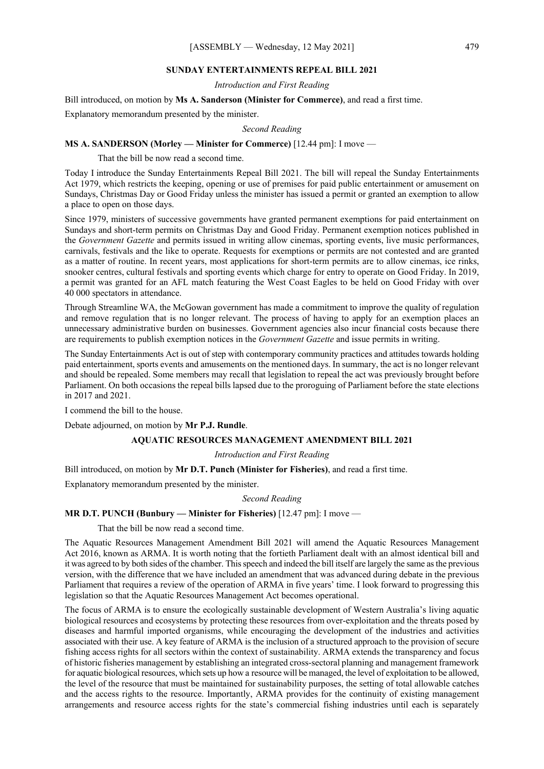## SUNDAY ENTERTAINMENTS REPEAL BILL 2021

*Introduction and First Reading*

Bill introduced, on motion by **Ms A. Sanderson (Minister for Commerce)**, and read a first time.

Explanatory memorandum presented by the minister.

*Second Reading*

**MS A. SANDERSON (Morley — Minister for Commerce)** [12.44 pm]: I move —

> That the bill be now read a second time.

Today I introduce the Sunday Entertainments Repeal Bill 2021. The bill will repeal the Sunday Entertainments Act 1979, which restricts the keeping, opening or use of premises for paid public entertainment or amusement on Sundays, Christmas Day or Good Friday unless the minister has issued a permit or granted an exemption to allow a place to open on those days.

Since 1979, ministers of successive governments have granted permanent exemptions for paid entertainment on Sundays and short-term permits on Christmas Day and Good Friday. Permanent exemption notices published in the *Government Gazette* and permits issued in writing allow cinemas, sporting events, live music performances, carnivals, festivals and the like to operate. Requests for exemptions or permits are not contested and are granted as a matter of routine. In recent years, most applications for short-term permits are to allow cinemas, ice rinks, snooker centres, cultural festivals and sporting events which charge for entry to operate on Good Friday. In 2019, a permit was granted for an AFL match featuring the West Coast Eagles to be held on Good Friday with over 40 000 spectators in attendance.

Through Streamline WA, the McGowan government has made a commitment to improve the quality of regulation and remove regulation that is no longer relevant. The process of having to apply for an exemption places an unnecessary administrative burden on businesses. Government agencies also incur financial costs because there are requirements to publish exemption notices in the *Government Gazette* and issue permits in writing.

The Sunday Entertainments Act is out of step with contemporary community practices and attitudes towards holding paid entertainment, sports events and amusements on the mentioned days. In summary, the act is no longer relevant and should be repealed. Some members may recall that legislation to repeal the act was previously brought before Parliament. On both occasions the repeal bills lapsed due to the proroguing of Parliament before the state elections in 2017 and 2021.

I commend the bill to the house.

Debate adjourned, on motion by **Mr P.J. Rundle**.

## AQUATIC RESOURCES MANAGEMENT AMENDMENT BILL 2021

*Introduction and First Reading*

Bill introduced, on motion by **Mr D.T. Punch (Minister for Fisheries)**, and read a first time.

Explanatory memorandum presented by the minister.

*Second Reading*

**MR D.T. PUNCH (Bunbury — Minister for Fisheries)** [12.47 pm]: I move —

> That the bill be now read a second time.

The Aquatic Resources Management Amendment Bill 2021 will amend the Aquatic Resources Management Act 2016, known as ARMA. It is worth noting that the fortieth Parliament dealt with an almost identical bill and it was agreed to by both sides of the chamber. This speech and indeed the bill itself are largely the same as the previous version, with the difference that we have included an amendment that was advanced during debate in the previous Parliament that requires a review of the operation of ARMA in five years' time. I look forward to progressing this legislation so that the Aquatic Resources Management Act becomes operational.

The focus of ARMA is to ensure the ecologically sustainable development of Western Australia's living aquatic biological resources and ecosystems by protecting these resources from over-exploitation and the threats posed by diseases and harmful imported organisms, while encouraging the development of the industries and activities associated with their use. A key feature of ARMA is the inclusion of a structured approach to the provision of secure fishing access rights for all sectors within the context of sustainability. ARMA extends the transparency and focus of historic fisheries management by establishing an integrated cross-sectoral planning and management framework for aquatic biological resources, which sets up how a resource will be managed, the level of exploitation to be allowed, the level of the resource that must be maintained for sustainability purposes, the setting of total allowable catches and the access rights to the resource. Importantly, ARMA provides for the continuity of existing management arrangements and resource access rights for the state's commercial fishing industries until each is separately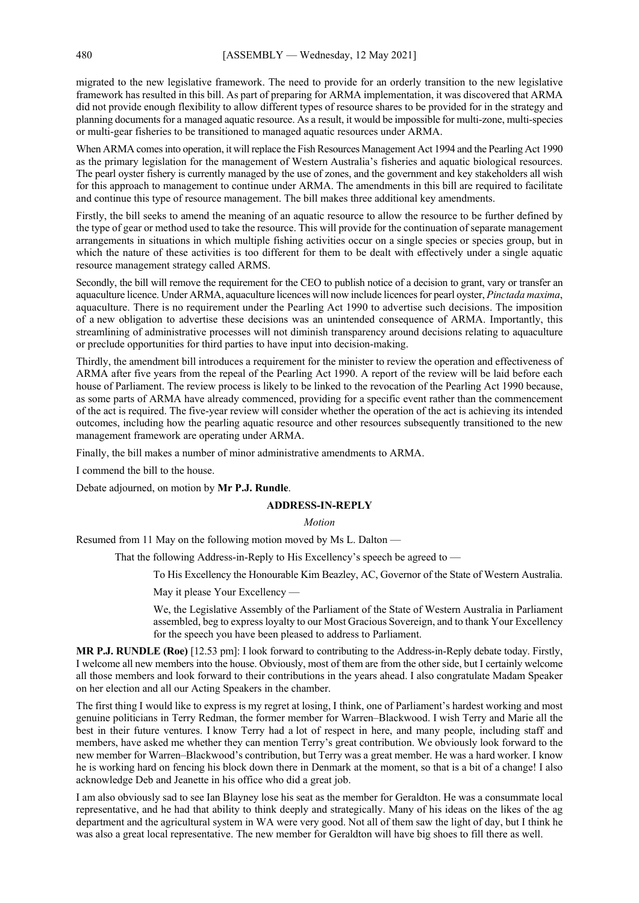migrated to the new legislative framework. The need to provide for an orderly transition to the new legislative framework has resulted in this bill. As part of preparing for ARMA implementation, it was discovered that ARMA did not provide enough flexibility to allow different types of resource shares to be provided for in the strategy and planning documents for a managed aquatic resource. As a result, it would be impossible for multi-zone, multi-species or multi-gear fisheries to be transitioned to managed aquatic resources under ARMA.

When ARMA comes into operation, it will replace the Fish Resources Management Act 1994 and the Pearling Act 1990 as the primary legislation for the management of Western Australia's fisheries and aquatic biological resources. The pearl oyster fishery is currently managed by the use of zones, and the government and key stakeholders all wish for this approach to management to continue under ARMA. The amendments in this bill are required to facilitate and continue this type of resource management. The bill makes three additional key amendments.

Firstly, the bill seeks to amend the meaning of an aquatic resource to allow the resource to be further defined by the type of gear or method used to take the resource. This will provide for the continuation of separate management arrangements in situations in which multiple fishing activities occur on a single species or species group, but in which the nature of these activities is too different for them to be dealt with effectively under a single aquatic resource management strategy called ARMS.

Secondly, the bill will remove the requirement for the CEO to publish notice of a decision to grant, vary or transfer an aquaculture licence. Under ARMA, aquaculture licences will now include licences for pearl oyster, *Pinctada maxima*, aquaculture. There is no requirement under the Pearling Act 1990 to advertise such decisions. The imposition of a new obligation to advertise these decisions was an unintended consequence of ARMA. Importantly, this streamlining of administrative processes will not diminish transparency around decisions relating to aquaculture or preclude opportunities for third parties to have input into decision-making.

Thirdly, the amendment bill introduces a requirement for the minister to review the operation and effectiveness of ARMA after five years from the repeal of the Pearling Act 1990. A report of the review will be laid before each house of Parliament. The review process is likely to be linked to the revocation of the Pearling Act 1990 because, as some parts of ARMA have already commenced, providing for a specific event rather than the commencement of the act is required. The five-year review will consider whether the operation of the act is achieving its intended outcomes, including how the pearling aquatic resource and other resources subsequently transitioned to the new management framework are operating under ARMA.

Finally, the bill makes a number of minor administrative amendments to ARMA.

I commend the bill to the house.

Debate adjourned, on motion by **Mr P.J. Rundle**.

## ADDRESS-IN-REPLY

*Motion*

Resumed from 11 May on the following motion moved by Ms L. Dalton —

> That the following Address-in-Reply to His Excellency's speech be agreed to —
>
> > To His Excellency the Honourable Kim Beazley, AC, Governor of the State of Western Australia.
> >
> > May it please Your Excellency —
> >
> > We, the Legislative Assembly of the Parliament of the State of Western Australia in Parliament assembled, beg to express loyalty to our Most Gracious Sovereign, and to thank Your Excellency for the speech you have been pleased to address to Parliament.

**MR P.J. RUNDLE (Roe)** [12.53 pm]: I look forward to contributing to the Address-in-Reply debate today. Firstly, I welcome all new members into the house. Obviously, most of them are from the other side, but I certainly welcome all those members and look forward to their contributions in the years ahead. I also congratulate Madam Speaker on her election and all our Acting Speakers in the chamber.

The first thing I would like to express is my regret at losing, I think, one of Parliament's hardest working and most genuine politicians in Terry Redman, the former member for Warren–Blackwood. I wish Terry and Marie all the best in their future ventures. I know Terry had a lot of respect in here, and many people, including staff and members, have asked me whether they can mention Terry's great contribution. We obviously look forward to the new member for Warren–Blackwood's contribution, but Terry was a great member. He was a hard worker. I know he is working hard on fencing his block down there in Denmark at the moment, so that is a bit of a change! I also acknowledge Deb and Jeanette in his office who did a great job.

I am also obviously sad to see Ian Blayney lose his seat as the member for Geraldton. He was a consummate local representative, and he had that ability to think deeply and strategically. Many of his ideas on the likes of the ag department and the agricultural system in WA were very good. Not all of them saw the light of day, but I think he was also a great local representative. The new member for Geraldton will have big shoes to fill there as well.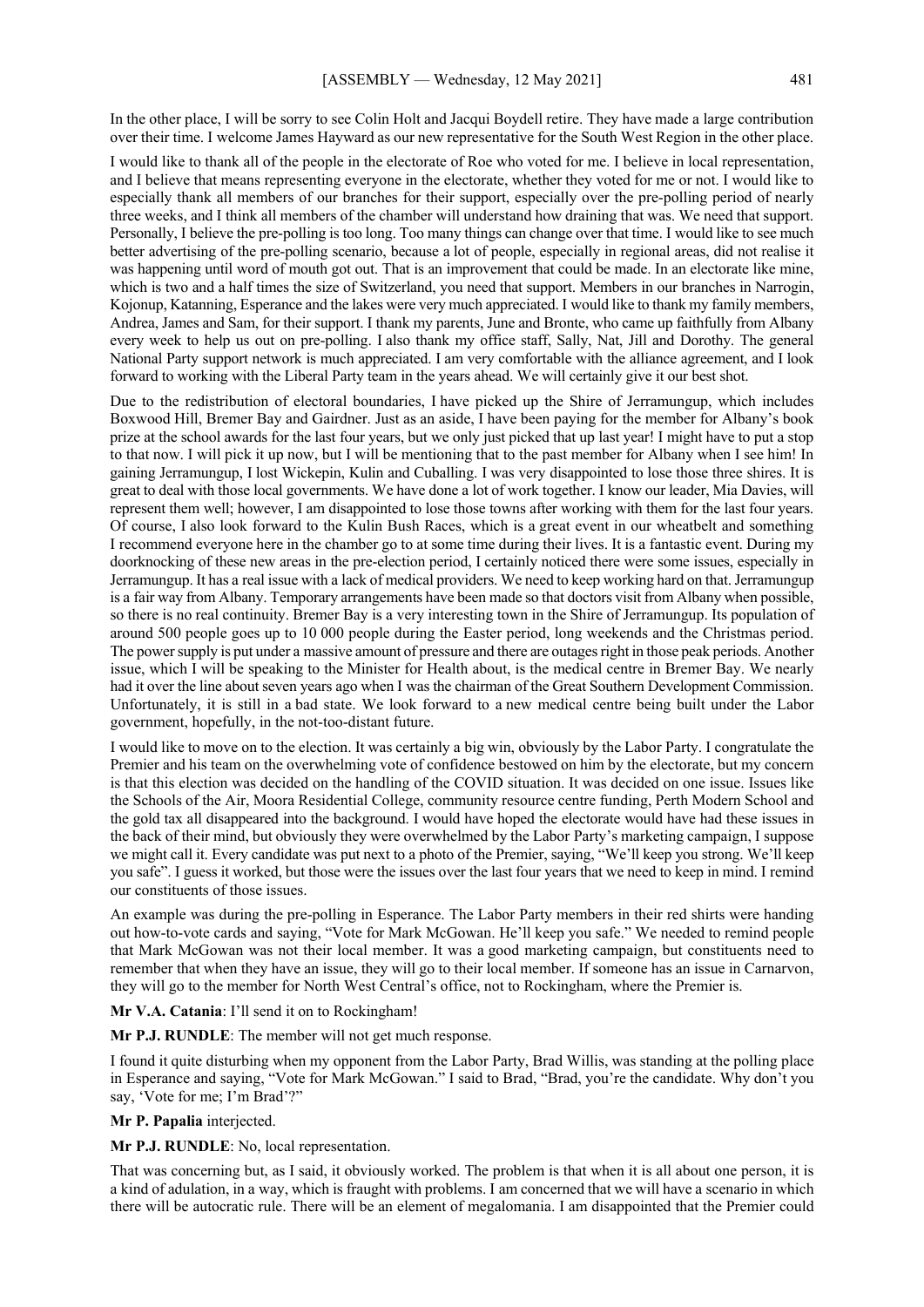In the other place, I will be sorry to see Colin Holt and Jacqui Boydell retire. They have made a large contribution over their time. I welcome James Hayward as our new representative for the South West Region in the other place.

I would like to thank all of the people in the electorate of Roe who voted for me. I believe in local representation, and I believe that means representing everyone in the electorate, whether they voted for me or not. I would like to especially thank all members of our branches for their support, especially over the pre-polling period of nearly three weeks, and I think all members of the chamber will understand how draining that was. We need that support. Personally, I believe the pre-polling is too long. Too many things can change over that time. I would like to see much better advertising of the pre-polling scenario, because a lot of people, especially in regional areas, did not realise it was happening until word of mouth got out. That is an improvement that could be made. In an electorate like mine, which is two and a half times the size of Switzerland, you need that support. Members in our branches in Narrogin, Kojonup, Katanning, Esperance and the lakes were very much appreciated. I would like to thank my family members, Andrea, James and Sam, for their support. I thank my parents, June and Bronte, who came up faithfully from Albany every week to help us out on pre-polling. I also thank my office staff, Sally, Nat, Jill and Dorothy. The general National Party support network is much appreciated. I am very comfortable with the alliance agreement, and I look forward to working with the Liberal Party team in the years ahead. We will certainly give it our best shot.

Due to the redistribution of electoral boundaries, I have picked up the Shire of Jerramungup, which includes Boxwood Hill, Bremer Bay and Gairdner. Just as an aside, I have been paying for the member for Albany's book prize at the school awards for the last four years, but we only just picked that up last year! I might have to put a stop to that now. I will pick it up now, but I will be mentioning that to the past member for Albany when I see him! In gaining Jerramungup, I lost Wickepin, Kulin and Cuballing. I was very disappointed to lose those three shires. It is great to deal with those local governments. We have done a lot of work together. I know our leader, Mia Davies, will represent them well; however, I am disappointed to lose those towns after working with them for the last four years. Of course, I also look forward to the Kulin Bush Races, which is a great event in our wheatbelt and something I recommend everyone here in the chamber go to at some time during their lives. It is a fantastic event. During my doorknocking of these new areas in the pre-election period, I certainly noticed there were some issues, especially in Jerramungup. It has a real issue with a lack of medical providers. We need to keep working hard on that. Jerramungup is a fair way from Albany. Temporary arrangements have been made so that doctors visit from Albany when possible, so there is no real continuity. Bremer Bay is a very interesting town in the Shire of Jerramungup. Its population of around 500 people goes up to 10 000 people during the Easter period, long weekends and the Christmas period. The power supply is put under a massive amount of pressure and there are outages right in those peak periods. Another issue, which I will be speaking to the Minister for Health about, is the medical centre in Bremer Bay. We nearly had it over the line about seven years ago when I was the chairman of the Great Southern Development Commission. Unfortunately, it is still in a bad state. We look forward to a new medical centre being built under the Labor government, hopefully, in the not-too-distant future.

I would like to move on to the election. It was certainly a big win, obviously by the Labor Party. I congratulate the Premier and his team on the overwhelming vote of confidence bestowed on him by the electorate, but my concern is that this election was decided on the handling of the COVID situation. It was decided on one issue. Issues like the Schools of the Air, Moora Residential College, community resource centre funding, Perth Modern School and the gold tax all disappeared into the background. I would have hoped the electorate would have had these issues in the back of their mind, but obviously they were overwhelmed by the Labor Party's marketing campaign, I suppose we might call it. Every candidate was put next to a photo of the Premier, saying, "We'll keep you strong. We'll keep you safe". I guess it worked, but those were the issues over the last four years that we need to keep in mind. I remind our constituents of those issues.

An example was during the pre-polling in Esperance. The Labor Party members in their red shirts were handing out how-to-vote cards and saying, "Vote for Mark McGowan. He'll keep you safe." We needed to remind people that Mark McGowan was not their local member. It was a good marketing campaign, but constituents need to remember that when they have an issue, they will go to their local member. If someone has an issue in Carnarvon, they will go to the member for North West Central's office, not to Rockingham, where the Premier is.

**Mr V.A. Catania**: I'll send it on to Rockingham!

**Mr P.J. RUNDLE**: The member will not get much response.

I found it quite disturbing when my opponent from the Labor Party, Brad Willis, was standing at the polling place in Esperance and saying, "Vote for Mark McGowan." I said to Brad, "Brad, you're the candidate. Why don't you say, 'Vote for me; I'm Brad'?"

**Mr P. Papalia** interjected.

**Mr P.J. RUNDLE**: No, local representation.

That was concerning but, as I said, it obviously worked. The problem is that when it is all about one person, it is a kind of adulation, in a way, which is fraught with problems. I am concerned that we will have a scenario in which there will be autocratic rule. There will be an element of megalomania. I am disappointed that the Premier could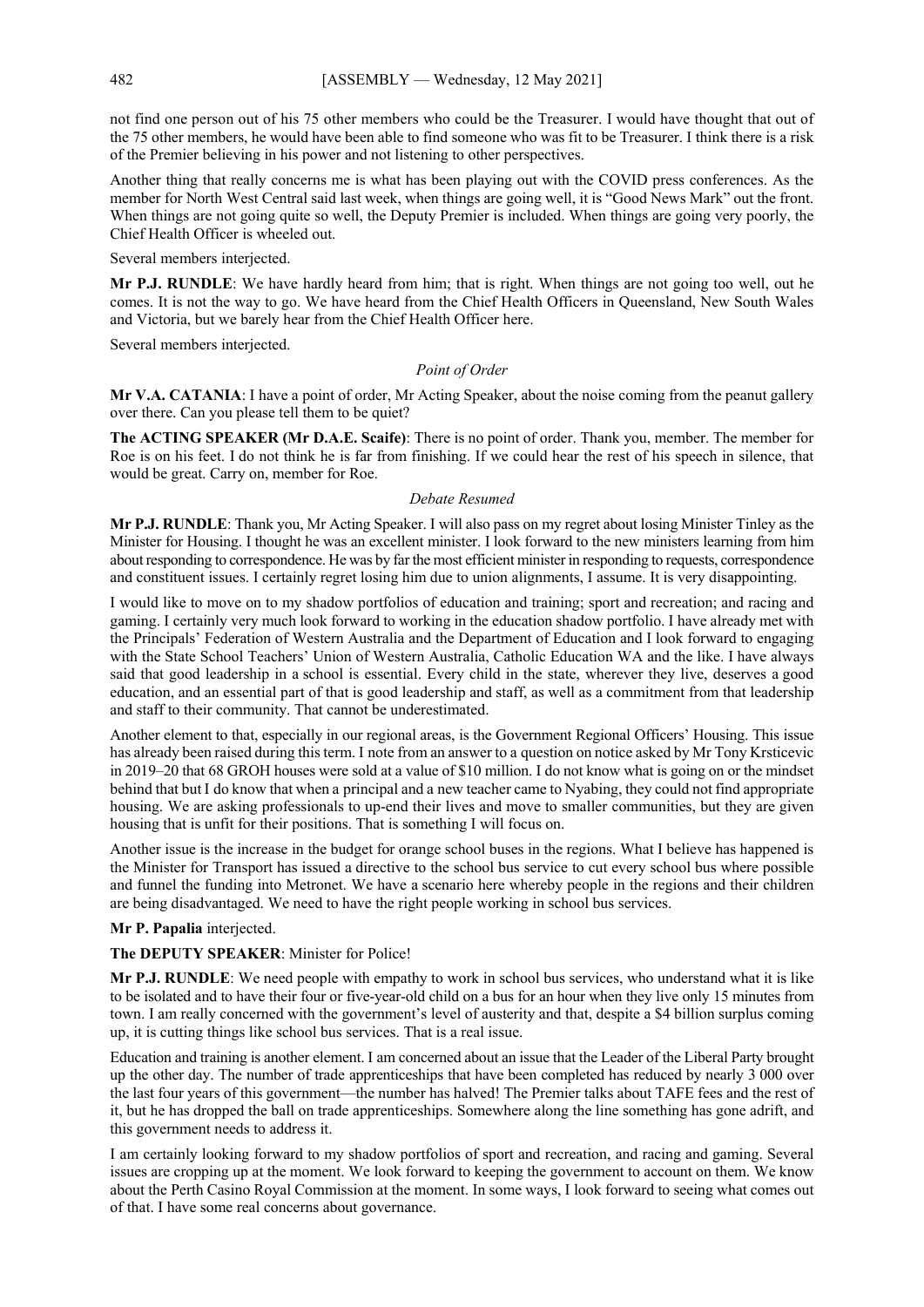not find one person out of his 75 other members who could be the Treasurer. I would have thought that out of the 75 other members, he would have been able to find someone who was fit to be Treasurer. I think there is a risk of the Premier believing in his power and not listening to other perspectives.

Another thing that really concerns me is what has been playing out with the COVID press conferences. As the member for North West Central said last week, when things are going well, it is "Good News Mark" out the front. When things are not going quite so well, the Deputy Premier is included. When things are going very poorly, the Chief Health Officer is wheeled out.

Several members interjected.

**Mr P.J. RUNDLE**: We have hardly heard from him; that is right. When things are not going too well, out he comes. It is not the way to go. We have heard from the Chief Health Officers in Queensland, New South Wales and Victoria, but we barely hear from the Chief Health Officer here.

Several members interjected.

*Point of Order*

**Mr V.A. CATANIA**: I have a point of order, Mr Acting Speaker, about the noise coming from the peanut gallery over there. Can you please tell them to be quiet?

**The ACTING SPEAKER (Mr D.A.E. Scaife)**: There is no point of order. Thank you, member. The member for Roe is on his feet. I do not think he is far from finishing. If we could hear the rest of his speech in silence, that would be great. Carry on, member for Roe.

*Debate Resumed*

**Mr P.J. RUNDLE**: Thank you, Mr Acting Speaker. I will also pass on my regret about losing Minister Tinley as the Minister for Housing. I thought he was an excellent minister. I look forward to the new ministers learning from him about responding to correspondence. He was by far the most efficient minister in responding to requests, correspondence and constituent issues. I certainly regret losing him due to union alignments, I assume. It is very disappointing.

I would like to move on to my shadow portfolios of education and training; sport and recreation; and racing and gaming. I certainly very much look forward to working in the education shadow portfolio. I have already met with the Principals' Federation of Western Australia and the Department of Education and I look forward to engaging with the State School Teachers' Union of Western Australia, Catholic Education WA and the like. I have always said that good leadership in a school is essential. Every child in the state, wherever they live, deserves a good education, and an essential part of that is good leadership and staff, as well as a commitment from that leadership and staff to their community. That cannot be underestimated.

Another element to that, especially in our regional areas, is the Government Regional Officers' Housing. This issue has already been raised during this term. I note from an answer to a question on notice asked by Mr Tony Krsticevic in 2019–20 that 68 GROH houses were sold at a value of $10 million. I do not know what is going on or the mindset behind that but I do know that when a principal and a new teacher came to Nyabing, they could not find appropriate housing. We are asking professionals to up-end their lives and move to smaller communities, but they are given housing that is unfit for their positions. That is something I will focus on.

Another issue is the increase in the budget for orange school buses in the regions. What I believe has happened is the Minister for Transport has issued a directive to the school bus service to cut every school bus where possible and funnel the funding into Metronet. We have a scenario here whereby people in the regions and their children are being disadvantaged. We need to have the right people working in school bus services.

**Mr P. Papalia** interjected.

**The DEPUTY SPEAKER**: Minister for Police!

**Mr P.J. RUNDLE**: We need people with empathy to work in school bus services, who understand what it is like to be isolated and to have their four or five-year-old child on a bus for an hour when they live only 15 minutes from town. I am really concerned with the government's level of austerity and that, despite a $4 billion surplus coming up, it is cutting things like school bus services. That is a real issue.

Education and training is another element. I am concerned about an issue that the Leader of the Liberal Party brought up the other day. The number of trade apprenticeships that have been completed has reduced by nearly 3 000 over the last four years of this government—the number has halved! The Premier talks about TAFE fees and the rest of it, but he has dropped the ball on trade apprenticeships. Somewhere along the line something has gone adrift, and this government needs to address it.

I am certainly looking forward to my shadow portfolios of sport and recreation, and racing and gaming. Several issues are cropping up at the moment. We look forward to keeping the government to account on them. We know about the Perth Casino Royal Commission at the moment. In some ways, I look forward to seeing what comes out of that. I have some real concerns about governance.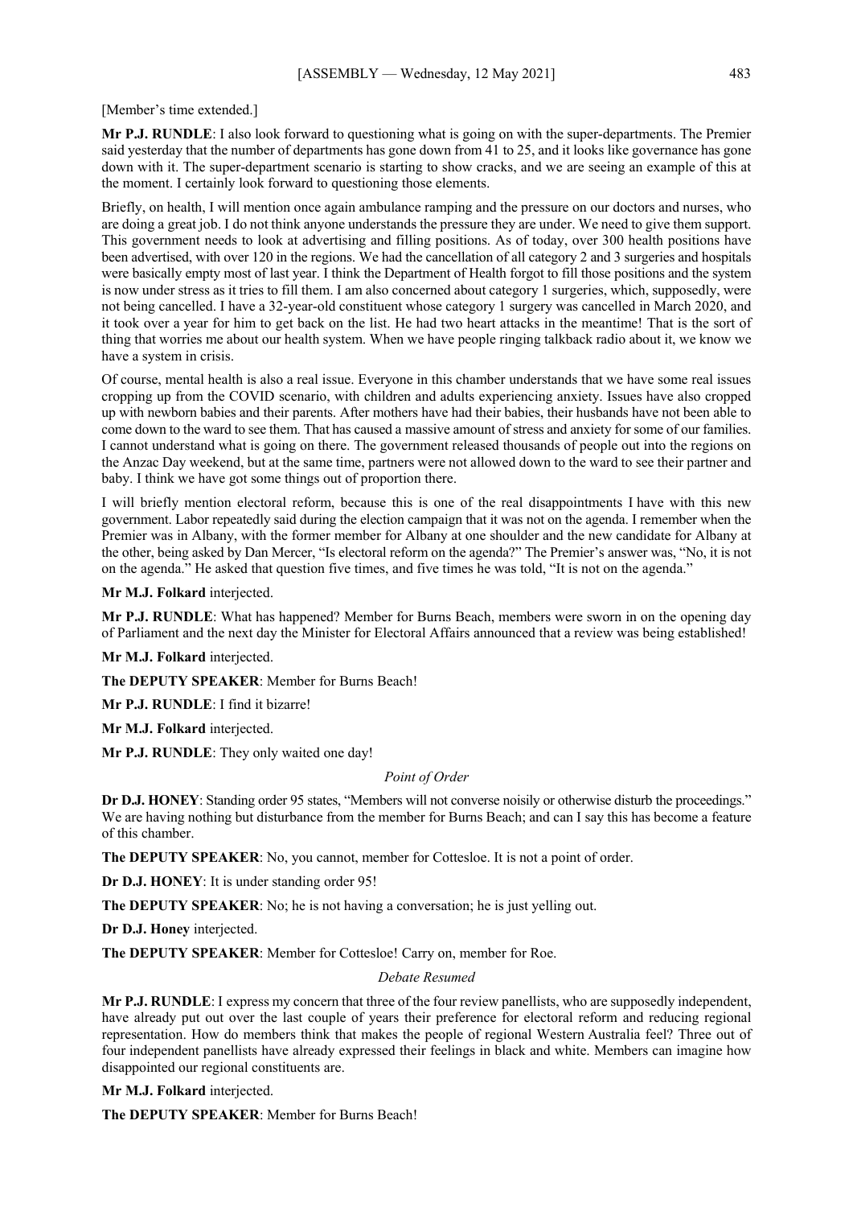[Member's time extended.]

**Mr P.J. RUNDLE**: I also look forward to questioning what is going on with the super-departments. The Premier said yesterday that the number of departments has gone down from 41 to 25, and it looks like governance has gone down with it. The super-department scenario is starting to show cracks, and we are seeing an example of this at the moment. I certainly look forward to questioning those elements.

Briefly, on health, I will mention once again ambulance ramping and the pressure on our doctors and nurses, who are doing a great job. I do not think anyone understands the pressure they are under. We need to give them support. This government needs to look at advertising and filling positions. As of today, over 300 health positions have been advertised, with over 120 in the regions. We had the cancellation of all category 2 and 3 surgeries and hospitals were basically empty most of last year. I think the Department of Health forgot to fill those positions and the system is now under stress as it tries to fill them. I am also concerned about category 1 surgeries, which, supposedly, were not being cancelled. I have a 32-year-old constituent whose category 1 surgery was cancelled in March 2020, and it took over a year for him to get back on the list. He had two heart attacks in the meantime! That is the sort of thing that worries me about our health system. When we have people ringing talkback radio about it, we know we have a system in crisis.

Of course, mental health is also a real issue. Everyone in this chamber understands that we have some real issues cropping up from the COVID scenario, with children and adults experiencing anxiety. Issues have also cropped up with newborn babies and their parents. After mothers have had their babies, their husbands have not been able to come down to the ward to see them. That has caused a massive amount of stress and anxiety for some of our families. I cannot understand what is going on there. The government released thousands of people out into the regions on the Anzac Day weekend, but at the same time, partners were not allowed down to the ward to see their partner and baby. I think we have got some things out of proportion there.

I will briefly mention electoral reform, because this is one of the real disappointments I have with this new government. Labor repeatedly said during the election campaign that it was not on the agenda. I remember when the Premier was in Albany, with the former member for Albany at one shoulder and the new candidate for Albany at the other, being asked by Dan Mercer, "Is electoral reform on the agenda?" The Premier's answer was, "No, it is not on the agenda." He asked that question five times, and five times he was told, "It is not on the agenda."

**Mr M.J. Folkard** interjected.

**Mr P.J. RUNDLE**: What has happened? Member for Burns Beach, members were sworn in on the opening day of Parliament and the next day the Minister for Electoral Affairs announced that a review was being established!

**Mr M.J. Folkard** interjected.

**The DEPUTY SPEAKER**: Member for Burns Beach!

**Mr P.J. RUNDLE**: I find it bizarre!

**Mr M.J. Folkard** interjected.

**Mr P.J. RUNDLE**: They only waited one day!

*Point of Order*

**Dr D.J. HONEY**: Standing order 95 states, "Members will not converse noisily or otherwise disturb the proceedings." We are having nothing but disturbance from the member for Burns Beach; and can I say this has become a feature of this chamber.

**The DEPUTY SPEAKER**: No, you cannot, member for Cottesloe. It is not a point of order.

**Dr D.J. HONEY**: It is under standing order 95!

**The DEPUTY SPEAKER**: No; he is not having a conversation; he is just yelling out.

**Dr D.J. Honey** interjected.

**The DEPUTY SPEAKER**: Member for Cottesloe! Carry on, member for Roe.

*Debate Resumed*

**Mr P.J. RUNDLE**: I express my concern that three of the four review panellists, who are supposedly independent, have already put out over the last couple of years their preference for electoral reform and reducing regional representation. How do members think that makes the people of regional Western Australia feel? Three out of four independent panellists have already expressed their feelings in black and white. Members can imagine how disappointed our regional constituents are.

**Mr M.J. Folkard** interjected.

**The DEPUTY SPEAKER**: Member for Burns Beach!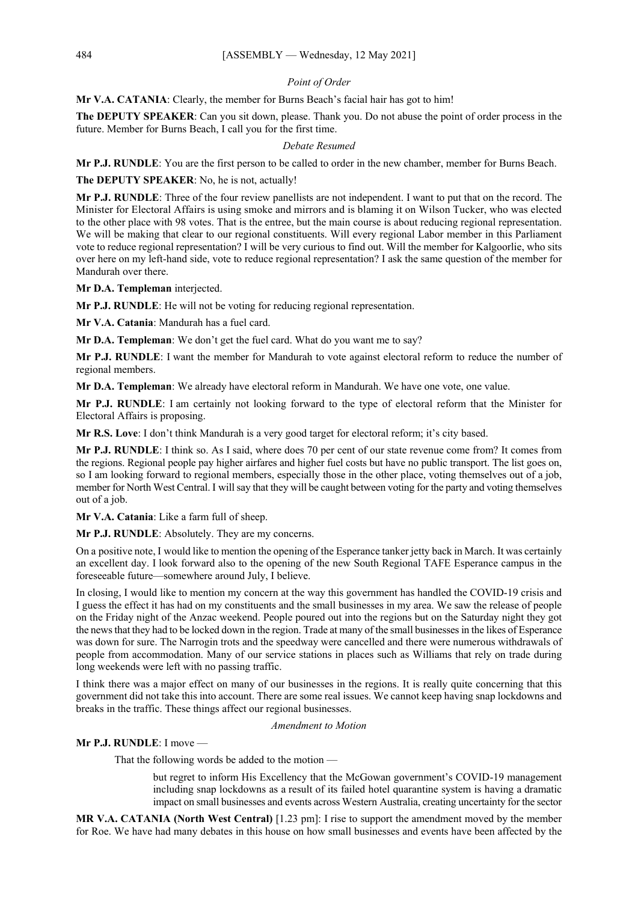*Point of Order*

**Mr V.A. CATANIA**: Clearly, the member for Burns Beach's facial hair has got to him!

**The DEPUTY SPEAKER**: Can you sit down, please. Thank you. Do not abuse the point of order process in the future. Member for Burns Beach, I call you for the first time.

*Debate Resumed*

**Mr P.J. RUNDLE**: You are the first person to be called to order in the new chamber, member for Burns Beach.

**The DEPUTY SPEAKER**: No, he is not, actually!

**Mr P.J. RUNDLE**: Three of the four review panellists are not independent. I want to put that on the record. The Minister for Electoral Affairs is using smoke and mirrors and is blaming it on Wilson Tucker, who was elected to the other place with 98 votes. That is the entree, but the main course is about reducing regional representation. We will be making that clear to our regional constituents. Will every regional Labor member in this Parliament vote to reduce regional representation? I will be very curious to find out. Will the member for Kalgoorlie, who sits over here on my left-hand side, vote to reduce regional representation? I ask the same question of the member for Mandurah over there.

**Mr D.A. Templeman** interjected.

**Mr P.J. RUNDLE**: He will not be voting for reducing regional representation.

**Mr V.A. Catania**: Mandurah has a fuel card.

**Mr D.A. Templeman**: We don't get the fuel card. What do you want me to say?

**Mr P.J. RUNDLE**: I want the member for Mandurah to vote against electoral reform to reduce the number of regional members.

**Mr D.A. Templeman**: We already have electoral reform in Mandurah. We have one vote, one value.

**Mr P.J. RUNDLE**: I am certainly not looking forward to the type of electoral reform that the Minister for Electoral Affairs is proposing.

**Mr R.S. Love**: I don't think Mandurah is a very good target for electoral reform; it's city based.

**Mr P.J. RUNDLE**: I think so. As I said, where does 70 per cent of our state revenue come from? It comes from the regions. Regional people pay higher airfares and higher fuel costs but have no public transport. The list goes on, so I am looking forward to regional members, especially those in the other place, voting themselves out of a job, member for North West Central. I will say that they will be caught between voting for the party and voting themselves out of a job.

**Mr V.A. Catania**: Like a farm full of sheep.

**Mr P.J. RUNDLE**: Absolutely. They are my concerns.

On a positive note, I would like to mention the opening of the Esperance tanker jetty back in March. It was certainly an excellent day. I look forward also to the opening of the new South Regional TAFE Esperance campus in the foreseeable future—somewhere around July, I believe.

In closing, I would like to mention my concern at the way this government has handled the COVID-19 crisis and I guess the effect it has had on my constituents and the small businesses in my area. We saw the release of people on the Friday night of the Anzac weekend. People poured out into the regions but on the Saturday night they got the news that they had to be locked down in the region. Trade at many of the small businesses in the likes of Esperance was down for sure. The Narrogin trots and the speedway were cancelled and there were numerous withdrawals of people from accommodation. Many of our service stations in places such as Williams that rely on trade during long weekends were left with no passing traffic.

I think there was a major effect on many of our businesses in the regions. It is really quite concerning that this government did not take this into account. There are some real issues. We cannot keep having snap lockdowns and breaks in the traffic. These things affect our regional businesses.

*Amendment to Motion*

**Mr P.J. RUNDLE**: I move —

> That the following words be added to the motion —
>
> > but regret to inform His Excellency that the McGowan government's COVID-19 management including snap lockdowns as a result of its failed hotel quarantine system is having a dramatic impact on small businesses and events across Western Australia, creating uncertainty for the sector

**MR V.A. CATANIA (North West Central)** [1.23 pm]: I rise to support the amendment moved by the member for Roe. We have had many debates in this house on how small businesses and events have been affected by the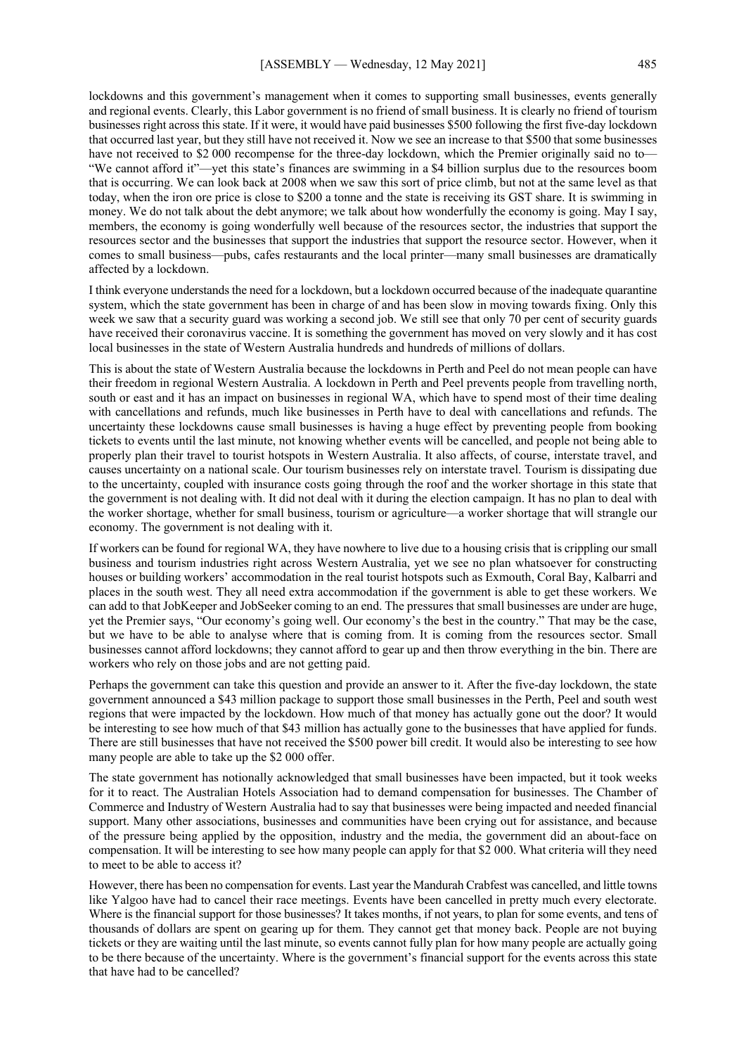lockdowns and this government's management when it comes to supporting small businesses, events generally and regional events. Clearly, this Labor government is no friend of small business. It is clearly no friend of tourism businesses right across this state. If it were, it would have paid businesses $500 following the first five-day lockdown that occurred last year, but they still have not received it. Now we see an increase to that $500 that some businesses have not received to $2 000 recompense for the three-day lockdown, which the Premier originally said no to—"We cannot afford it"—yet this state's finances are swimming in a $4 billion surplus due to the resources boom that is occurring. We can look back at 2008 when we saw this sort of price climb, but not at the same level as that today, when the iron ore price is close to $200 a tonne and the state is receiving its GST share. It is swimming in money. We do not talk about the debt anymore; we talk about how wonderfully the economy is going. May I say, members, the economy is going wonderfully well because of the resources sector, the industries that support the resources sector and the businesses that support the industries that support the resource sector. However, when it comes to small business—pubs, cafes restaurants and the local printer—many small businesses are dramatically affected by a lockdown.

I think everyone understands the need for a lockdown, but a lockdown occurred because of the inadequate quarantine system, which the state government has been in charge of and has been slow in moving towards fixing. Only this week we saw that a security guard was working a second job. We still see that only 70 per cent of security guards have received their coronavirus vaccine. It is something the government has moved on very slowly and it has cost local businesses in the state of Western Australia hundreds and hundreds of millions of dollars.

This is about the state of Western Australia because the lockdowns in Perth and Peel do not mean people can have their freedom in regional Western Australia. A lockdown in Perth and Peel prevents people from travelling north, south or east and it has an impact on businesses in regional WA, which have to spend most of their time dealing with cancellations and refunds, much like businesses in Perth have to deal with cancellations and refunds. The uncertainty these lockdowns cause small businesses is having a huge effect by preventing people from booking tickets to events until the last minute, not knowing whether events will be cancelled, and people not being able to properly plan their travel to tourist hotspots in Western Australia. It also affects, of course, interstate travel, and causes uncertainty on a national scale. Our tourism businesses rely on interstate travel. Tourism is dissipating due to the uncertainty, coupled with insurance costs going through the roof and the worker shortage in this state that the government is not dealing with. It did not deal with it during the election campaign. It has no plan to deal with the worker shortage, whether for small business, tourism or agriculture—a worker shortage that will strangle our economy. The government is not dealing with it.

If workers can be found for regional WA, they have nowhere to live due to a housing crisis that is crippling our small business and tourism industries right across Western Australia, yet we see no plan whatsoever for constructing houses or building workers' accommodation in the real tourist hotspots such as Exmouth, Coral Bay, Kalbarri and places in the south west. They all need extra accommodation if the government is able to get these workers. We can add to that JobKeeper and JobSeeker coming to an end. The pressures that small businesses are under are huge, yet the Premier says, "Our economy's going well. Our economy's the best in the country." That may be the case, but we have to be able to analyse where that is coming from. It is coming from the resources sector. Small businesses cannot afford lockdowns; they cannot afford to gear up and then throw everything in the bin. There are workers who rely on those jobs and are not getting paid.

Perhaps the government can take this question and provide an answer to it. After the five-day lockdown, the state government announced a $43 million package to support those small businesses in the Perth, Peel and south west regions that were impacted by the lockdown. How much of that money has actually gone out the door? It would be interesting to see how much of that $43 million has actually gone to the businesses that have applied for funds. There are still businesses that have not received the $500 power bill credit. It would also be interesting to see how many people are able to take up the $2 000 offer.

The state government has notionally acknowledged that small businesses have been impacted, but it took weeks for it to react. The Australian Hotels Association had to demand compensation for businesses. The Chamber of Commerce and Industry of Western Australia had to say that businesses were being impacted and needed financial support. Many other associations, businesses and communities have been crying out for assistance, and because of the pressure being applied by the opposition, industry and the media, the government did an about-face on compensation. It will be interesting to see how many people can apply for that $2 000. What criteria will they need to meet to be able to access it?

However, there has been no compensation for events. Last year the Mandurah Crabfest was cancelled, and little towns like Yalgoo have had to cancel their race meetings. Events have been cancelled in pretty much every electorate. Where is the financial support for those businesses? It takes months, if not years, to plan for some events, and tens of thousands of dollars are spent on gearing up for them. They cannot get that money back. People are not buying tickets or they are waiting until the last minute, so events cannot fully plan for how many people are actually going to be there because of the uncertainty. Where is the government's financial support for the events across this state that have had to be cancelled?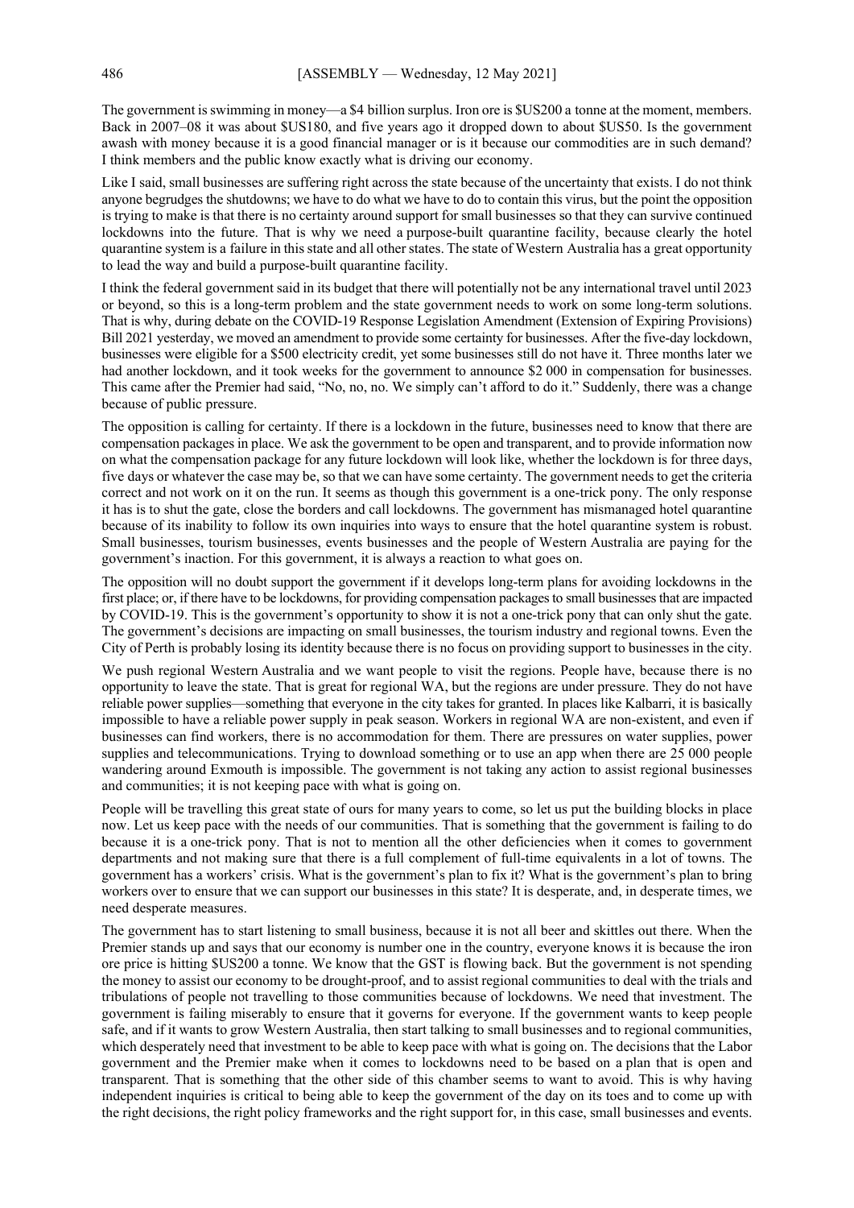The government is swimming in money—a $4 billion surplus. Iron ore is $US200 a tonne at the moment, members. Back in 2007–08 it was about $US180, and five years ago it dropped down to about $US50. Is the government awash with money because it is a good financial manager or is it because our commodities are in such demand? I think members and the public know exactly what is driving our economy.

Like I said, small businesses are suffering right across the state because of the uncertainty that exists. I do not think anyone begrudges the shutdowns; we have to do what we have to do to contain this virus, but the point the opposition is trying to make is that there is no certainty around support for small businesses so that they can survive continued lockdowns into the future. That is why we need a purpose-built quarantine facility, because clearly the hotel quarantine system is a failure in this state and all other states. The state of Western Australia has a great opportunity to lead the way and build a purpose-built quarantine facility.

I think the federal government said in its budget that there will potentially not be any international travel until 2023 or beyond, so this is a long-term problem and the state government needs to work on some long-term solutions. That is why, during debate on the COVID-19 Response Legislation Amendment (Extension of Expiring Provisions) Bill 2021 yesterday, we moved an amendment to provide some certainty for businesses. After the five-day lockdown, businesses were eligible for a $500 electricity credit, yet some businesses still do not have it. Three months later we had another lockdown, and it took weeks for the government to announce $2 000 in compensation for businesses. This came after the Premier had said, "No, no, no. We simply can't afford to do it." Suddenly, there was a change because of public pressure.

The opposition is calling for certainty. If there is a lockdown in the future, businesses need to know that there are compensation packages in place. We ask the government to be open and transparent, and to provide information now on what the compensation package for any future lockdown will look like, whether the lockdown is for three days, five days or whatever the case may be, so that we can have some certainty. The government needs to get the criteria correct and not work on it on the run. It seems as though this government is a one-trick pony. The only response it has is to shut the gate, close the borders and call lockdowns. The government has mismanaged hotel quarantine because of its inability to follow its own inquiries into ways to ensure that the hotel quarantine system is robust. Small businesses, tourism businesses, events businesses and the people of Western Australia are paying for the government's inaction. For this government, it is always a reaction to what goes on.

The opposition will no doubt support the government if it develops long-term plans for avoiding lockdowns in the first place; or, if there have to be lockdowns, for providing compensation packages to small businesses that are impacted by COVID-19. This is the government's opportunity to show it is not a one-trick pony that can only shut the gate. The government's decisions are impacting on small businesses, the tourism industry and regional towns. Even the City of Perth is probably losing its identity because there is no focus on providing support to businesses in the city.

We push regional Western Australia and we want people to visit the regions. People have, because there is no opportunity to leave the state. That is great for regional WA, but the regions are under pressure. They do not have reliable power supplies—something that everyone in the city takes for granted. In places like Kalbarri, it is basically impossible to have a reliable power supply in peak season. Workers in regional WA are non-existent, and even if businesses can find workers, there is no accommodation for them. There are pressures on water supplies, power supplies and telecommunications. Trying to download something or to use an app when there are 25 000 people wandering around Exmouth is impossible. The government is not taking any action to assist regional businesses and communities; it is not keeping pace with what is going on.

People will be travelling this great state of ours for many years to come, so let us put the building blocks in place now. Let us keep pace with the needs of our communities. That is something that the government is failing to do because it is a one-trick pony. That is not to mention all the other deficiencies when it comes to government departments and not making sure that there is a full complement of full-time equivalents in a lot of towns. The government has a workers' crisis. What is the government's plan to fix it? What is the government's plan to bring workers over to ensure that we can support our businesses in this state? It is desperate, and, in desperate times, we need desperate measures.

The government has to start listening to small business, because it is not all beer and skittles out there. When the Premier stands up and says that our economy is number one in the country, everyone knows it is because the iron ore price is hitting $US200 a tonne. We know that the GST is flowing back. But the government is not spending the money to assist our economy to be drought-proof, and to assist regional communities to deal with the trials and tribulations of people not travelling to those communities because of lockdowns. We need that investment. The government is failing miserably to ensure that it governs for everyone. If the government wants to keep people safe, and if it wants to grow Western Australia, then start talking to small businesses and to regional communities, which desperately need that investment to be able to keep pace with what is going on. The decisions that the Labor government and the Premier make when it comes to lockdowns need to be based on a plan that is open and transparent. That is something that the other side of this chamber seems to want to avoid. This is why having independent inquiries is critical to being able to keep the government of the day on its toes and to come up with the right decisions, the right policy frameworks and the right support for, in this case, small businesses and events.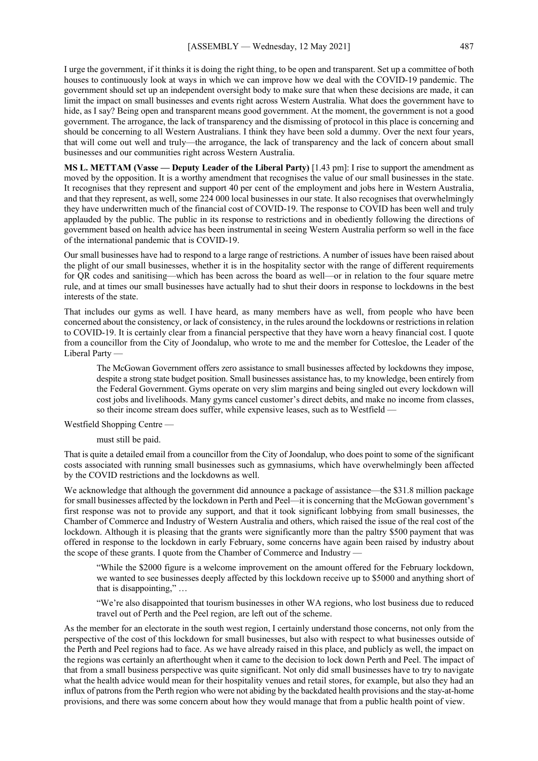I urge the government, if it thinks it is doing the right thing, to be open and transparent. Set up a committee of both houses to continuously look at ways in which we can improve how we deal with the COVID-19 pandemic. The government should set up an independent oversight body to make sure that when these decisions are made, it can limit the impact on small businesses and events right across Western Australia. What does the government have to hide, as I say? Being open and transparent means good government. At the moment, the government is not a good government. The arrogance, the lack of transparency and the dismissing of protocol in this place is concerning and should be concerning to all Western Australians. I think they have been sold a dummy. Over the next four years, that will come out well and truly—the arrogance, the lack of transparency and the lack of concern about small businesses and our communities right across Western Australia.

**MS L. METTAM (Vasse — Deputy Leader of the Liberal Party)** [1.43 pm]: I rise to support the amendment as moved by the opposition. It is a worthy amendment that recognises the value of our small businesses in the state. It recognises that they represent and support 40 per cent of the employment and jobs here in Western Australia, and that they represent, as well, some 224 000 local businesses in our state. It also recognises that overwhelmingly they have underwritten much of the financial cost of COVID-19. The response to COVID has been well and truly applauded by the public. The public in its response to restrictions and in obediently following the directions of government based on health advice has been instrumental in seeing Western Australia perform so well in the face of the international pandemic that is COVID-19.

Our small businesses have had to respond to a large range of restrictions. A number of issues have been raised about the plight of our small businesses, whether it is in the hospitality sector with the range of different requirements for QR codes and sanitising—which has been across the board as well—or in relation to the four square metre rule, and at times our small businesses have actually had to shut their doors in response to lockdowns in the best interests of the state.

That includes our gyms as well. I have heard, as many members have as well, from people who have been concerned about the consistency, or lack of consistency, in the rules around the lockdowns or restrictions in relation to COVID-19. It is certainly clear from a financial perspective that they have worn a heavy financial cost. I quote from a councillor from the City of Joondalup, who wrote to me and the member for Cottesloe, the Leader of the Liberal Party —

> The McGowan Government offers zero assistance to small businesses affected by lockdowns they impose, despite a strong state budget position. Small businesses assistance has, to my knowledge, been entirely from the Federal Government. Gyms operate on very slim margins and being singled out every lockdown will cost jobs and livelihoods. Many gyms cancel customer's direct debits, and make no income from classes, so their income stream does suffer, while expensive leases, such as to Westfield —

Westfield Shopping Centre —

> must still be paid.

That is quite a detailed email from a councillor from the City of Joondalup, who does point to some of the significant costs associated with running small businesses such as gymnasiums, which have overwhelmingly been affected by the COVID restrictions and the lockdowns as well.

We acknowledge that although the government did announce a package of assistance—the $31.8 million package for small businesses affected by the lockdown in Perth and Peel—it is concerning that the McGowan government's first response was not to provide any support, and that it took significant lobbying from small businesses, the Chamber of Commerce and Industry of Western Australia and others, which raised the issue of the real cost of the lockdown. Although it is pleasing that the grants were significantly more than the paltry $500 payment that was offered in response to the lockdown in early February, some concerns have again been raised by industry about the scope of these grants. I quote from the Chamber of Commerce and Industry —

> "While the $2000 figure is a welcome improvement on the amount offered for the February lockdown, we wanted to see businesses deeply affected by this lockdown receive up to $5000 and anything short of that is disappointing," …
>
> "We're also disappointed that tourism businesses in other WA regions, who lost business due to reduced travel out of Perth and the Peel region, are left out of the scheme.

As the member for an electorate in the south west region, I certainly understand those concerns, not only from the perspective of the cost of this lockdown for small businesses, but also with respect to what businesses outside of the Perth and Peel regions had to face. As we have already raised in this place, and publicly as well, the impact on the regions was certainly an afterthought when it came to the decision to lock down Perth and Peel. The impact of that from a small business perspective was quite significant. Not only did small businesses have to try to navigate what the health advice would mean for their hospitality venues and retail stores, for example, but also they had an influx of patrons from the Perth region who were not abiding by the backdated health provisions and the stay-at-home provisions, and there was some concern about how they would manage that from a public health point of view.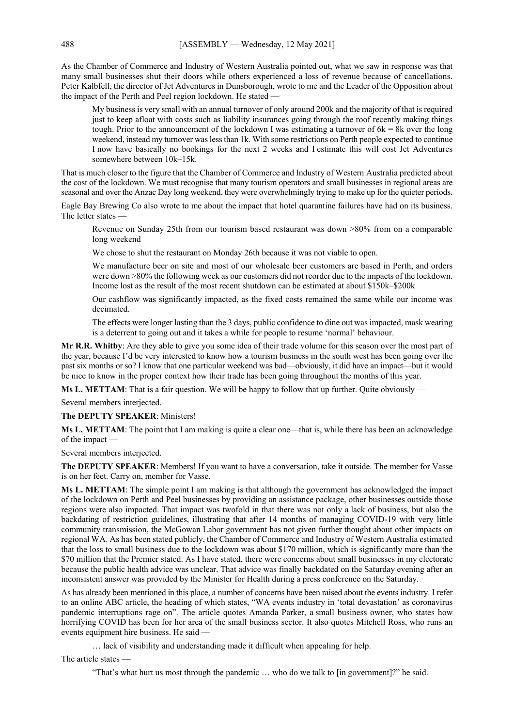As the Chamber of Commerce and Industry of Western Australia pointed out, what we saw in response was that many small businesses shut their doors while others experienced a loss of revenue because of cancellations. Peter Kalbfell, the director of Jet Adventures in Dunsborough, wrote to me and the Leader of the Opposition about the impact of the Perth and Peel region lockdown. He stated —

> My business is very small with an annual turnover of only around 200k and the majority of that is required just to keep afloat with costs such as liability insurances going through the roof recently making things tough. Prior to the announcement of the lockdown I was estimating a turnover of 6k = 8k over the long weekend, instead my turnover was less than 1k. With some restrictions on Perth people expected to continue I now have basically no bookings for the next 2 weeks and I estimate this will cost Jet Adventures somewhere between 10k–15k.

That is much closer to the figure that the Chamber of Commerce and Industry of Western Australia predicted about the cost of the lockdown. We must recognise that many tourism operators and small businesses in regional areas are seasonal and over the Anzac Day long weekend, they were overwhelmingly trying to make up for the quieter periods.

Eagle Bay Brewing Co also wrote to me about the impact that hotel quarantine failures have had on its business. The letter states —

> Revenue on Sunday 25th from our tourism based restaurant was down >80% from on a comparable long weekend
>
> We chose to shut the restaurant on Monday 26th because it was not viable to open.
>
> We manufacture beer on site and most of our wholesale beer customers are based in Perth, and orders were down >80% the following week as our customers did not reorder due to the impacts of the lockdown. Income lost as the result of the most recent shutdown can be estimated at about $150k–$200k
>
> Our cashflow was significantly impacted, as the fixed costs remained the same while our income was decimated.
>
> The effects were longer lasting than the 3 days, public confidence to dine out was impacted, mask wearing is a deterrent to going out and it takes a while for people to resume 'normal' behaviour.

**Mr R.R. Whitby**: Are they able to give you some idea of their trade volume for this season over the most part of the year, because I'd be very interested to know how a tourism business in the south west has been going over the past six months or so? I know that one particular weekend was bad—obviously, it did have an impact—but it would be nice to know in the proper context how their trade has been going throughout the months of this year.

**Ms L. METTAM**: That is a fair question. We will be happy to follow that up further. Quite obviously —

Several members interjected.

**The DEPUTY SPEAKER**: Ministers!

**Ms L. METTAM**: The point that I am making is quite a clear one—that is, while there has been an acknowledge of the impact —

Several members interjected.

**The DEPUTY SPEAKER**: Members! If you want to have a conversation, take it outside. The member for Vasse is on her feet. Carry on, member for Vasse.

**Ms L. METTAM**: The simple point I am making is that although the government has acknowledged the impact of the lockdown on Perth and Peel businesses by providing an assistance package, other businesses outside those regions were also impacted. That impact was twofold in that there was not only a lack of business, but also the backdating of restriction guidelines, illustrating that after 14 months of managing COVID-19 with very little community transmission, the McGowan Labor government has not given further thought about other impacts on regional WA. As has been stated publicly, the Chamber of Commerce and Industry of Western Australia estimated that the loss to small business due to the lockdown was about $170 million, which is significantly more than the $70 million that the Premier stated. As I have stated, there were concerns about small businesses in my electorate because the public health advice was unclear. That advice was finally backdated on the Saturday evening after an inconsistent answer was provided by the Minister for Health during a press conference on the Saturday.

As has already been mentioned in this place, a number of concerns have been raised about the events industry. I refer to an online ABC article, the heading of which states, "WA events industry in 'total devastation' as coronavirus pandemic interruptions rage on". The article quotes Amanda Parker, a small business owner, who states how horrifying COVID has been for her area of the small business sector. It also quotes Mitchell Ross, who runs an events equipment hire business. He said —

> … lack of visibility and understanding made it difficult when appealing for help.

The article states —

> "That's what hurt us most through the pandemic … who do we talk to [in government]?" he said.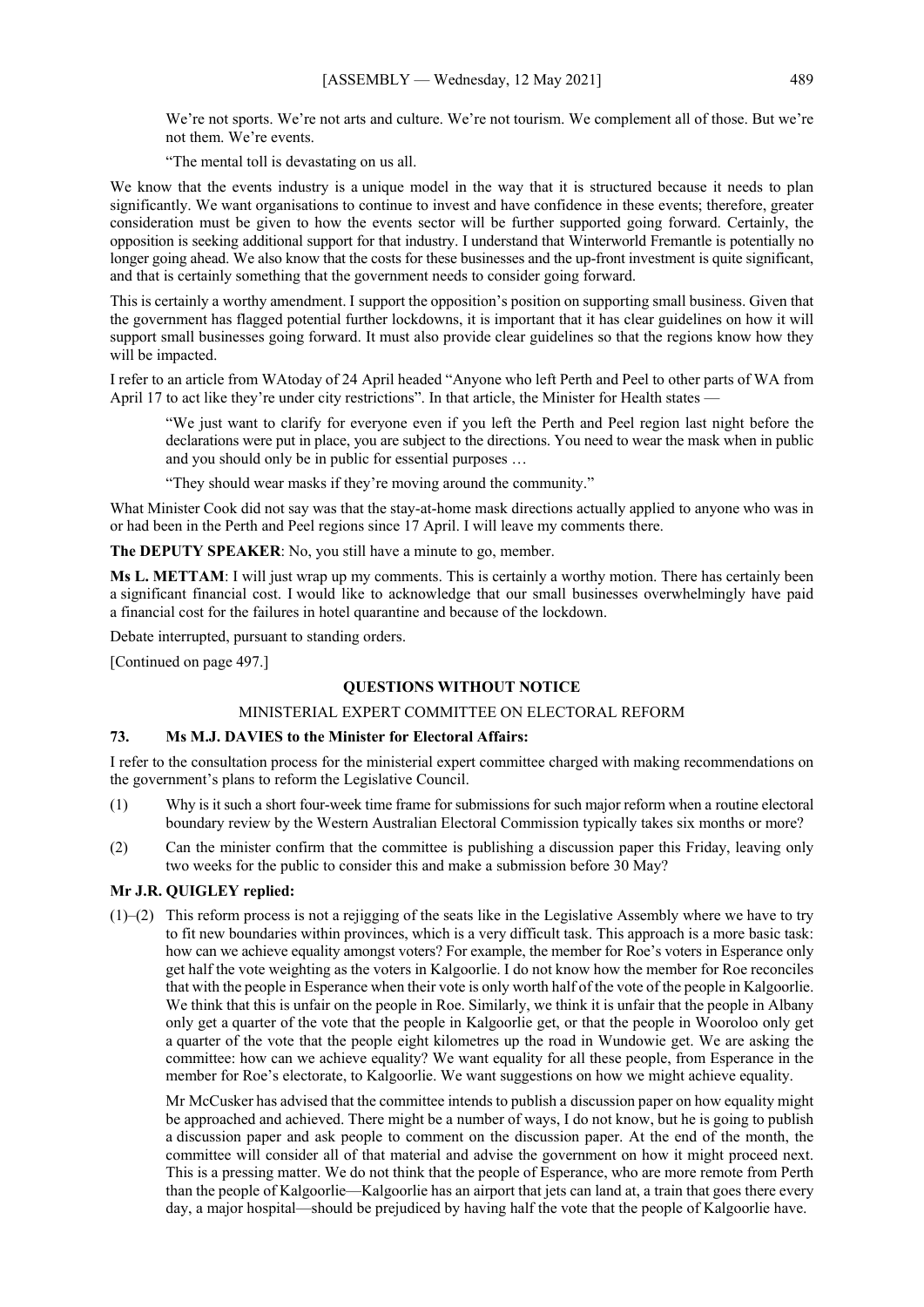We're not sports. We're not arts and culture. We're not tourism. We complement all of those. But we're not them. We're events.

"The mental toll is devastating on us all.

We know that the events industry is a unique model in the way that it is structured because it needs to plan significantly. We want organisations to continue to invest and have confidence in these events; therefore, greater consideration must be given to how the events sector will be further supported going forward. Certainly, the opposition is seeking additional support for that industry. I understand that Winterworld Fremantle is potentially no longer going ahead. We also know that the costs for these businesses and the up-front investment is quite significant, and that is certainly something that the government needs to consider going forward.

This is certainly a worthy amendment. I support the opposition's position on supporting small business. Given that the government has flagged potential further lockdowns, it is important that it has clear guidelines on how it will support small businesses going forward. It must also provide clear guidelines so that the regions know how they will be impacted.

I refer to an article from WAtoday of 24 April headed "Anyone who left Perth and Peel to other parts of WA from April 17 to act like they're under city restrictions". In that article, the Minister for Health states —

"We just want to clarify for everyone even if you left the Perth and Peel region last night before the declarations were put in place, you are subject to the directions. You need to wear the mask when in public and you should only be in public for essential purposes …

"They should wear masks if they're moving around the community."

What Minister Cook did not say was that the stay-at-home mask directions actually applied to anyone who was in or had been in the Perth and Peel regions since 17 April. I will leave my comments there.

**The DEPUTY SPEAKER**: No, you still have a minute to go, member.

**Ms L. METTAM**: I will just wrap up my comments. This is certainly a worthy motion. There has certainly been a significant financial cost. I would like to acknowledge that our small businesses overwhelmingly have paid a financial cost for the failures in hotel quarantine and because of the lockdown.

Debate interrupted, pursuant to standing orders.

[Continued on page 497.]

## QUESTIONS WITHOUT NOTICE

### MINISTERIAL EXPERT COMMITTEE ON ELECTORAL REFORM

**73. Ms M.J. DAVIES to the Minister for Electoral Affairs:**

I refer to the consultation process for the ministerial expert committee charged with making recommendations on the government's plans to reform the Legislative Council.

(1) Why is it such a short four-week time frame for submissions for such major reform when a routine electoral boundary review by the Western Australian Electoral Commission typically takes six months or more?

(2) Can the minister confirm that the committee is publishing a discussion paper this Friday, leaving only two weeks for the public to consider this and make a submission before 30 May?

**Mr J.R. QUIGLEY replied:**

(1)–(2) This reform process is not a rejigging of the seats like in the Legislative Assembly where we have to try to fit new boundaries within provinces, which is a very difficult task. This approach is a more basic task: how can we achieve equality amongst voters? For example, the member for Roe's voters in Esperance only get half the vote weighting as the voters in Kalgoorlie. I do not know how the member for Roe reconciles that with the people in Esperance when their vote is only worth half of the vote of the people in Kalgoorlie. We think that this is unfair on the people in Roe. Similarly, we think it is unfair that the people in Albany only get a quarter of the vote that the people in Kalgoorlie get, or that the people in Wooroloo only get a quarter of the vote that the people eight kilometres up the road in Wundowie get. We are asking the committee: how can we achieve equality? We want equality for all these people, from Esperance in the member for Roe's electorate, to Kalgoorlie. We want suggestions on how we might achieve equality.

Mr McCusker has advised that the committee intends to publish a discussion paper on how equality might be approached and achieved. There might be a number of ways, I do not know, but he is going to publish a discussion paper and ask people to comment on the discussion paper. At the end of the month, the committee will consider all of that material and advise the government on how it might proceed next. This is a pressing matter. We do not think that the people of Esperance, who are more remote from Perth than the people of Kalgoorlie—Kalgoorlie has an airport that jets can land at, a train that goes there every day, a major hospital—should be prejudiced by having half the vote that the people of Kalgoorlie have.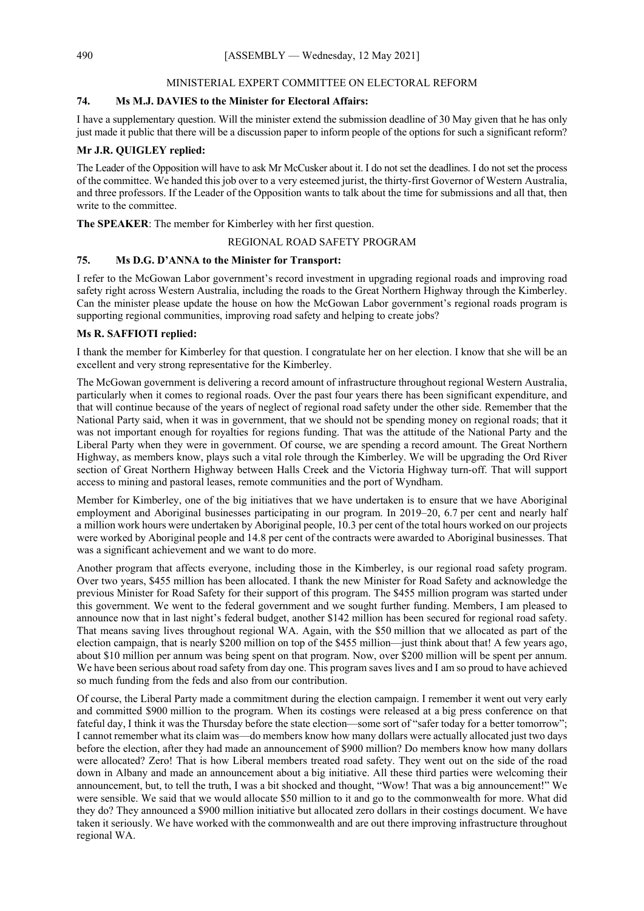## MINISTERIAL EXPERT COMMITTEE ON ELECTORAL REFORM

### 74. Ms M.J. DAVIES to the Minister for Electoral Affairs:

I have a supplementary question. Will the minister extend the submission deadline of 30 May given that he has only just made it public that there will be a discussion paper to inform people of the options for such a significant reform?

**Mr J.R. QUIGLEY replied:**

The Leader of the Opposition will have to ask Mr McCusker about it. I do not set the deadlines. I do not set the process of the committee. We handed this job over to a very esteemed jurist, the thirty-first Governor of Western Australia, and three professors. If the Leader of the Opposition wants to talk about the time for submissions and all that, then write to the committee.

**The SPEAKER**: The member for Kimberley with her first question.

## REGIONAL ROAD SAFETY PROGRAM

### 75. Ms D.G. D'ANNA to the Minister for Transport:

I refer to the McGowan Labor government's record investment in upgrading regional roads and improving road safety right across Western Australia, including the roads to the Great Northern Highway through the Kimberley. Can the minister please update the house on how the McGowan Labor government's regional roads program is supporting regional communities, improving road safety and helping to create jobs?

**Ms R. SAFFIOTI replied:**

I thank the member for Kimberley for that question. I congratulate her on her election. I know that she will be an excellent and very strong representative for the Kimberley.

The McGowan government is delivering a record amount of infrastructure throughout regional Western Australia, particularly when it comes to regional roads. Over the past four years there has been significant expenditure, and that will continue because of the years of neglect of regional road safety under the other side. Remember that the National Party said, when it was in government, that we should not be spending money on regional roads; that it was not important enough for royalties for regions funding. That was the attitude of the National Party and the Liberal Party when they were in government. Of course, we are spending a record amount. The Great Northern Highway, as members know, plays such a vital role through the Kimberley. We will be upgrading the Ord River section of Great Northern Highway between Halls Creek and the Victoria Highway turn-off. That will support access to mining and pastoral leases, remote communities and the port of Wyndham.

Member for Kimberley, one of the big initiatives that we have undertaken is to ensure that we have Aboriginal employment and Aboriginal businesses participating in our program. In 2019–20, 6.7 per cent and nearly half a million work hours were undertaken by Aboriginal people, 10.3 per cent of the total hours worked on our projects were worked by Aboriginal people and 14.8 per cent of the contracts were awarded to Aboriginal businesses. That was a significant achievement and we want to do more.

Another program that affects everyone, including those in the Kimberley, is our regional road safety program. Over two years, $455 million has been allocated. I thank the new Minister for Road Safety and acknowledge the previous Minister for Road Safety for their support of this program. The $455 million program was started under this government. We went to the federal government and we sought further funding. Members, I am pleased to announce now that in last night's federal budget, another $142 million has been secured for regional road safety. That means saving lives throughout regional WA. Again, with the $50 million that we allocated as part of the election campaign, that is nearly $200 million on top of the $455 million—just think about that! A few years ago, about $10 million per annum was being spent on that program. Now, over $200 million will be spent per annum. We have been serious about road safety from day one. This program saves lives and I am so proud to have achieved so much funding from the feds and also from our contribution.

Of course, the Liberal Party made a commitment during the election campaign. I remember it went out very early and committed $900 million to the program. When its costings were released at a big press conference on that fateful day, I think it was the Thursday before the state election—some sort of "safer today for a better tomorrow"; I cannot remember what its claim was—do members know how many dollars were actually allocated just two days before the election, after they had made an announcement of $900 million? Do members know how many dollars were allocated? Zero! That is how Liberal members treated road safety. They went out on the side of the road down in Albany and made an announcement about a big initiative. All these third parties were welcoming their announcement, but, to tell the truth, I was a bit shocked and thought, "Wow! That was a big announcement!" We were sensible. We said that we would allocate $50 million to it and go to the commonwealth for more. What did they do? They announced a $900 million initiative but allocated zero dollars in their costings document. We have taken it seriously. We have worked with the commonwealth and are out there improving infrastructure throughout regional WA.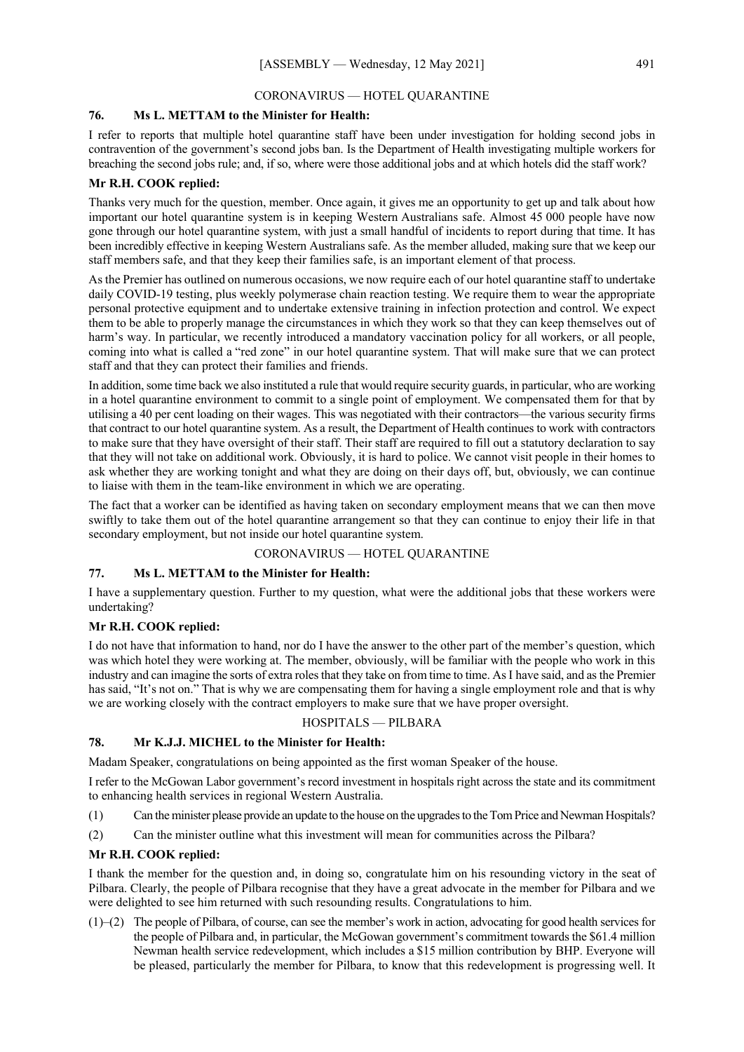## CORONAVIRUS — HOTEL QUARANTINE

### 76. Ms L. METTAM to the Minister for Health:

I refer to reports that multiple hotel quarantine staff have been under investigation for holding second jobs in contravention of the government's second jobs ban. Is the Department of Health investigating multiple workers for breaching the second jobs rule; and, if so, where were those additional jobs and at which hotels did the staff work?

**Mr R.H. COOK replied:**

Thanks very much for the question, member. Once again, it gives me an opportunity to get up and talk about how important our hotel quarantine system is in keeping Western Australians safe. Almost 45 000 people have now gone through our hotel quarantine system, with just a small handful of incidents to report during that time. It has been incredibly effective in keeping Western Australians safe. As the member alluded, making sure that we keep our staff members safe, and that they keep their families safe, is an important element of that process.

As the Premier has outlined on numerous occasions, we now require each of our hotel quarantine staff to undertake daily COVID-19 testing, plus weekly polymerase chain reaction testing. We require them to wear the appropriate personal protective equipment and to undertake extensive training in infection protection and control. We expect them to be able to properly manage the circumstances in which they work so that they can keep themselves out of harm's way. In particular, we recently introduced a mandatory vaccination policy for all workers, or all people, coming into what is called a "red zone" in our hotel quarantine system. That will make sure that we can protect staff and that they can protect their families and friends.

In addition, some time back we also instituted a rule that would require security guards, in particular, who are working in a hotel quarantine environment to commit to a single point of employment. We compensated them for that by utilising a 40 per cent loading on their wages. This was negotiated with their contractors—the various security firms that contract to our hotel quarantine system. As a result, the Department of Health continues to work with contractors to make sure that they have oversight of their staff. Their staff are required to fill out a statutory declaration to say that they will not take on additional work. Obviously, it is hard to police. We cannot visit people in their homes to ask whether they are working tonight and what they are doing on their days off, but, obviously, we can continue to liaise with them in the team-like environment in which we are operating.

The fact that a worker can be identified as having taken on secondary employment means that we can then move swiftly to take them out of the hotel quarantine arrangement so that they can continue to enjoy their life in that secondary employment, but not inside our hotel quarantine system.

## CORONAVIRUS — HOTEL QUARANTINE

### 77. Ms L. METTAM to the Minister for Health:

I have a supplementary question. Further to my question, what were the additional jobs that these workers were undertaking?

**Mr R.H. COOK replied:**

I do not have that information to hand, nor do I have the answer to the other part of the member's question, which was which hotel they were working at. The member, obviously, will be familiar with the people who work in this industry and can imagine the sorts of extra roles that they take on from time to time. As I have said, and as the Premier has said, "It's not on." That is why we are compensating them for having a single employment role and that is why we are working closely with the contract employers to make sure that we have proper oversight.

## HOSPITALS — PILBARA

### 78. Mr K.J.J. MICHEL to the Minister for Health:

Madam Speaker, congratulations on being appointed as the first woman Speaker of the house.

I refer to the McGowan Labor government's record investment in hospitals right across the state and its commitment to enhancing health services in regional Western Australia.

(1) Can the minister please provide an update to the house on the upgrades to the Tom Price and Newman Hospitals?

(2) Can the minister outline what this investment will mean for communities across the Pilbara?

**Mr R.H. COOK replied:**

I thank the member for the question and, in doing so, congratulate him on his resounding victory in the seat of Pilbara. Clearly, the people of Pilbara recognise that they have a great advocate in the member for Pilbara and we were delighted to see him returned with such resounding results. Congratulations to him.

(1)–(2) The people of Pilbara, of course, can see the member's work in action, advocating for good health services for the people of Pilbara and, in particular, the McGowan government's commitment towards the $61.4 million Newman health service redevelopment, which includes a $15 million contribution by BHP. Everyone will be pleased, particularly the member for Pilbara, to know that this redevelopment is progressing well. It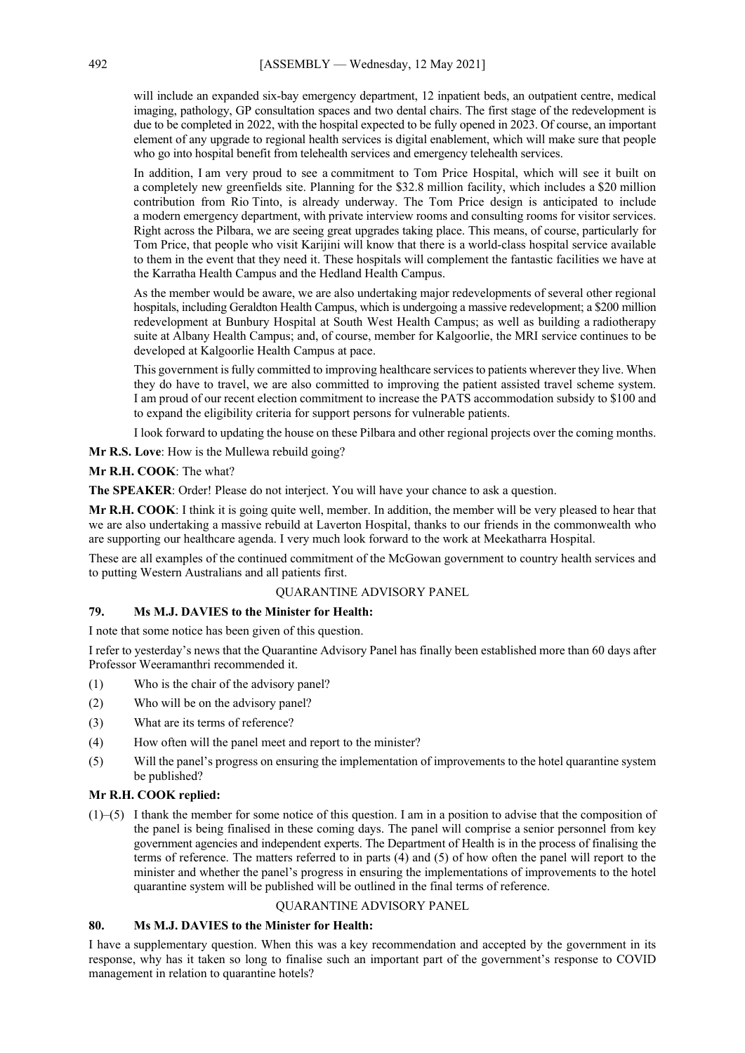will include an expanded six-bay emergency department, 12 inpatient beds, an outpatient centre, medical imaging, pathology, GP consultation spaces and two dental chairs. The first stage of the redevelopment is due to be completed in 2022, with the hospital expected to be fully opened in 2023. Of course, an important element of any upgrade to regional health services is digital enablement, which will make sure that people who go into hospital benefit from telehealth services and emergency telehealth services.

In addition, I am very proud to see a commitment to Tom Price Hospital, which will see it built on a completely new greenfields site. Planning for the $32.8 million facility, which includes a $20 million contribution from Rio Tinto, is already underway. The Tom Price design is anticipated to include a modern emergency department, with private interview rooms and consulting rooms for visitor services. Right across the Pilbara, we are seeing great upgrades taking place. This means, of course, particularly for Tom Price, that people who visit Karijini will know that there is a world-class hospital service available to them in the event that they need it. These hospitals will complement the fantastic facilities we have at the Karratha Health Campus and the Hedland Health Campus.

As the member would be aware, we are also undertaking major redevelopments of several other regional hospitals, including Geraldton Health Campus, which is undergoing a massive redevelopment; a $200 million redevelopment at Bunbury Hospital at South West Health Campus; as well as building a radiotherapy suite at Albany Health Campus; and, of course, member for Kalgoorlie, the MRI service continues to be developed at Kalgoorlie Health Campus at pace.

This government is fully committed to improving healthcare services to patients wherever they live. When they do have to travel, we are also committed to improving the patient assisted travel scheme system. I am proud of our recent election commitment to increase the PATS accommodation subsidy to $100 and to expand the eligibility criteria for support persons for vulnerable patients.

I look forward to updating the house on these Pilbara and other regional projects over the coming months.

**Mr R.S. Love**: How is the Mullewa rebuild going?

**Mr R.H. COOK**: The what?

**The SPEAKER**: Order! Please do not interject. You will have your chance to ask a question.

**Mr R.H. COOK**: I think it is going quite well, member. In addition, the member will be very pleased to hear that we are also undertaking a massive rebuild at Laverton Hospital, thanks to our friends in the commonwealth who are supporting our healthcare agenda. I very much look forward to the work at Meekatharra Hospital.

These are all examples of the continued commitment of the McGowan government to country health services and to putting Western Australians and all patients first.

QUARANTINE ADVISORY PANEL

**79. Ms M.J. DAVIES to the Minister for Health:**

I note that some notice has been given of this question.

I refer to yesterday's news that the Quarantine Advisory Panel has finally been established more than 60 days after Professor Weeramanthri recommended it.

(1) Who is the chair of the advisory panel?

(2) Who will be on the advisory panel?

(3) What are its terms of reference?

(4) How often will the panel meet and report to the minister?

(5) Will the panel's progress on ensuring the implementation of improvements to the hotel quarantine system be published?

**Mr R.H. COOK replied:**

(1)–(5) I thank the member for some notice of this question. I am in a position to advise that the composition of the panel is being finalised in these coming days. The panel will comprise a senior personnel from key government agencies and independent experts. The Department of Health is in the process of finalising the terms of reference. The matters referred to in parts (4) and (5) of how often the panel will report to the minister and whether the panel's progress in ensuring the implementations of improvements to the hotel quarantine system will be published will be outlined in the final terms of reference.

QUARANTINE ADVISORY PANEL

**80. Ms M.J. DAVIES to the Minister for Health:**

I have a supplementary question. When this was a key recommendation and accepted by the government in its response, why has it taken so long to finalise such an important part of the government's response to COVID management in relation to quarantine hotels?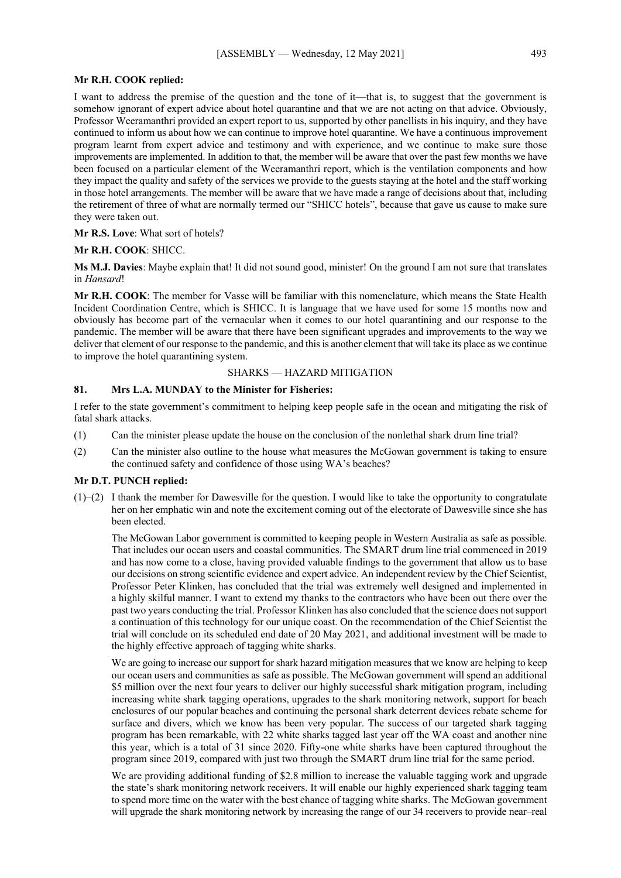**Mr R.H. COOK replied:**

I want to address the premise of the question and the tone of it—that is, to suggest that the government is somehow ignorant of expert advice about hotel quarantine and that we are not acting on that advice. Obviously, Professor Weeramanthri provided an expert report to us, supported by other panellists in his inquiry, and they have continued to inform us about how we can continue to improve hotel quarantine. We have a continuous improvement program learnt from expert advice and testimony and with experience, and we continue to make sure those improvements are implemented. In addition to that, the member will be aware that over the past few months we have been focused on a particular element of the Weeramanthri report, which is the ventilation components and how they impact the quality and safety of the services we provide to the guests staying at the hotel and the staff working in those hotel arrangements. The member will be aware that we have made a range of decisions about that, including the retirement of three of what are normally termed our "SHICC hotels", because that gave us cause to make sure they were taken out.

**Mr R.S. Love**: What sort of hotels?

**Mr R.H. COOK**: SHICC.

**Ms M.J. Davies**: Maybe explain that! It did not sound good, minister! On the ground I am not sure that translates in *Hansard*!

**Mr R.H. COOK**: The member for Vasse will be familiar with this nomenclature, which means the State Health Incident Coordination Centre, which is SHICC. It is language that we have used for some 15 months now and obviously has become part of the vernacular when it comes to our hotel quarantining and our response to the pandemic. The member will be aware that there have been significant upgrades and improvements to the way we deliver that element of our response to the pandemic, and this is another element that will take its place as we continue to improve the hotel quarantining system.

## SHARKS — HAZARD MITIGATION

**81. Mrs L.A. MUNDAY to the Minister for Fisheries:**

I refer to the state government's commitment to helping keep people safe in the ocean and mitigating the risk of fatal shark attacks.

(1) Can the minister please update the house on the conclusion of the nonlethal shark drum line trial?

(2) Can the minister also outline to the house what measures the McGowan government is taking to ensure the continued safety and confidence of those using WA's beaches?

**Mr D.T. PUNCH replied:**

(1)–(2) I thank the member for Dawesville for the question. I would like to take the opportunity to congratulate her on her emphatic win and note the excitement coming out of the electorate of Dawesville since she has been elected.

The McGowan Labor government is committed to keeping people in Western Australia as safe as possible. That includes our ocean users and coastal communities. The SMART drum line trial commenced in 2019 and has now come to a close, having provided valuable findings to the government that allow us to base our decisions on strong scientific evidence and expert advice. An independent review by the Chief Scientist, Professor Peter Klinken, has concluded that the trial was extremely well designed and implemented in a highly skilful manner. I want to extend my thanks to the contractors who have been out there over the past two years conducting the trial. Professor Klinken has also concluded that the science does not support a continuation of this technology for our unique coast. On the recommendation of the Chief Scientist the trial will conclude on its scheduled end date of 20 May 2021, and additional investment will be made to the highly effective approach of tagging white sharks.

We are going to increase our support for shark hazard mitigation measures that we know are helping to keep our ocean users and communities as safe as possible. The McGowan government will spend an additional $5 million over the next four years to deliver our highly successful shark mitigation program, including increasing white shark tagging operations, upgrades to the shark monitoring network, support for beach enclosures of our popular beaches and continuing the personal shark deterrent devices rebate scheme for surface and divers, which we know has been very popular. The success of our targeted shark tagging program has been remarkable, with 22 white sharks tagged last year off the WA coast and another nine this year, which is a total of 31 since 2020. Fifty-one white sharks have been captured throughout the program since 2019, compared with just two through the SMART drum line trial for the same period.

We are providing additional funding of $2.8 million to increase the valuable tagging work and upgrade the state's shark monitoring network receivers. It will enable our highly experienced shark tagging team to spend more time on the water with the best chance of tagging white sharks. The McGowan government will upgrade the shark monitoring network by increasing the range of our 34 receivers to provide near–real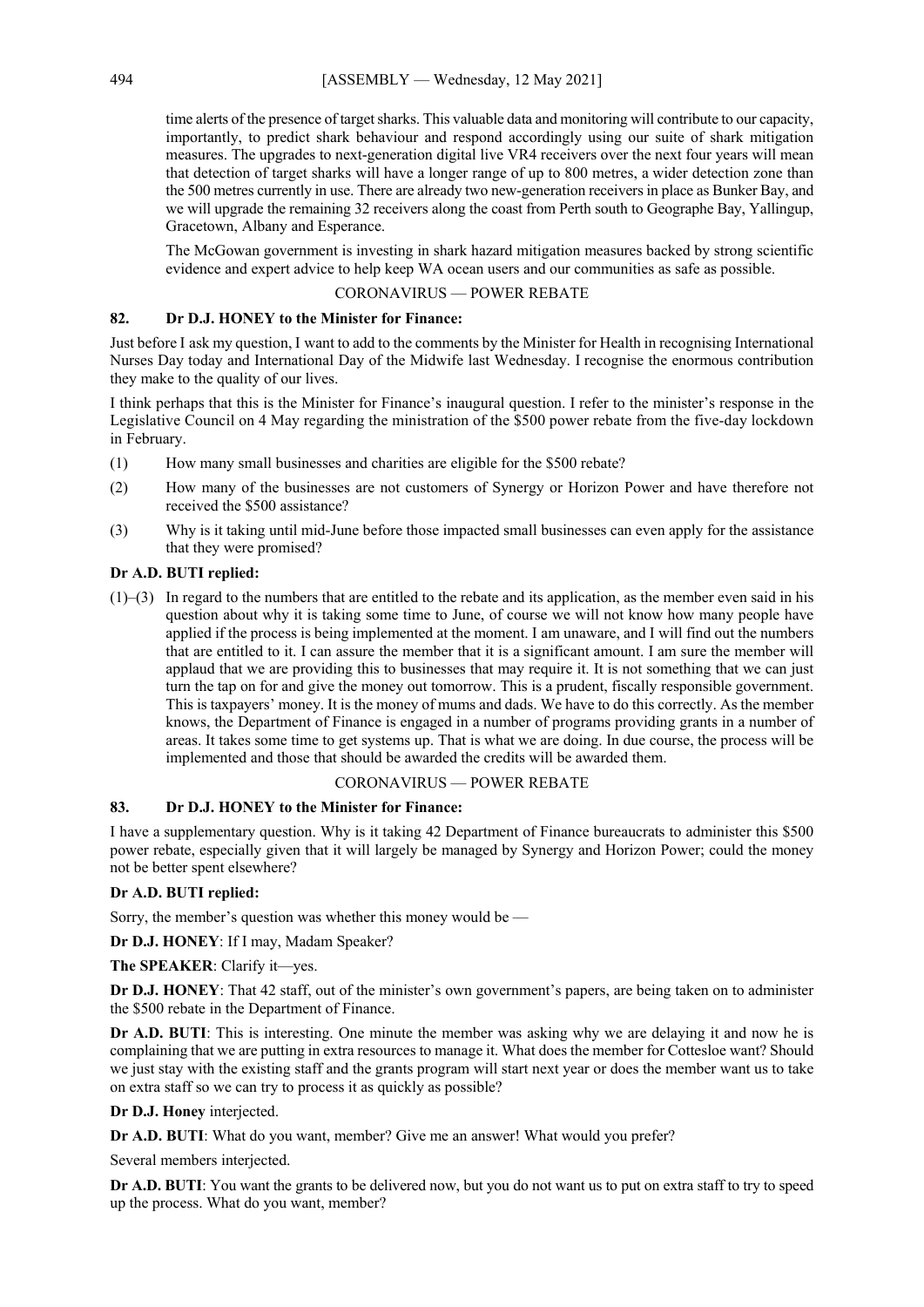time alerts of the presence of target sharks. This valuable data and monitoring will contribute to our capacity, importantly, to predict shark behaviour and respond accordingly using our suite of shark mitigation measures. The upgrades to next-generation digital live VR4 receivers over the next four years will mean that detection of target sharks will have a longer range of up to 800 metres, a wider detection zone than the 500 metres currently in use. There are already two new-generation receivers in place as Bunker Bay, and we will upgrade the remaining 32 receivers along the coast from Perth south to Geographe Bay, Yallingup, Gracetown, Albany and Esperance.

The McGowan government is investing in shark hazard mitigation measures backed by strong scientific evidence and expert advice to help keep WA ocean users and our communities as safe as possible.

CORONAVIRUS — POWER REBATE

**82. Dr D.J. HONEY to the Minister for Finance:**

Just before I ask my question, I want to add to the comments by the Minister for Health in recognising International Nurses Day today and International Day of the Midwife last Wednesday. I recognise the enormous contribution they make to the quality of our lives.

I think perhaps that this is the Minister for Finance's inaugural question. I refer to the minister's response in the Legislative Council on 4 May regarding the ministration of the $500 power rebate from the five-day lockdown in February.

(1) How many small businesses and charities are eligible for the $500 rebate?

(2) How many of the businesses are not customers of Synergy or Horizon Power and have therefore not received the $500 assistance?

(3) Why is it taking until mid-June before those impacted small businesses can even apply for the assistance that they were promised?

**Dr A.D. BUTI replied:**

(1)–(3) In regard to the numbers that are entitled to the rebate and its application, as the member even said in his question about why it is taking some time to June, of course we will not know how many people have applied if the process is being implemented at the moment. I am unaware, and I will find out the numbers that are entitled to it. I can assure the member that it is a significant amount. I am sure the member will applaud that we are providing this to businesses that may require it. It is not something that we can just turn the tap on for and give the money out tomorrow. This is a prudent, fiscally responsible government. This is taxpayers' money. It is the money of mums and dads. We have to do this correctly. As the member knows, the Department of Finance is engaged in a number of programs providing grants in a number of areas. It takes some time to get systems up. That is what we are doing. In due course, the process will be implemented and those that should be awarded the credits will be awarded them.

CORONAVIRUS — POWER REBATE

**83. Dr D.J. HONEY to the Minister for Finance:**

I have a supplementary question. Why is it taking 42 Department of Finance bureaucrats to administer this $500 power rebate, especially given that it will largely be managed by Synergy and Horizon Power; could the money not be better spent elsewhere?

**Dr A.D. BUTI replied:**

Sorry, the member's question was whether this money would be —

**Dr D.J. HONEY**: If I may, Madam Speaker?

**The SPEAKER**: Clarify it—yes.

**Dr D.J. HONEY**: That 42 staff, out of the minister's own government's papers, are being taken on to administer the $500 rebate in the Department of Finance.

**Dr A.D. BUTI**: This is interesting. One minute the member was asking why we are delaying it and now he is complaining that we are putting in extra resources to manage it. What does the member for Cottesloe want? Should we just stay with the existing staff and the grants program will start next year or does the member want us to take on extra staff so we can try to process it as quickly as possible?

**Dr D.J. Honey** interjected.

**Dr A.D. BUTI**: What do you want, member? Give me an answer! What would you prefer?

Several members interjected.

**Dr A.D. BUTI**: You want the grants to be delivered now, but you do not want us to put on extra staff to try to speed up the process. What do you want, member?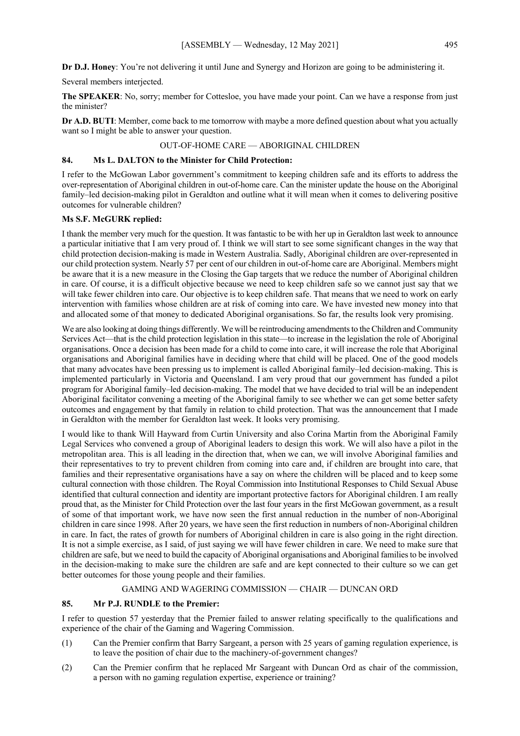**Dr D.J. Honey**: You're not delivering it until June and Synergy and Horizon are going to be administering it.

Several members interjected.

**The SPEAKER**: No, sorry; member for Cottesloe, you have made your point. Can we have a response from just the minister?

**Dr A.D. BUTI**: Member, come back to me tomorrow with maybe a more defined question about what you actually want so I might be able to answer your question.

## OUT-OF-HOME CARE — ABORIGINAL CHILDREN

### 84. Ms L. DALTON to the Minister for Child Protection:

I refer to the McGowan Labor government's commitment to keeping children safe and its efforts to address the over-representation of Aboriginal children in out-of-home care. Can the minister update the house on the Aboriginal family–led decision-making pilot in Geraldton and outline what it will mean when it comes to delivering positive outcomes for vulnerable children?

**Ms S.F. McGURK replied:**

I thank the member very much for the question. It was fantastic to be with her up in Geraldton last week to announce a particular initiative that I am very proud of. I think we will start to see some significant changes in the way that child protection decision-making is made in Western Australia. Sadly, Aboriginal children are over-represented in our child protection system. Nearly 57 per cent of our children in out-of-home care are Aboriginal. Members might be aware that it is a new measure in the Closing the Gap targets that we reduce the number of Aboriginal children in care. Of course, it is a difficult objective because we need to keep children safe so we cannot just say that we will take fewer children into care. Our objective is to keep children safe. That means that we need to work on early intervention with families whose children are at risk of coming into care. We have invested new money into that and allocated some of that money to dedicated Aboriginal organisations. So far, the results look very promising.

We are also looking at doing things differently. We will be reintroducing amendments to the Children and Community Services Act—that is the child protection legislation in this state—to increase in the legislation the role of Aboriginal organisations. Once a decision has been made for a child to come into care, it will increase the role that Aboriginal organisations and Aboriginal families have in deciding where that child will be placed. One of the good models that many advocates have been pressing us to implement is called Aboriginal family–led decision-making. This is implemented particularly in Victoria and Queensland. I am very proud that our government has funded a pilot program for Aboriginal family–led decision-making. The model that we have decided to trial will be an independent Aboriginal facilitator convening a meeting of the Aboriginal family to see whether we can get some better safety outcomes and engagement by that family in relation to child protection. That was the announcement that I made in Geraldton with the member for Geraldton last week. It looks very promising.

I would like to thank Will Hayward from Curtin University and also Corina Martin from the Aboriginal Family Legal Services who convened a group of Aboriginal leaders to design this work. We will also have a pilot in the metropolitan area. This is all leading in the direction that, when we can, we will involve Aboriginal families and their representatives to try to prevent children from coming into care and, if children are brought into care, that families and their representative organisations have a say on where the children will be placed and to keep some cultural connection with those children. The Royal Commission into Institutional Responses to Child Sexual Abuse identified that cultural connection and identity are important protective factors for Aboriginal children. I am really proud that, as the Minister for Child Protection over the last four years in the first McGowan government, as a result of some of that important work, we have now seen the first annual reduction in the number of non-Aboriginal children in care since 1998. After 20 years, we have seen the first reduction in numbers of non-Aboriginal children in care. In fact, the rates of growth for numbers of Aboriginal children in care is also going in the right direction. It is not a simple exercise, as I said, of just saying we will have fewer children in care. We need to make sure that children are safe, but we need to build the capacity of Aboriginal organisations and Aboriginal families to be involved in the decision-making to make sure the children are safe and are kept connected to their culture so we can get better outcomes for those young people and their families.

## GAMING AND WAGERING COMMISSION — CHAIR — DUNCAN ORD

### 85. Mr P.J. RUNDLE to the Premier:

I refer to question 57 yesterday that the Premier failed to answer relating specifically to the qualifications and experience of the chair of the Gaming and Wagering Commission.

(1) Can the Premier confirm that Barry Sargeant, a person with 25 years of gaming regulation experience, is to leave the position of chair due to the machinery-of-government changes?

(2) Can the Premier confirm that he replaced Mr Sargeant with Duncan Ord as chair of the commission, a person with no gaming regulation expertise, experience or training?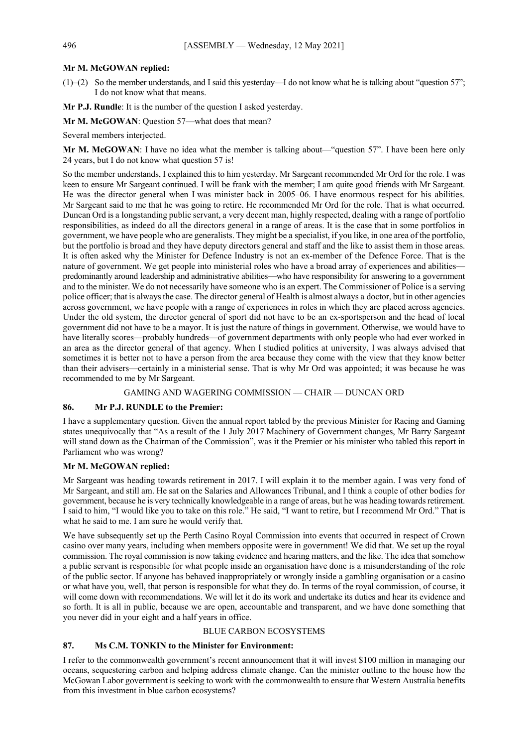**Mr M. McGOWAN replied:**

(1)–(2) So the member understands, and I said this yesterday—I do not know what he is talking about "question 57"; I do not know what that means.

**Mr P.J. Rundle**: It is the number of the question I asked yesterday.

**Mr M. McGOWAN**: Question 57—what does that mean?

Several members interjected.

**Mr M. McGOWAN**: I have no idea what the member is talking about—"question 57". I have been here only 24 years, but I do not know what question 57 is!

So the member understands, I explained this to him yesterday. Mr Sargeant recommended Mr Ord for the role. I was keen to ensure Mr Sargeant continued. I will be frank with the member; I am quite good friends with Mr Sargeant. He was the director general when I was minister back in 2005–06. I have enormous respect for his abilities. Mr Sargeant said to me that he was going to retire. He recommended Mr Ord for the role. That is what occurred. Duncan Ord is a longstanding public servant, a very decent man, highly respected, dealing with a range of portfolio responsibilities, as indeed do all the directors general in a range of areas. It is the case that in some portfolios in government, we have people who are generalists. They might be a specialist, if you like, in one area of the portfolio, but the portfolio is broad and they have deputy directors general and staff and the like to assist them in those areas. It is often asked why the Minister for Defence Industry is not an ex-member of the Defence Force. That is the nature of government. We get people into ministerial roles who have a broad array of experiences and abilities—predominantly around leadership and administrative abilities—who have responsibility for answering to a government and to the minister. We do not necessarily have someone who is an expert. The Commissioner of Police is a serving police officer; that is always the case. The director general of Health is almost always a doctor, but in other agencies across government, we have people with a range of experiences in roles in which they are placed across agencies. Under the old system, the director general of sport did not have to be an ex-sportsperson and the head of local government did not have to be a mayor. It is just the nature of things in government. Otherwise, we would have to have literally scores—probably hundreds—of government departments with only people who had ever worked in an area as the director general of that agency. When I studied politics at university, I was always advised that sometimes it is better not to have a person from the area because they come with the view that they know better than their advisers—certainly in a ministerial sense. That is why Mr Ord was appointed; it was because he was recommended to me by Mr Sargeant.

GAMING AND WAGERING COMMISSION — CHAIR — DUNCAN ORD

**86. Mr P.J. RUNDLE to the Premier:**

I have a supplementary question. Given the annual report tabled by the previous Minister for Racing and Gaming states unequivocally that "As a result of the 1 July 2017 Machinery of Government changes, Mr Barry Sargeant will stand down as the Chairman of the Commission", was it the Premier or his minister who tabled this report in Parliament who was wrong?

**Mr M. McGOWAN replied:**

Mr Sargeant was heading towards retirement in 2017. I will explain it to the member again. I was very fond of Mr Sargeant, and still am. He sat on the Salaries and Allowances Tribunal, and I think a couple of other bodies for government, because he is very technically knowledgeable in a range of areas, but he was heading towards retirement. I said to him, "I would like you to take on this role." He said, "I want to retire, but I recommend Mr Ord." That is what he said to me. I am sure he would verify that.

We have subsequently set up the Perth Casino Royal Commission into events that occurred in respect of Crown casino over many years, including when members opposite were in government! We did that. We set up the royal commission. The royal commission is now taking evidence and hearing matters, and the like. The idea that somehow a public servant is responsible for what people inside an organisation have done is a misunderstanding of the role of the public sector. If anyone has behaved inappropriately or wrongly inside a gambling organisation or a casino or what have you, well, that person is responsible for what they do. In terms of the royal commission, of course, it will come down with recommendations. We will let it do its work and undertake its duties and hear its evidence and so forth. It is all in public, because we are open, accountable and transparent, and we have done something that you never did in your eight and a half years in office.

BLUE CARBON ECOSYSTEMS

**87. Ms C.M. TONKIN to the Minister for Environment:**

I refer to the commonwealth government's recent announcement that it will invest $100 million in managing our oceans, sequestering carbon and helping address climate change. Can the minister outline to the house how the McGowan Labor government is seeking to work with the commonwealth to ensure that Western Australia benefits from this investment in blue carbon ecosystems?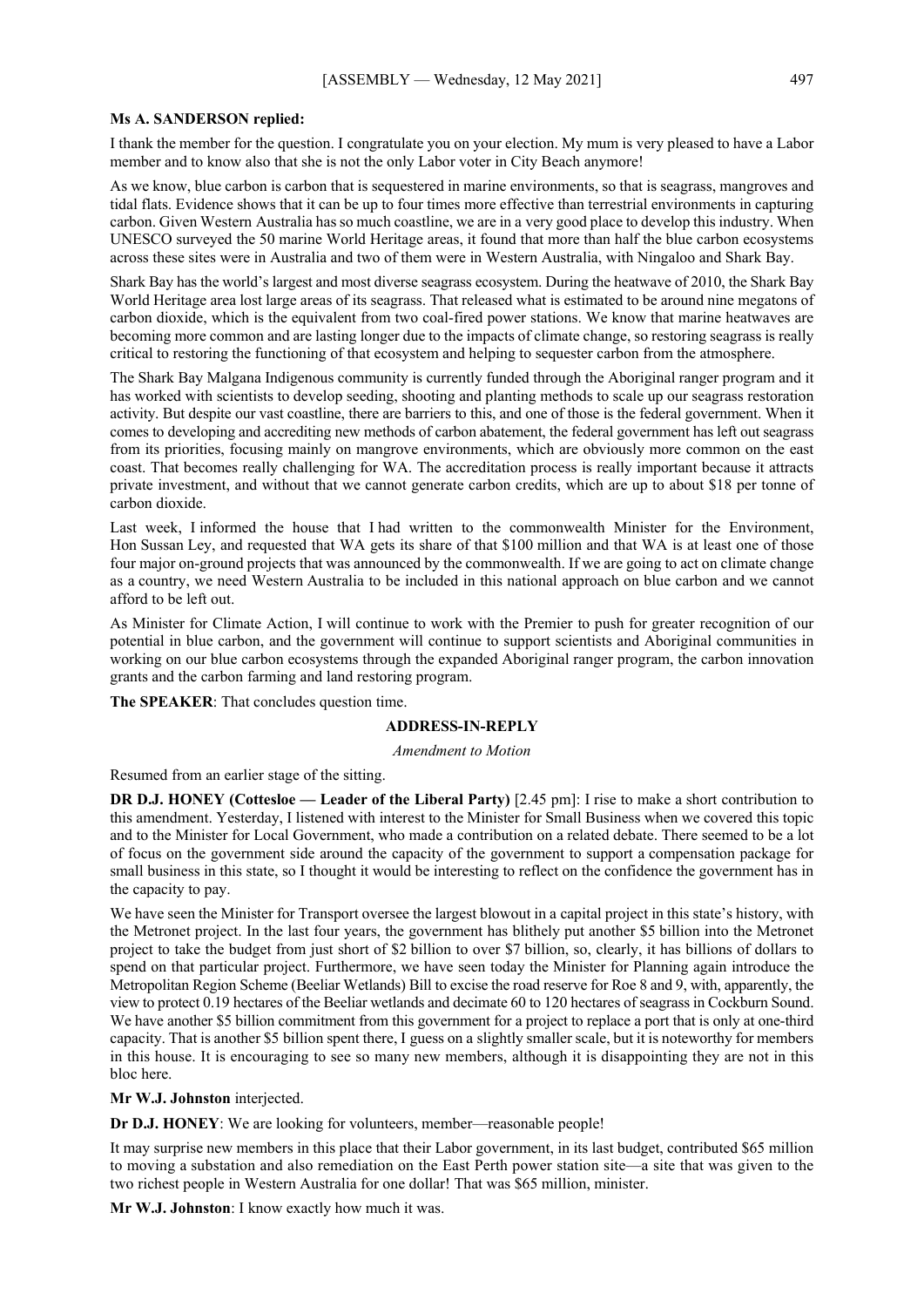**Ms A. SANDERSON replied:**

I thank the member for the question. I congratulate you on your election. My mum is very pleased to have a Labor member and to know also that she is not the only Labor voter in City Beach anymore!

As we know, blue carbon is carbon that is sequestered in marine environments, so that is seagrass, mangroves and tidal flats. Evidence shows that it can be up to four times more effective than terrestrial environments in capturing carbon. Given Western Australia has so much coastline, we are in a very good place to develop this industry. When UNESCO surveyed the 50 marine World Heritage areas, it found that more than half the blue carbon ecosystems across these sites were in Australia and two of them were in Western Australia, with Ningaloo and Shark Bay.

Shark Bay has the world's largest and most diverse seagrass ecosystem. During the heatwave of 2010, the Shark Bay World Heritage area lost large areas of its seagrass. That released what is estimated to be around nine megatons of carbon dioxide, which is the equivalent from two coal-fired power stations. We know that marine heatwaves are becoming more common and are lasting longer due to the impacts of climate change, so restoring seagrass is really critical to restoring the functioning of that ecosystem and helping to sequester carbon from the atmosphere.

The Shark Bay Malgana Indigenous community is currently funded through the Aboriginal ranger program and it has worked with scientists to develop seeding, shooting and planting methods to scale up our seagrass restoration activity. But despite our vast coastline, there are barriers to this, and one of those is the federal government. When it comes to developing and accrediting new methods of carbon abatement, the federal government has left out seagrass from its priorities, focusing mainly on mangrove environments, which are obviously more common on the east coast. That becomes really challenging for WA. The accreditation process is really important because it attracts private investment, and without that we cannot generate carbon credits, which are up to about $18 per tonne of carbon dioxide.

Last week, I informed the house that I had written to the commonwealth Minister for the Environment, Hon Sussan Ley, and requested that WA gets its share of that $100 million and that WA is at least one of those four major on-ground projects that was announced by the commonwealth. If we are going to act on climate change as a country, we need Western Australia to be included in this national approach on blue carbon and we cannot afford to be left out.

As Minister for Climate Action, I will continue to work with the Premier to push for greater recognition of our potential in blue carbon, and the government will continue to support scientists and Aboriginal communities in working on our blue carbon ecosystems through the expanded Aboriginal ranger program, the carbon innovation grants and the carbon farming and land restoring program.

**The SPEAKER**: That concludes question time.

## ADDRESS-IN-REPLY

*Amendment to Motion*

Resumed from an earlier stage of the sitting.

**DR D.J. HONEY (Cottesloe — Leader of the Liberal Party)** [2.45 pm]: I rise to make a short contribution to this amendment. Yesterday, I listened with interest to the Minister for Small Business when we covered this topic and to the Minister for Local Government, who made a contribution on a related debate. There seemed to be a lot of focus on the government side around the capacity of the government to support a compensation package for small business in this state, so I thought it would be interesting to reflect on the confidence the government has in the capacity to pay.

We have seen the Minister for Transport oversee the largest blowout in a capital project in this state's history, with the Metronet project. In the last four years, the government has blithely put another $5 billion into the Metronet project to take the budget from just short of $2 billion to over $7 billion, so, clearly, it has billions of dollars to spend on that particular project. Furthermore, we have seen today the Minister for Planning again introduce the Metropolitan Region Scheme (Beeliar Wetlands) Bill to excise the road reserve for Roe 8 and 9, with, apparently, the view to protect 0.19 hectares of the Beeliar wetlands and decimate 60 to 120 hectares of seagrass in Cockburn Sound. We have another $5 billion commitment from this government for a project to replace a port that is only at one-third capacity. That is another $5 billion spent there, I guess on a slightly smaller scale, but it is noteworthy for members in this house. It is encouraging to see so many new members, although it is disappointing they are not in this bloc here.

**Mr W.J. Johnston** interjected.

**Dr D.J. HONEY**: We are looking for volunteers, member—reasonable people!

It may surprise new members in this place that their Labor government, in its last budget, contributed $65 million to moving a substation and also remediation on the East Perth power station site—a site that was given to the two richest people in Western Australia for one dollar! That was $65 million, minister.

**Mr W.J. Johnston**: I know exactly how much it was.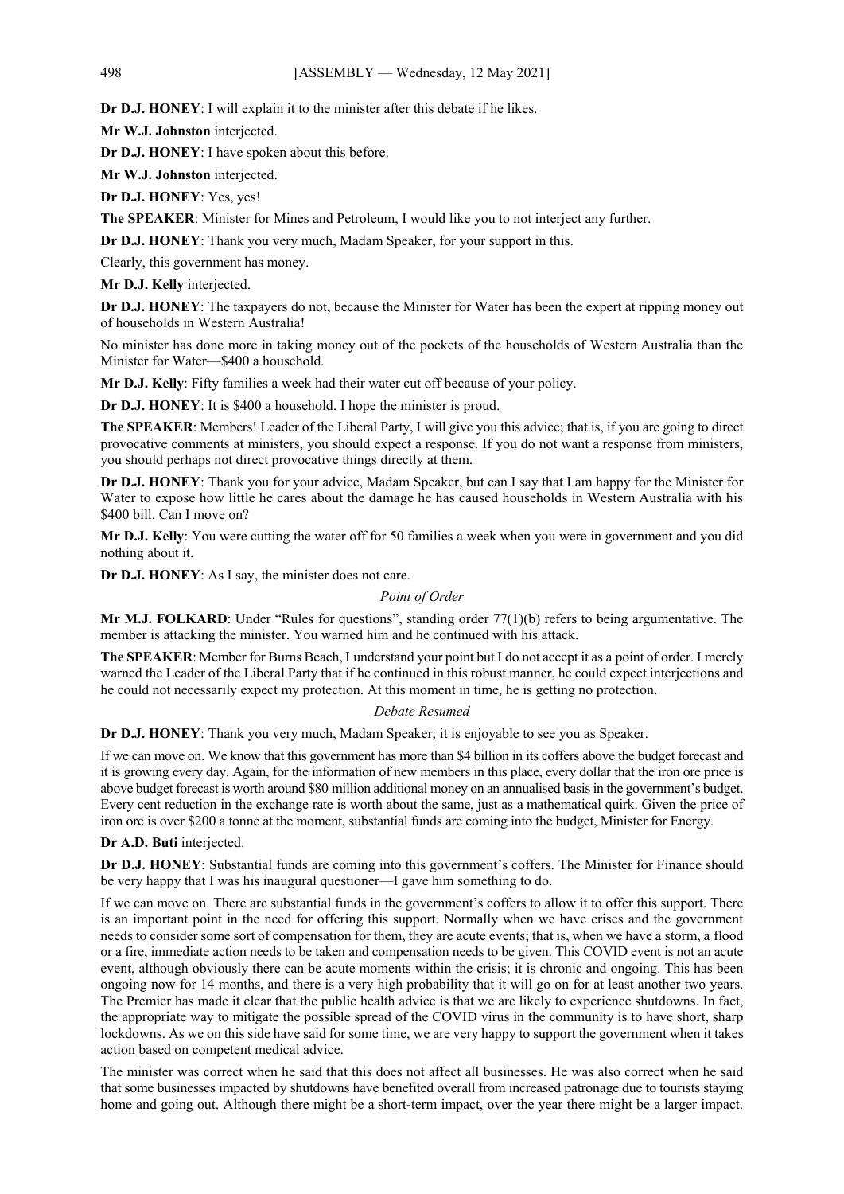**Dr D.J. HONEY**: I will explain it to the minister after this debate if he likes.

**Mr W.J. Johnston** interjected.

**Dr D.J. HONEY**: I have spoken about this before.

**Mr W.J. Johnston** interjected.

**Dr D.J. HONEY**: Yes, yes!

**The SPEAKER**: Minister for Mines and Petroleum, I would like you to not interject any further.

**Dr D.J. HONEY**: Thank you very much, Madam Speaker, for your support in this.

Clearly, this government has money.

**Mr D.J. Kelly** interjected.

**Dr D.J. HONEY**: The taxpayers do not, because the Minister for Water has been the expert at ripping money out of households in Western Australia!

No minister has done more in taking money out of the pockets of the households of Western Australia than the Minister for Water—$400 a household.

**Mr D.J. Kelly**: Fifty families a week had their water cut off because of your policy.

**Dr D.J. HONEY**: It is $400 a household. I hope the minister is proud.

**The SPEAKER**: Members! Leader of the Liberal Party, I will give you this advice; that is, if you are going to direct provocative comments at ministers, you should expect a response. If you do not want a response from ministers, you should perhaps not direct provocative things directly at them.

**Dr D.J. HONEY**: Thank you for your advice, Madam Speaker, but can I say that I am happy for the Minister for Water to expose how little he cares about the damage he has caused households in Western Australia with his $400 bill. Can I move on?

**Mr D.J. Kelly**: You were cutting the water off for 50 families a week when you were in government and you did nothing about it.

**Dr D.J. HONEY**: As I say, the minister does not care.

*Point of Order*

**Mr M.J. FOLKARD**: Under "Rules for questions", standing order 77(1)(b) refers to being argumentative. The member is attacking the minister. You warned him and he continued with his attack.

**The SPEAKER**: Member for Burns Beach, I understand your point but I do not accept it as a point of order. I merely warned the Leader of the Liberal Party that if he continued in this robust manner, he could expect interjections and he could not necessarily expect my protection. At this moment in time, he is getting no protection.

*Debate Resumed*

**Dr D.J. HONEY**: Thank you very much, Madam Speaker; it is enjoyable to see you as Speaker.

If we can move on. We know that this government has more than $4 billion in its coffers above the budget forecast and it is growing every day. Again, for the information of new members in this place, every dollar that the iron ore price is above budget forecast is worth around $80 million additional money on an annualised basis in the government's budget. Every cent reduction in the exchange rate is worth about the same, just as a mathematical quirk. Given the price of iron ore is over $200 a tonne at the moment, substantial funds are coming into the budget, Minister for Energy.

**Dr A.D. Buti** interjected.

**Dr D.J. HONEY**: Substantial funds are coming into this government's coffers. The Minister for Finance should be very happy that I was his inaugural questioner—I gave him something to do.

If we can move on. There are substantial funds in the government's coffers to allow it to offer this support. There is an important point in the need for offering this support. Normally when we have crises and the government needs to consider some sort of compensation for them, they are acute events; that is, when we have a storm, a flood or a fire, immediate action needs to be taken and compensation needs to be given. This COVID event is not an acute event, although obviously there can be acute moments within the crisis; it is chronic and ongoing. This has been ongoing now for 14 months, and there is a very high probability that it will go on for at least another two years. The Premier has made it clear that the public health advice is that we are likely to experience shutdowns. In fact, the appropriate way to mitigate the possible spread of the COVID virus in the community is to have short, sharp lockdowns. As we on this side have said for some time, we are very happy to support the government when it takes action based on competent medical advice.

The minister was correct when he said that this does not affect all businesses. He was also correct when he said that some businesses impacted by shutdowns have benefited overall from increased patronage due to tourists staying home and going out. Although there might be a short-term impact, over the year there might be a larger impact.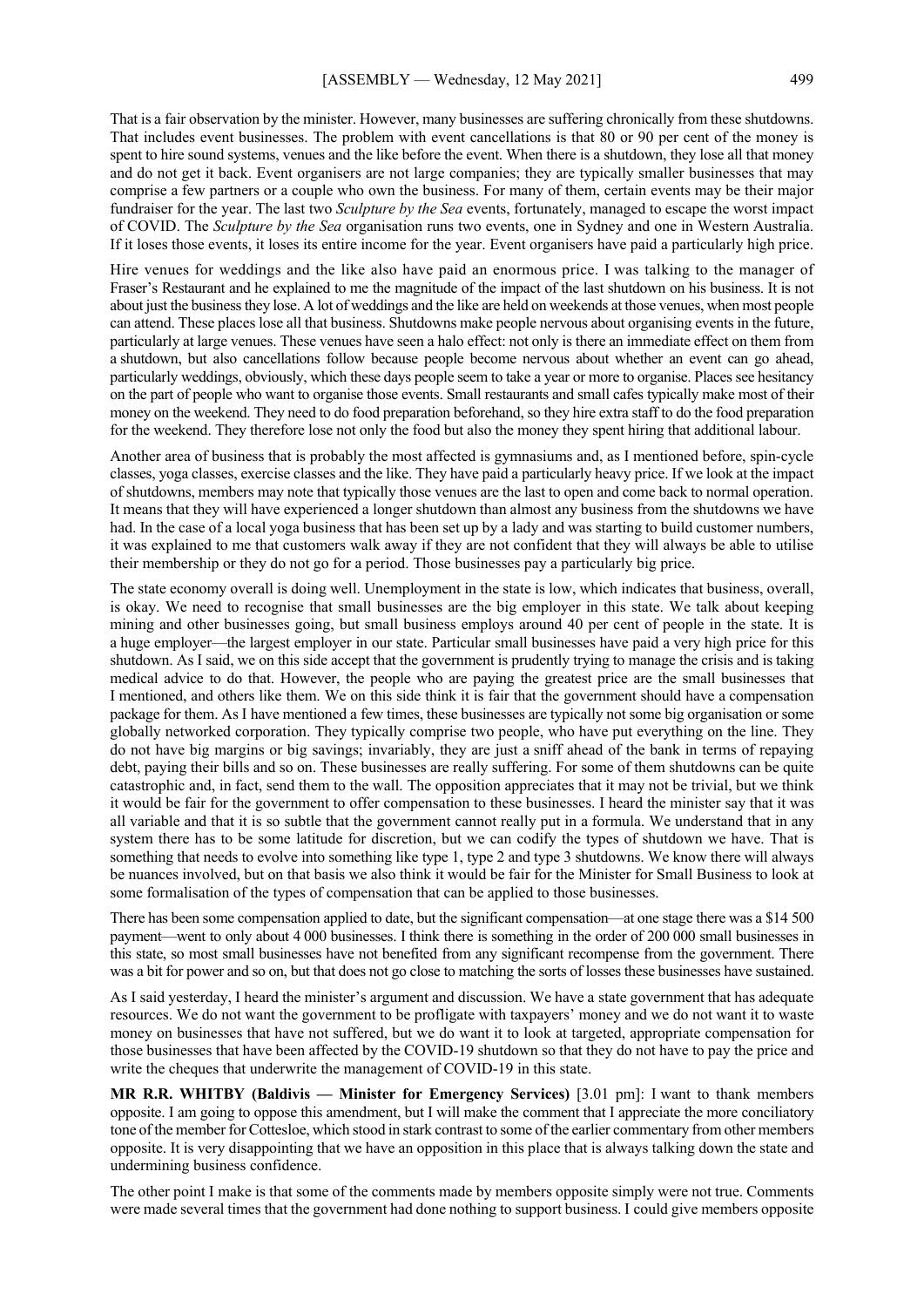That is a fair observation by the minister. However, many businesses are suffering chronically from these shutdowns. That includes event businesses. The problem with event cancellations is that 80 or 90 per cent of the money is spent to hire sound systems, venues and the like before the event. When there is a shutdown, they lose all that money and do not get it back. Event organisers are not large companies; they are typically smaller businesses that may comprise a few partners or a couple who own the business. For many of them, certain events may be their major fundraiser for the year. The last two *Sculpture by the Sea* events, fortunately, managed to escape the worst impact of COVID. The *Sculpture by the Sea* organisation runs two events, one in Sydney and one in Western Australia. If it loses those events, it loses its entire income for the year. Event organisers have paid a particularly high price.

Hire venues for weddings and the like also have paid an enormous price. I was talking to the manager of Fraser's Restaurant and he explained to me the magnitude of the impact of the last shutdown on his business. It is not about just the business they lose. A lot of weddings and the like are held on weekends at those venues, when most people can attend. These places lose all that business. Shutdowns make people nervous about organising events in the future, particularly at large venues. These venues have seen a halo effect: not only is there an immediate effect on them from a shutdown, but also cancellations follow because people become nervous about whether an event can go ahead, particularly weddings, obviously, which these days people seem to take a year or more to organise. Places see hesitancy on the part of people who want to organise those events. Small restaurants and small cafes typically make most of their money on the weekend. They need to do food preparation beforehand, so they hire extra staff to do the food preparation for the weekend. They therefore lose not only the food but also the money they spent hiring that additional labour.

Another area of business that is probably the most affected is gymnasiums and, as I mentioned before, spin-cycle classes, yoga classes, exercise classes and the like. They have paid a particularly heavy price. If we look at the impact of shutdowns, members may note that typically those venues are the last to open and come back to normal operation. It means that they will have experienced a longer shutdown than almost any business from the shutdowns we have had. In the case of a local yoga business that has been set up by a lady and was starting to build customer numbers, it was explained to me that customers walk away if they are not confident that they will always be able to utilise their membership or they do not go for a period. Those businesses pay a particularly big price.

The state economy overall is doing well. Unemployment in the state is low, which indicates that business, overall, is okay. We need to recognise that small businesses are the big employer in this state. We talk about keeping mining and other businesses going, but small business employs around 40 per cent of people in the state. It is a huge employer—the largest employer in our state. Particular small businesses have paid a very high price for this shutdown. As I said, we on this side accept that the government is prudently trying to manage the crisis and is taking medical advice to do that. However, the people who are paying the greatest price are the small businesses that I mentioned, and others like them. We on this side think it is fair that the government should have a compensation package for them. As I have mentioned a few times, these businesses are typically not some big organisation or some globally networked corporation. They typically comprise two people, who have put everything on the line. They do not have big margins or big savings; invariably, they are just a sniff ahead of the bank in terms of repaying debt, paying their bills and so on. These businesses are really suffering. For some of them shutdowns can be quite catastrophic and, in fact, send them to the wall. The opposition appreciates that it may not be trivial, but we think it would be fair for the government to offer compensation to these businesses. I heard the minister say that it was all variable and that it is so subtle that the government cannot really put in a formula. We understand that in any system there has to be some latitude for discretion, but we can codify the types of shutdown we have. That is something that needs to evolve into something like type 1, type 2 and type 3 shutdowns. We know there will always be nuances involved, but on that basis we also think it would be fair for the Minister for Small Business to look at some formalisation of the types of compensation that can be applied to those businesses.

There has been some compensation applied to date, but the significant compensation—at one stage there was a $14 500 payment—went to only about 4 000 businesses. I think there is something in the order of 200 000 small businesses in this state, so most small businesses have not benefited from any significant recompense from the government. There was a bit for power and so on, but that does not go close to matching the sorts of losses these businesses have sustained.

As I said yesterday, I heard the minister's argument and discussion. We have a state government that has adequate resources. We do not want the government to be profligate with taxpayers' money and we do not want it to waste money on businesses that have not suffered, but we do want it to look at targeted, appropriate compensation for those businesses that have been affected by the COVID-19 shutdown so that they do not have to pay the price and write the cheques that underwrite the management of COVID-19 in this state.

**MR R.R. WHITBY (Baldivis — Minister for Emergency Services)** [3.01 pm]: I want to thank members opposite. I am going to oppose this amendment, but I will make the comment that I appreciate the more conciliatory tone of the member for Cottesloe, which stood in stark contrast to some of the earlier commentary from other members opposite. It is very disappointing that we have an opposition in this place that is always talking down the state and undermining business confidence.

The other point I make is that some of the comments made by members opposite simply were not true. Comments were made several times that the government had done nothing to support business. I could give members opposite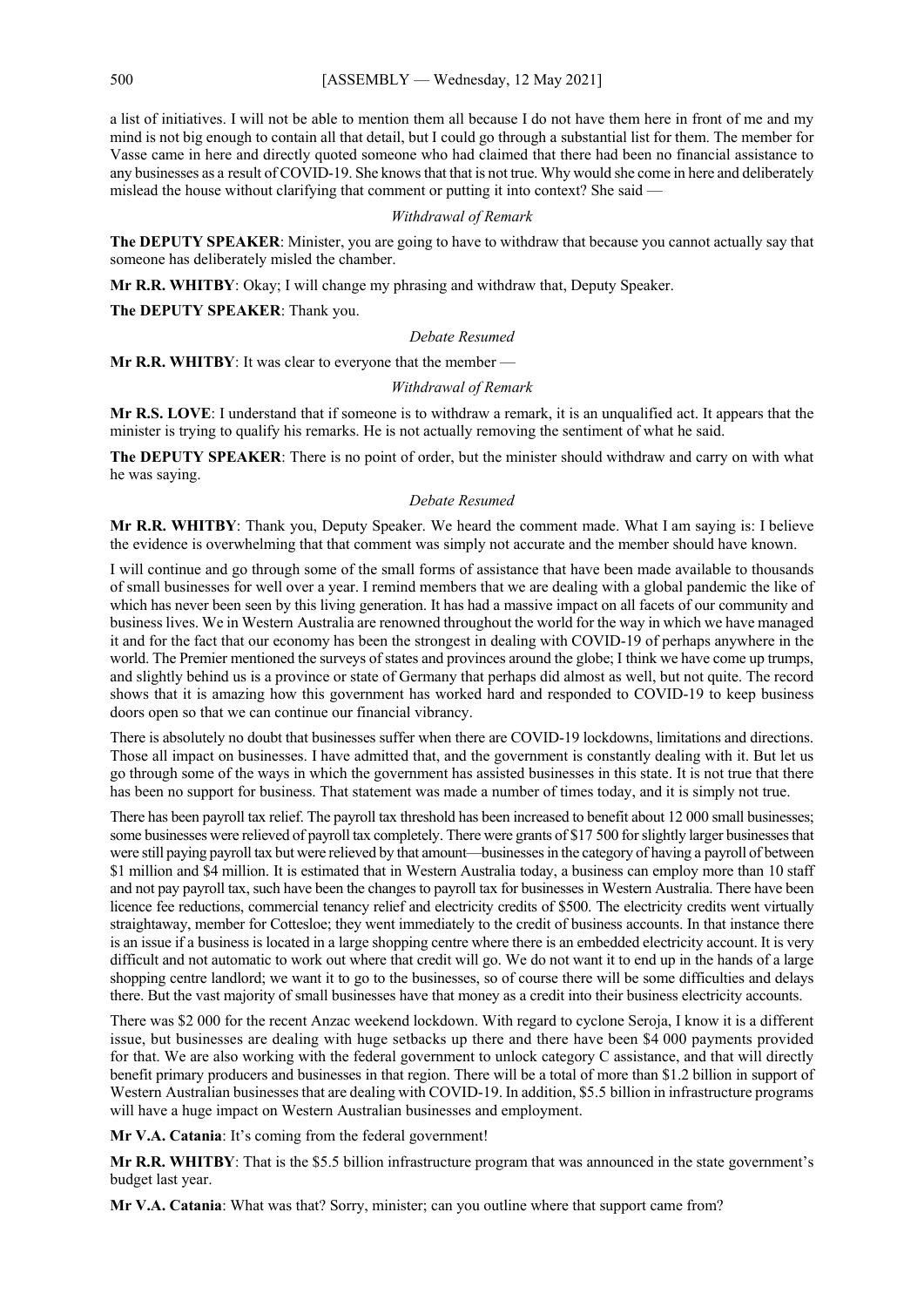a list of initiatives. I will not be able to mention them all because I do not have them here in front of me and my mind is not big enough to contain all that detail, but I could go through a substantial list for them. The member for Vasse came in here and directly quoted someone who had claimed that there had been no financial assistance to any businesses as a result of COVID-19. She knows that that is not true. Why would she come in here and deliberately mislead the house without clarifying that comment or putting it into context? She said —

*Withdrawal of Remark*

**The DEPUTY SPEAKER**: Minister, you are going to have to withdraw that because you cannot actually say that someone has deliberately misled the chamber.

**Mr R.R. WHITBY**: Okay; I will change my phrasing and withdraw that, Deputy Speaker.

**The DEPUTY SPEAKER**: Thank you.

*Debate Resumed*

**Mr R.R. WHITBY**: It was clear to everyone that the member —

*Withdrawal of Remark*

**Mr R.S. LOVE**: I understand that if someone is to withdraw a remark, it is an unqualified act. It appears that the minister is trying to qualify his remarks. He is not actually removing the sentiment of what he said.

**The DEPUTY SPEAKER**: There is no point of order, but the minister should withdraw and carry on with what he was saying.

*Debate Resumed*

**Mr R.R. WHITBY**: Thank you, Deputy Speaker. We heard the comment made. What I am saying is: I believe the evidence is overwhelming that that comment was simply not accurate and the member should have known.

I will continue and go through some of the small forms of assistance that have been made available to thousands of small businesses for well over a year. I remind members that we are dealing with a global pandemic the like of which has never been seen by this living generation. It has had a massive impact on all facets of our community and business lives. We in Western Australia are renowned throughout the world for the way in which we have managed it and for the fact that our economy has been the strongest in dealing with COVID-19 of perhaps anywhere in the world. The Premier mentioned the surveys of states and provinces around the globe; I think we have come up trumps, and slightly behind us is a province or state of Germany that perhaps did almost as well, but not quite. The record shows that it is amazing how this government has worked hard and responded to COVID-19 to keep business doors open so that we can continue our financial vibrancy.

There is absolutely no doubt that businesses suffer when there are COVID-19 lockdowns, limitations and directions. Those all impact on businesses. I have admitted that, and the government is constantly dealing with it. But let us go through some of the ways in which the government has assisted businesses in this state. It is not true that there has been no support for business. That statement was made a number of times today, and it is simply not true.

There has been payroll tax relief. The payroll tax threshold has been increased to benefit about 12 000 small businesses; some businesses were relieved of payroll tax completely. There were grants of $17 500 for slightly larger businesses that were still paying payroll tax but were relieved by that amount—businesses in the category of having a payroll of between $1 million and $4 million. It is estimated that in Western Australia today, a business can employ more than 10 staff and not pay payroll tax, such have been the changes to payroll tax for businesses in Western Australia. There have been licence fee reductions, commercial tenancy relief and electricity credits of $500. The electricity credits went virtually straightaway, member for Cottesloe; they went immediately to the credit of business accounts. In that instance there is an issue if a business is located in a large shopping centre where there is an embedded electricity account. It is very difficult and not automatic to work out where that credit will go. We do not want it to end up in the hands of a large shopping centre landlord; we want it to go to the businesses, so of course there will be some difficulties and delays there. But the vast majority of small businesses have that money as a credit into their business electricity accounts.

There was $2 000 for the recent Anzac weekend lockdown. With regard to cyclone Seroja, I know it is a different issue, but businesses are dealing with huge setbacks up there and there have been $4 000 payments provided for that. We are also working with the federal government to unlock category C assistance, and that will directly benefit primary producers and businesses in that region. There will be a total of more than $1.2 billion in support of Western Australian businesses that are dealing with COVID-19. In addition, $5.5 billion in infrastructure programs will have a huge impact on Western Australian businesses and employment.

**Mr V.A. Catania**: It's coming from the federal government!

**Mr R.R. WHITBY**: That is the $5.5 billion infrastructure program that was announced in the state government's budget last year.

**Mr V.A. Catania**: What was that? Sorry, minister; can you outline where that support came from?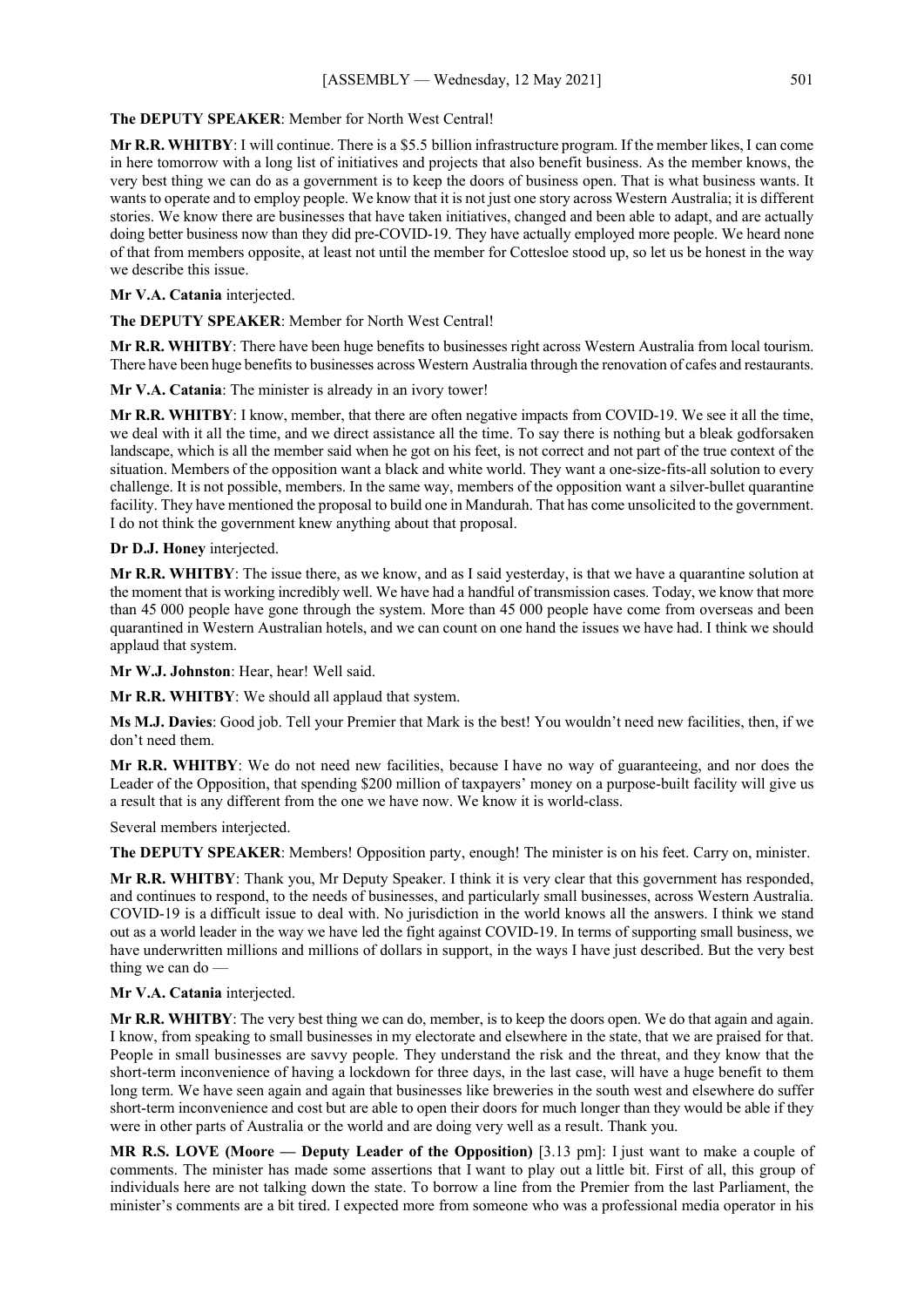**The DEPUTY SPEAKER**: Member for North West Central!

**Mr R.R. WHITBY**: I will continue. There is a $5.5 billion infrastructure program. If the member likes, I can come in here tomorrow with a long list of initiatives and projects that also benefit business. As the member knows, the very best thing we can do as a government is to keep the doors of business open. That is what business wants. It wants to operate and to employ people. We know that it is not just one story across Western Australia; it is different stories. We know there are businesses that have taken initiatives, changed and been able to adapt, and are actually doing better business now than they did pre-COVID-19. They have actually employed more people. We heard none of that from members opposite, at least not until the member for Cottesloe stood up, so let us be honest in the way we describe this issue.

**Mr V.A. Catania** interjected.

**The DEPUTY SPEAKER**: Member for North West Central!

**Mr R.R. WHITBY**: There have been huge benefits to businesses right across Western Australia from local tourism. There have been huge benefits to businesses across Western Australia through the renovation of cafes and restaurants.

**Mr V.A. Catania**: The minister is already in an ivory tower!

**Mr R.R. WHITBY**: I know, member, that there are often negative impacts from COVID-19. We see it all the time, we deal with it all the time, and we direct assistance all the time. To say there is nothing but a bleak godforsaken landscape, which is all the member said when he got on his feet, is not correct and not part of the true context of the situation. Members of the opposition want a black and white world. They want a one-size-fits-all solution to every challenge. It is not possible, members. In the same way, members of the opposition want a silver-bullet quarantine facility. They have mentioned the proposal to build one in Mandurah. That has come unsolicited to the government. I do not think the government knew anything about that proposal.

**Dr D.J. Honey** interjected.

**Mr R.R. WHITBY**: The issue there, as we know, and as I said yesterday, is that we have a quarantine solution at the moment that is working incredibly well. We have had a handful of transmission cases. Today, we know that more than 45 000 people have gone through the system. More than 45 000 people have come from overseas and been quarantined in Western Australian hotels, and we can count on one hand the issues we have had. I think we should applaud that system.

**Mr W.J. Johnston**: Hear, hear! Well said.

**Mr R.R. WHITBY**: We should all applaud that system.

**Ms M.J. Davies**: Good job. Tell your Premier that Mark is the best! You wouldn't need new facilities, then, if we don't need them.

**Mr R.R. WHITBY**: We do not need new facilities, because I have no way of guaranteeing, and nor does the Leader of the Opposition, that spending $200 million of taxpayers' money on a purpose-built facility will give us a result that is any different from the one we have now. We know it is world-class.

Several members interjected.

**The DEPUTY SPEAKER**: Members! Opposition party, enough! The minister is on his feet. Carry on, minister.

**Mr R.R. WHITBY**: Thank you, Mr Deputy Speaker. I think it is very clear that this government has responded, and continues to respond, to the needs of businesses, and particularly small businesses, across Western Australia. COVID-19 is a difficult issue to deal with. No jurisdiction in the world knows all the answers. I think we stand out as a world leader in the way we have led the fight against COVID-19. In terms of supporting small business, we have underwritten millions and millions of dollars in support, in the ways I have just described. But the very best thing we can do —

**Mr V.A. Catania** interjected.

**Mr R.R. WHITBY**: The very best thing we can do, member, is to keep the doors open. We do that again and again. I know, from speaking to small businesses in my electorate and elsewhere in the state, that we are praised for that. People in small businesses are savvy people. They understand the risk and the threat, and they know that the short-term inconvenience of having a lockdown for three days, in the last case, will have a huge benefit to them long term. We have seen again and again that businesses like breweries in the south west and elsewhere do suffer short-term inconvenience and cost but are able to open their doors for much longer than they would be able if they were in other parts of Australia or the world and are doing very well as a result. Thank you.

**MR R.S. LOVE (Moore — Deputy Leader of the Opposition)** [3.13 pm]: I just want to make a couple of comments. The minister has made some assertions that I want to play out a little bit. First of all, this group of individuals here are not talking down the state. To borrow a line from the Premier from the last Parliament, the minister's comments are a bit tired. I expected more from someone who was a professional media operator in his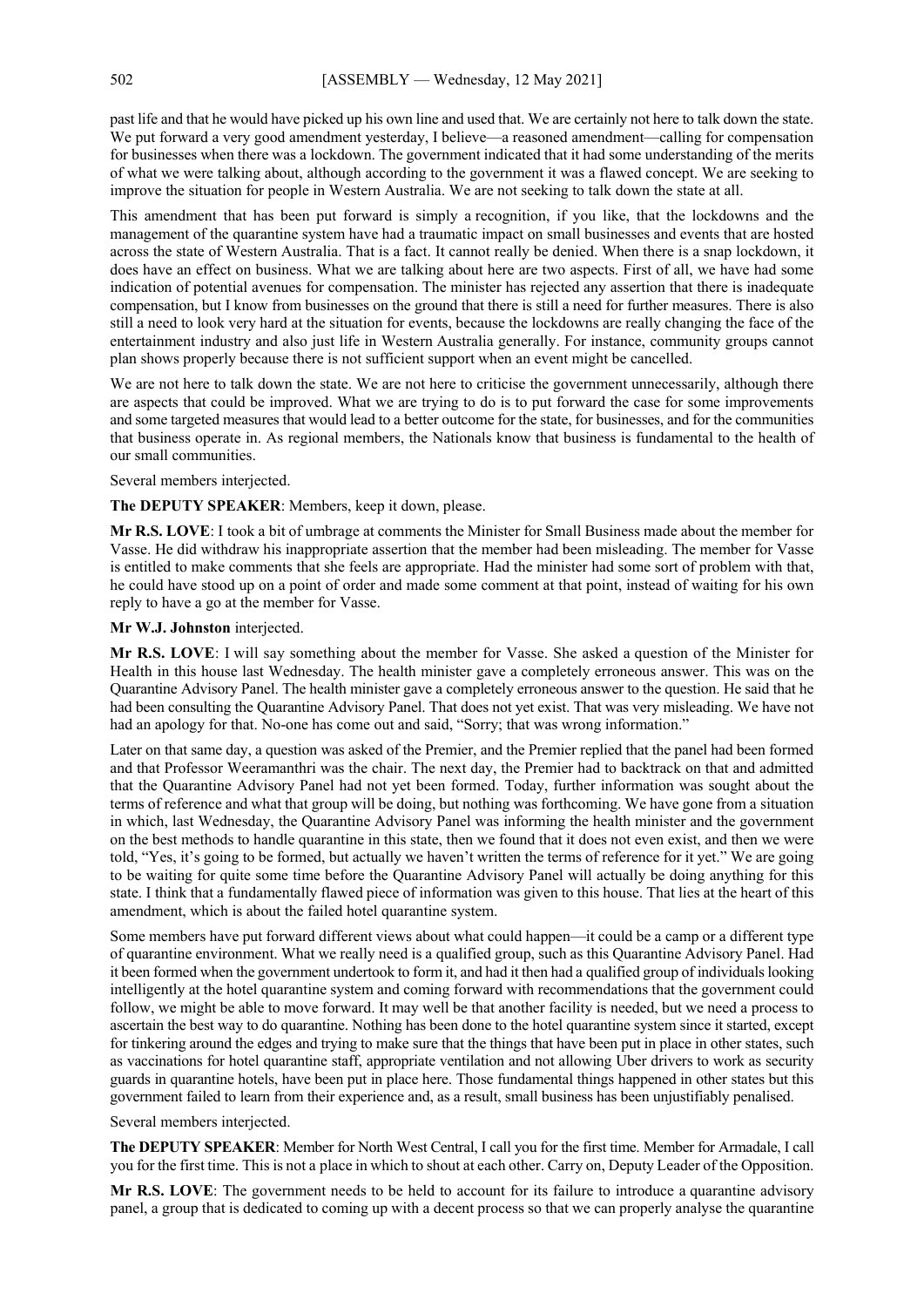past life and that he would have picked up his own line and used that. We are certainly not here to talk down the state. We put forward a very good amendment yesterday, I believe—a reasoned amendment—calling for compensation for businesses when there was a lockdown. The government indicated that it had some understanding of the merits of what we were talking about, although according to the government it was a flawed concept. We are seeking to improve the situation for people in Western Australia. We are not seeking to talk down the state at all.

This amendment that has been put forward is simply a recognition, if you like, that the lockdowns and the management of the quarantine system have had a traumatic impact on small businesses and events that are hosted across the state of Western Australia. That is a fact. It cannot really be denied. When there is a snap lockdown, it does have an effect on business. What we are talking about here are two aspects. First of all, we have had some indication of potential avenues for compensation. The minister has rejected any assertion that there is inadequate compensation, but I know from businesses on the ground that there is still a need for further measures. There is also still a need to look very hard at the situation for events, because the lockdowns are really changing the face of the entertainment industry and also just life in Western Australia generally. For instance, community groups cannot plan shows properly because there is not sufficient support when an event might be cancelled.

We are not here to talk down the state. We are not here to criticise the government unnecessarily, although there are aspects that could be improved. What we are trying to do is to put forward the case for some improvements and some targeted measures that would lead to a better outcome for the state, for businesses, and for the communities that business operate in. As regional members, the Nationals know that business is fundamental to the health of our small communities.

Several members interjected.

**The DEPUTY SPEAKER**: Members, keep it down, please.

**Mr R.S. LOVE**: I took a bit of umbrage at comments the Minister for Small Business made about the member for Vasse. He did withdraw his inappropriate assertion that the member had been misleading. The member for Vasse is entitled to make comments that she feels are appropriate. Had the minister had some sort of problem with that, he could have stood up on a point of order and made some comment at that point, instead of waiting for his own reply to have a go at the member for Vasse.

**Mr W.J. Johnston** interjected.

**Mr R.S. LOVE**: I will say something about the member for Vasse. She asked a question of the Minister for Health in this house last Wednesday. The health minister gave a completely erroneous answer. This was on the Quarantine Advisory Panel. The health minister gave a completely erroneous answer to the question. He said that he had been consulting the Quarantine Advisory Panel. That does not yet exist. That was very misleading. We have not had an apology for that. No-one has come out and said, "Sorry; that was wrong information."

Later on that same day, a question was asked of the Premier, and the Premier replied that the panel had been formed and that Professor Weeramanthri was the chair. The next day, the Premier had to backtrack on that and admitted that the Quarantine Advisory Panel had not yet been formed. Today, further information was sought about the terms of reference and what that group will be doing, but nothing was forthcoming. We have gone from a situation in which, last Wednesday, the Quarantine Advisory Panel was informing the health minister and the government on the best methods to handle quarantine in this state, then we found that it does not even exist, and then we were told, "Yes, it's going to be formed, but actually we haven't written the terms of reference for it yet." We are going to be waiting for quite some time before the Quarantine Advisory Panel will actually be doing anything for this state. I think that a fundamentally flawed piece of information was given to this house. That lies at the heart of this amendment, which is about the failed hotel quarantine system.

Some members have put forward different views about what could happen—it could be a camp or a different type of quarantine environment. What we really need is a qualified group, such as this Quarantine Advisory Panel. Had it been formed when the government undertook to form it, and had it then had a qualified group of individuals looking intelligently at the hotel quarantine system and coming forward with recommendations that the government could follow, we might be able to move forward. It may well be that another facility is needed, but we need a process to ascertain the best way to do quarantine. Nothing has been done to the hotel quarantine system since it started, except for tinkering around the edges and trying to make sure that the things that have been put in place in other states, such as vaccinations for hotel quarantine staff, appropriate ventilation and not allowing Uber drivers to work as security guards in quarantine hotels, have been put in place here. Those fundamental things happened in other states but this government failed to learn from their experience and, as a result, small business has been unjustifiably penalised.

Several members interjected.

**The DEPUTY SPEAKER**: Member for North West Central, I call you for the first time. Member for Armadale, I call you for the first time. This is not a place in which to shout at each other. Carry on, Deputy Leader of the Opposition.

**Mr R.S. LOVE**: The government needs to be held to account for its failure to introduce a quarantine advisory panel, a group that is dedicated to coming up with a decent process so that we can properly analyse the quarantine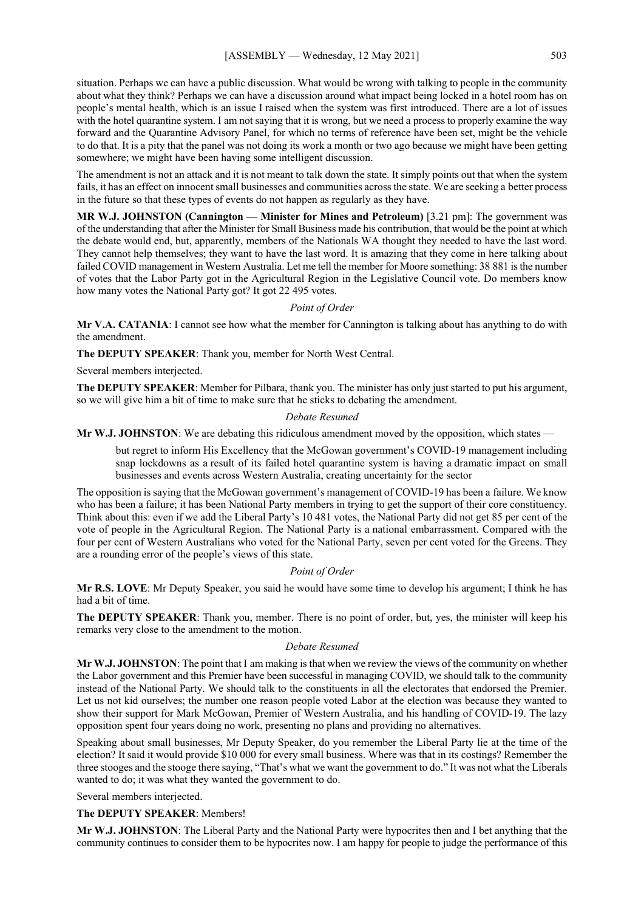situation. Perhaps we can have a public discussion. What would be wrong with talking to people in the community about what they think? Perhaps we can have a discussion around what impact being locked in a hotel room has on people's mental health, which is an issue I raised when the system was first introduced. There are a lot of issues with the hotel quarantine system. I am not saying that it is wrong, but we need a process to properly examine the way forward and the Quarantine Advisory Panel, for which no terms of reference have been set, might be the vehicle to do that. It is a pity that the panel was not doing its work a month or two ago because we might have been getting somewhere; we might have been having some intelligent discussion.

The amendment is not an attack and it is not meant to talk down the state. It simply points out that when the system fails, it has an effect on innocent small businesses and communities across the state. We are seeking a better process in the future so that these types of events do not happen as regularly as they have.

**MR W.J. JOHNSTON (Cannington — Minister for Mines and Petroleum)** [3.21 pm]: The government was of the understanding that after the Minister for Small Business made his contribution, that would be the point at which the debate would end, but, apparently, members of the Nationals WA thought they needed to have the last word. They cannot help themselves; they want to have the last word. It is amazing that they come in here talking about failed COVID management in Western Australia. Let me tell the member for Moore something: 38 881 is the number of votes that the Labor Party got in the Agricultural Region in the Legislative Council vote. Do members know how many votes the National Party got? It got 22 495 votes.

*Point of Order*

**Mr V.A. CATANIA**: I cannot see how what the member for Cannington is talking about has anything to do with the amendment.

**The DEPUTY SPEAKER**: Thank you, member for North West Central.

Several members interjected.

**The DEPUTY SPEAKER**: Member for Pilbara, thank you. The minister has only just started to put his argument, so we will give him a bit of time to make sure that he sticks to debating the amendment.

*Debate Resumed*

**Mr W.J. JOHNSTON**: We are debating this ridiculous amendment moved by the opposition, which states —

> but regret to inform His Excellency that the McGowan government's COVID-19 management including snap lockdowns as a result of its failed hotel quarantine system is having a dramatic impact on small businesses and events across Western Australia, creating uncertainty for the sector

The opposition is saying that the McGowan government's management of COVID-19 has been a failure. We know who has been a failure; it has been National Party members in trying to get the support of their core constituency. Think about this: even if we add the Liberal Party's 10 481 votes, the National Party did not get 85 per cent of the vote of people in the Agricultural Region. The National Party is a national embarrassment. Compared with the four per cent of Western Australians who voted for the National Party, seven per cent voted for the Greens. They are a rounding error of the people's views of this state.

*Point of Order*

**Mr R.S. LOVE**: Mr Deputy Speaker, you said he would have some time to develop his argument; I think he has had a bit of time.

**The DEPUTY SPEAKER**: Thank you, member. There is no point of order, but, yes, the minister will keep his remarks very close to the amendment to the motion.

*Debate Resumed*

**Mr W.J. JOHNSTON**: The point that I am making is that when we review the views of the community on whether the Labor government and this Premier have been successful in managing COVID, we should talk to the community instead of the National Party. We should talk to the constituents in all the electorates that endorsed the Premier. Let us not kid ourselves; the number one reason people voted Labor at the election was because they wanted to show their support for Mark McGowan, Premier of Western Australia, and his handling of COVID-19. The lazy opposition spent four years doing no work, presenting no plans and providing no alternatives.

Speaking about small businesses, Mr Deputy Speaker, do you remember the Liberal Party lie at the time of the election? It said it would provide $10 000 for every small business. Where was that in its costings? Remember the three stooges and the stooge there saying, "That's what we want the government to do." It was not what the Liberals wanted to do; it was what they wanted the government to do.

Several members interjected.

**The DEPUTY SPEAKER**: Members!

**Mr W.J. JOHNSTON**: The Liberal Party and the National Party were hypocrites then and I bet anything that the community continues to consider them to be hypocrites now. I am happy for people to judge the performance of this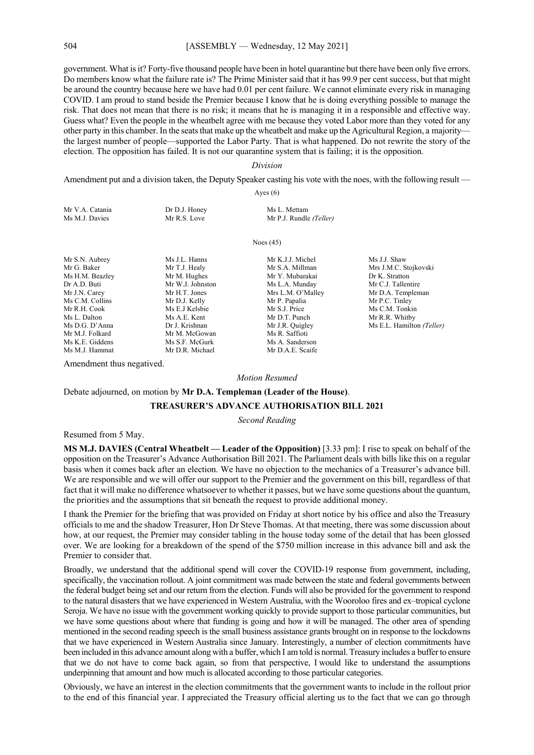government. What is it? Forty-five thousand people have been in hotel quarantine but there have been only five errors. Do members know what the failure rate is? The Prime Minister said that it has 99.9 per cent success, but that might be around the country because here we have had 0.01 per cent failure. We cannot eliminate every risk in managing COVID. I am proud to stand beside the Premier because I know that he is doing everything possible to manage the risk. That does not mean that there is no risk; it means that he is managing it in a responsible and effective way. Guess what? Even the people in the wheatbelt agree with me because they voted Labor more than they voted for any other party in this chamber. In the seats that make up the wheatbelt and make up the Agricultural Region, a majority—the largest number of people—supported the Labor Party. That is what happened. Do not rewrite the story of the election. The opposition has failed. It is not our quarantine system that is failing; it is the opposition.

*Division*

Amendment put and a division taken, the Deputy Speaker casting his vote with the noes, with the following result —

Ayes (6)

| | | |
|---|---|---|
| Mr V.A. Catania | Dr D.J. Honey | Ms L. Mettam |
| Ms M.J. Davies | Mr R.S. Love | Mr P.J. Rundle *(Teller)* |

Noes (45)

| | | | |
|---|---|---|---|
| Mr S.N. Aubrey | Ms J.L. Hanns | Mr K.J.J. Michel | Ms J.J. Shaw |
| Mr G. Baker | Mr T.J. Healy | Mr S.A. Millman | Mrs J.M.C. Stojkovski |
| Ms H.M. Beazley | Mr M. Hughes | Mr Y. Mubarakai | Dr K. Stratton |
| Dr A.D. Buti | Mr W.J. Johnston | Ms L.A. Munday | Mr C.J. Tallentire |
| Mr J.N. Carey | Mr H.T. Jones | Mrs L.M. O'Malley | Mr D.A. Templeman |
| Ms C.M. Collins | Mr D.J. Kelly | Mr P. Papalia | Mr P.C. Tinley |
| Mr R.H. Cook | Ms E.J Kelsbie | Mr S.J. Price | Ms C.M. Tonkin |
| Ms L. Dalton | Ms A.E. Kent | Mr D.T. Punch | Mr R.R. Whitby |
| Ms D.G. D'Anna | Dr J. Krishnan | Mr J.R. Quigley | Ms E.L. Hamilton *(Teller)* |
| Mr M.J. Folkard | Mr M. McGowan | Ms R. Saffioti | |
| Ms K.E. Giddens | Ms S.F. McGurk | Ms A. Sanderson | |
| Ms M.J. Hammat | Mr D.R. Michael | Mr D.A.E. Scaife | |

Amendment thus negatived.

*Motion Resumed*

Debate adjourned, on motion by **Mr D.A. Templeman (Leader of the House)**.

## TREASURER'S ADVANCE AUTHORISATION BILL 2021

*Second Reading*

Resumed from 5 May.

**MS M.J. DAVIES (Central Wheatbelt — Leader of the Opposition)** [3.33 pm]: I rise to speak on behalf of the opposition on the Treasurer's Advance Authorisation Bill 2021. The Parliament deals with bills like this on a regular basis when it comes back after an election. We have no objection to the mechanics of a Treasurer's advance bill. We are responsible and we will offer our support to the Premier and the government on this bill, regardless of that fact that it will make no difference whatsoever to whether it passes, but we have some questions about the quantum, the priorities and the assumptions that sit beneath the request to provide additional money.

I thank the Premier for the briefing that was provided on Friday at short notice by his office and also the Treasury officials to me and the shadow Treasurer, Hon Dr Steve Thomas. At that meeting, there was some discussion about how, at our request, the Premier may consider tabling in the house today some of the detail that has been glossed over. We are looking for a breakdown of the spend of the $750 million increase in this advance bill and ask the Premier to consider that.

Broadly, we understand that the additional spend will cover the COVID-19 response from government, including, specifically, the vaccination rollout. A joint commitment was made between the state and federal governments between the federal budget being set and our return from the election. Funds will also be provided for the government to respond to the natural disasters that we have experienced in Western Australia, with the Wooroloo fires and ex–tropical cyclone Seroja. We have no issue with the government working quickly to provide support to those particular communities, but we have some questions about where that funding is going and how it will be managed. The other area of spending mentioned in the second reading speech is the small business assistance grants brought on in response to the lockdowns that we have experienced in Western Australia since January. Interestingly, a number of election commitments have been included in this advance amount along with a buffer, which I am told is normal. Treasury includes a buffer to ensure that we do not have to come back again, so from that perspective, I would like to understand the assumptions underpinning that amount and how much is allocated according to those particular categories.

Obviously, we have an interest in the election commitments that the government wants to include in the rollout prior to the end of this financial year. I appreciated the Treasury official alerting us to the fact that we can go through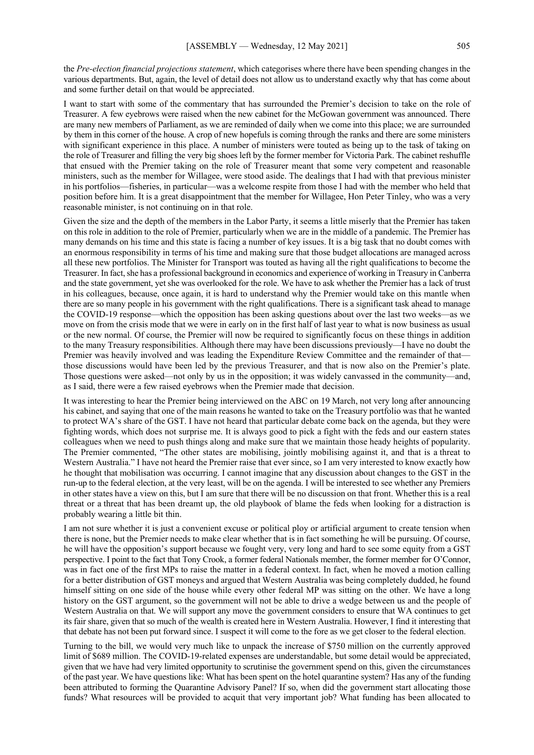the *Pre-election financial projections statement*, which categorises where there have been spending changes in the various departments. But, again, the level of detail does not allow us to understand exactly why that has come about and some further detail on that would be appreciated.

I want to start with some of the commentary that has surrounded the Premier's decision to take on the role of Treasurer. A few eyebrows were raised when the new cabinet for the McGowan government was announced. There are many new members of Parliament, as we are reminded of daily when we come into this place; we are surrounded by them in this corner of the house. A crop of new hopefuls is coming through the ranks and there are some ministers with significant experience in this place. A number of ministers were touted as being up to the task of taking on the role of Treasurer and filling the very big shoes left by the former member for Victoria Park. The cabinet reshuffle that ensued with the Premier taking on the role of Treasurer meant that some very competent and reasonable ministers, such as the member for Willagee, were stood aside. The dealings that I had with that previous minister in his portfolios—fisheries, in particular—was a welcome respite from those I had with the member who held that position before him. It is a great disappointment that the member for Willagee, Hon Peter Tinley, who was a very reasonable minister, is not continuing on in that role.

Given the size and the depth of the members in the Labor Party, it seems a little miserly that the Premier has taken on this role in addition to the role of Premier, particularly when we are in the middle of a pandemic. The Premier has many demands on his time and this state is facing a number of key issues. It is a big task that no doubt comes with an enormous responsibility in terms of his time and making sure that those budget allocations are managed across all these new portfolios. The Minister for Transport was touted as having all the right qualifications to become the Treasurer. In fact, she has a professional background in economics and experience of working in Treasury in Canberra and the state government, yet she was overlooked for the role. We have to ask whether the Premier has a lack of trust in his colleagues, because, once again, it is hard to understand why the Premier would take on this mantle when there are so many people in his government with the right qualifications. There is a significant task ahead to manage the COVID-19 response—which the opposition has been asking questions about over the last two weeks—as we move on from the crisis mode that we were in early on in the first half of last year to what is now business as usual or the new normal. Of course, the Premier will now be required to significantly focus on these things in addition to the many Treasury responsibilities. Although there may have been discussions previously—I have no doubt the Premier was heavily involved and was leading the Expenditure Review Committee and the remainder of that—those discussions would have been led by the previous Treasurer, and that is now also on the Premier's plate. Those questions were asked—not only by us in the opposition; it was widely canvassed in the community—and, as I said, there were a few raised eyebrows when the Premier made that decision.

It was interesting to hear the Premier being interviewed on the ABC on 19 March, not very long after announcing his cabinet, and saying that one of the main reasons he wanted to take on the Treasury portfolio was that he wanted to protect WA's share of the GST. I have not heard that particular debate come back on the agenda, but they were fighting words, which does not surprise me. It is always good to pick a fight with the feds and our eastern states colleagues when we need to push things along and make sure that we maintain those heady heights of popularity. The Premier commented, "The other states are mobilising, jointly mobilising against it, and that is a threat to Western Australia." I have not heard the Premier raise that ever since, so I am very interested to know exactly how he thought that mobilisation was occurring. I cannot imagine that any discussion about changes to the GST in the run-up to the federal election, at the very least, will be on the agenda. I will be interested to see whether any Premiers in other states have a view on this, but I am sure that there will be no discussion on that front. Whether this is a real threat or a threat that has been dreamt up, the old playbook of blame the feds when looking for a distraction is probably wearing a little bit thin.

I am not sure whether it is just a convenient excuse or political ploy or artificial argument to create tension when there is none, but the Premier needs to make clear whether that is in fact something he will be pursuing. Of course, he will have the opposition's support because we fought very, very long and hard to see some equity from a GST perspective. I point to the fact that Tony Crook, a former federal Nationals member, the former member for O'Connor, was in fact one of the first MPs to raise the matter in a federal context. In fact, when he moved a motion calling for a better distribution of GST moneys and argued that Western Australia was being completely dudded, he found himself sitting on one side of the house while every other federal MP was sitting on the other. We have a long history on the GST argument, so the government will not be able to drive a wedge between us and the people of Western Australia on that. We will support any move the government considers to ensure that WA continues to get its fair share, given that so much of the wealth is created here in Western Australia. However, I find it interesting that that debate has not been put forward since. I suspect it will come to the fore as we get closer to the federal election.

Turning to the bill, we would very much like to unpack the increase of \$750 million on the currently approved limit of \$689 million. The COVID-19-related expenses are understandable, but some detail would be appreciated, given that we have had very limited opportunity to scrutinise the government spend on this, given the circumstances of the past year. We have questions like: What has been spent on the hotel quarantine system? Has any of the funding been attributed to forming the Quarantine Advisory Panel? If so, when did the government start allocating those funds? What resources will be provided to acquit that very important job? What funding has been allocated to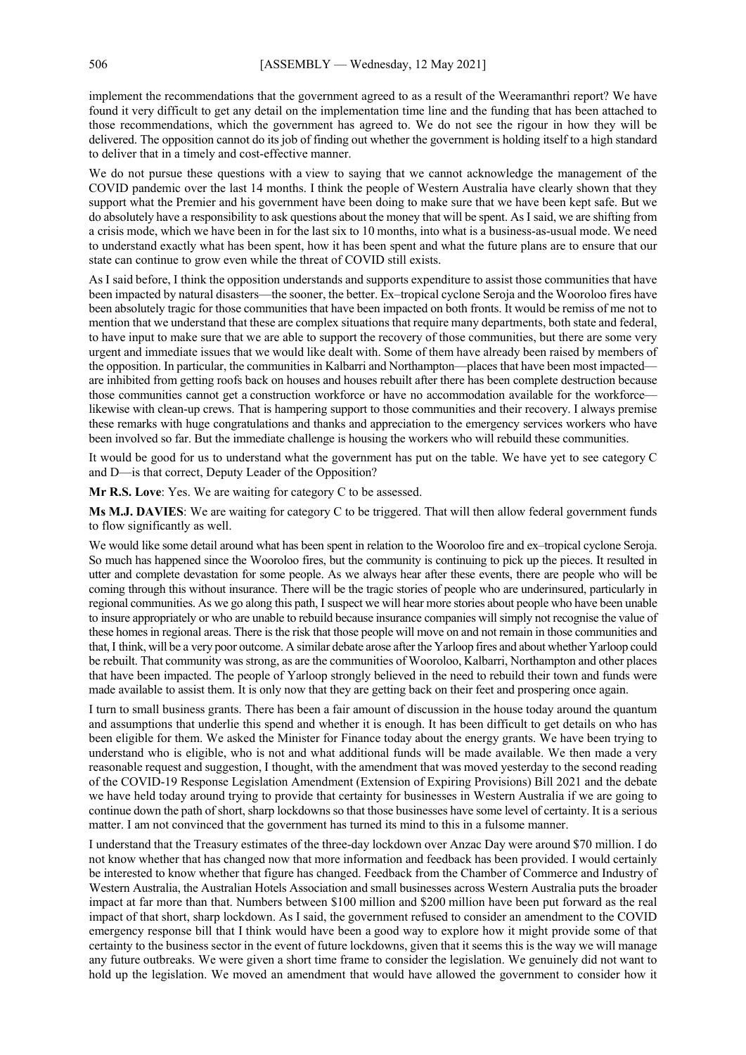implement the recommendations that the government agreed to as a result of the Weeramanthri report? We have found it very difficult to get any detail on the implementation time line and the funding that has been attached to those recommendations, which the government has agreed to. We do not see the rigour in how they will be delivered. The opposition cannot do its job of finding out whether the government is holding itself to a high standard to deliver that in a timely and cost-effective manner.

We do not pursue these questions with a view to saying that we cannot acknowledge the management of the COVID pandemic over the last 14 months. I think the people of Western Australia have clearly shown that they support what the Premier and his government have been doing to make sure that we have been kept safe. But we do absolutely have a responsibility to ask questions about the money that will be spent. As I said, we are shifting from a crisis mode, which we have been in for the last six to 10 months, into what is a business-as-usual mode. We need to understand exactly what has been spent, how it has been spent and what the future plans are to ensure that our state can continue to grow even while the threat of COVID still exists.

As I said before, I think the opposition understands and supports expenditure to assist those communities that have been impacted by natural disasters—the sooner, the better. Ex–tropical cyclone Seroja and the Wooroloo fires have been absolutely tragic for those communities that have been impacted on both fronts. It would be remiss of me not to mention that we understand that these are complex situations that require many departments, both state and federal, to have input to make sure that we are able to support the recovery of those communities, but there are some very urgent and immediate issues that we would like dealt with. Some of them have already been raised by members of the opposition. In particular, the communities in Kalbarri and Northampton—places that have been most impacted—are inhibited from getting roofs back on houses and houses rebuilt after there has been complete destruction because those communities cannot get a construction workforce or have no accommodation available for the workforce—likewise with clean-up crews. That is hampering support to those communities and their recovery. I always premise these remarks with huge congratulations and thanks and appreciation to the emergency services workers who have been involved so far. But the immediate challenge is housing the workers who will rebuild these communities.

It would be good for us to understand what the government has put on the table. We have yet to see category C and D—is that correct, Deputy Leader of the Opposition?

**Mr R.S. Love**: Yes. We are waiting for category C to be assessed.

**Ms M.J. DAVIES**: We are waiting for category C to be triggered. That will then allow federal government funds to flow significantly as well.

We would like some detail around what has been spent in relation to the Wooroloo fire and ex–tropical cyclone Seroja. So much has happened since the Wooroloo fires, but the community is continuing to pick up the pieces. It resulted in utter and complete devastation for some people. As we always hear after these events, there are people who will be coming through this without insurance. There will be the tragic stories of people who are underinsured, particularly in regional communities. As we go along this path, I suspect we will hear more stories about people who have been unable to insure appropriately or who are unable to rebuild because insurance companies will simply not recognise the value of these homes in regional areas. There is the risk that those people will move on and not remain in those communities and that, I think, will be a very poor outcome. A similar debate arose after the Yarloop fires and about whether Yarloop could be rebuilt. That community was strong, as are the communities of Wooroloo, Kalbarri, Northampton and other places that have been impacted. The people of Yarloop strongly believed in the need to rebuild their town and funds were made available to assist them. It is only now that they are getting back on their feet and prospering once again.

I turn to small business grants. There has been a fair amount of discussion in the house today around the quantum and assumptions that underlie this spend and whether it is enough. It has been difficult to get details on who has been eligible for them. We asked the Minister for Finance today about the energy grants. We have been trying to understand who is eligible, who is not and what additional funds will be made available. We then made a very reasonable request and suggestion, I thought, with the amendment that was moved yesterday to the second reading of the COVID-19 Response Legislation Amendment (Extension of Expiring Provisions) Bill 2021 and the debate we have held today around trying to provide that certainty for businesses in Western Australia if we are going to continue down the path of short, sharp lockdowns so that those businesses have some level of certainty. It is a serious matter. I am not convinced that the government has turned its mind to this in a fulsome manner.

I understand that the Treasury estimates of the three-day lockdown over Anzac Day were around $70 million. I do not know whether that has changed now that more information and feedback has been provided. I would certainly be interested to know whether that figure has changed. Feedback from the Chamber of Commerce and Industry of Western Australia, the Australian Hotels Association and small businesses across Western Australia puts the broader impact at far more than that. Numbers between $100 million and $200 million have been put forward as the real impact of that short, sharp lockdown. As I said, the government refused to consider an amendment to the COVID emergency response bill that I think would have been a good way to explore how it might provide some of that certainty to the business sector in the event of future lockdowns, given that it seems this is the way we will manage any future outbreaks. We were given a short time frame to consider the legislation. We genuinely did not want to hold up the legislation. We moved an amendment that would have allowed the government to consider how it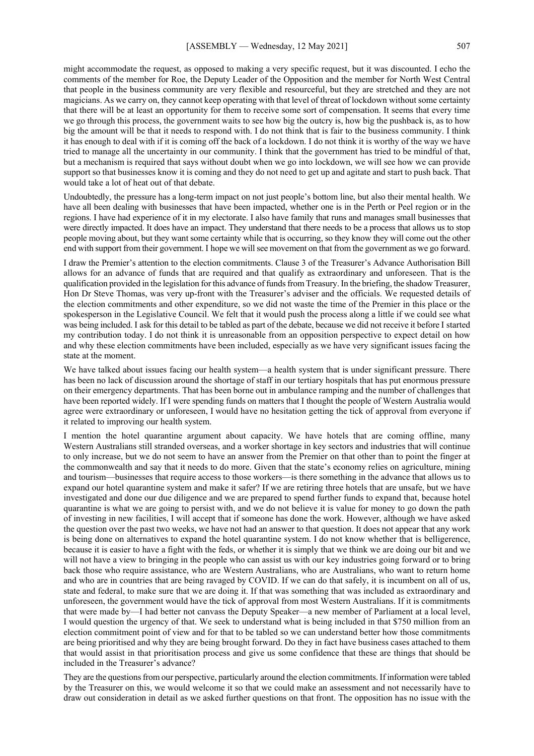might accommodate the request, as opposed to making a very specific request, but it was discounted. I echo the comments of the member for Roe, the Deputy Leader of the Opposition and the member for North West Central that people in the business community are very flexible and resourceful, but they are stretched and they are not magicians. As we carry on, they cannot keep operating with that level of threat of lockdown without some certainty that there will be at least an opportunity for them to receive some sort of compensation. It seems that every time we go through this process, the government waits to see how big the outcry is, how big the pushback is, as to how big the amount will be that it needs to respond with. I do not think that is fair to the business community. I think it has enough to deal with if it is coming off the back of a lockdown. I do not think it is worthy of the way we have tried to manage all the uncertainty in our community. I think that the government has tried to be mindful of that, but a mechanism is required that says without doubt when we go into lockdown, we will see how we can provide support so that businesses know it is coming and they do not need to get up and agitate and start to push back. That would take a lot of heat out of that debate.

Undoubtedly, the pressure has a long-term impact on not just people's bottom line, but also their mental health. We have all been dealing with businesses that have been impacted, whether one is in the Perth or Peel region or in the regions. I have had experience of it in my electorate. I also have family that runs and manages small businesses that were directly impacted. It does have an impact. They understand that there needs to be a process that allows us to stop people moving about, but they want some certainty while that is occurring, so they know they will come out the other end with support from their government. I hope we will see movement on that from the government as we go forward.

I draw the Premier's attention to the election commitments. Clause 3 of the Treasurer's Advance Authorisation Bill allows for an advance of funds that are required and that qualify as extraordinary and unforeseen. That is the qualification provided in the legislation for this advance of funds from Treasury. In the briefing, the shadow Treasurer, Hon Dr Steve Thomas, was very up-front with the Treasurer's adviser and the officials. We requested details of the election commitments and other expenditure, so we did not waste the time of the Premier in this place or the spokesperson in the Legislative Council. We felt that it would push the process along a little if we could see what was being included. I ask for this detail to be tabled as part of the debate, because we did not receive it before I started my contribution today. I do not think it is unreasonable from an opposition perspective to expect detail on how and why these election commitments have been included, especially as we have very significant issues facing the state at the moment.

We have talked about issues facing our health system—a health system that is under significant pressure. There has been no lack of discussion around the shortage of staff in our tertiary hospitals that has put enormous pressure on their emergency departments. That has been borne out in ambulance ramping and the number of challenges that have been reported widely. If I were spending funds on matters that I thought the people of Western Australia would agree were extraordinary or unforeseen, I would have no hesitation getting the tick of approval from everyone if it related to improving our health system.

I mention the hotel quarantine argument about capacity. We have hotels that are coming offline, many Western Australians still stranded overseas, and a worker shortage in key sectors and industries that will continue to only increase, but we do not seem to have an answer from the Premier on that other than to point the finger at the commonwealth and say that it needs to do more. Given that the state's economy relies on agriculture, mining and tourism—businesses that require access to those workers—is there something in the advance that allows us to expand our hotel quarantine system and make it safer? If we are retiring three hotels that are unsafe, but we have investigated and done our due diligence and we are prepared to spend further funds to expand that, because hotel quarantine is what we are going to persist with, and we do not believe it is value for money to go down the path of investing in new facilities, I will accept that if someone has done the work. However, although we have asked the question over the past two weeks, we have not had an answer to that question. It does not appear that any work is being done on alternatives to expand the hotel quarantine system. I do not know whether that is belligerence, because it is easier to have a fight with the feds, or whether it is simply that we think we are doing our bit and we will not have a view to bringing in the people who can assist us with our key industries going forward or to bring back those who require assistance, who are Western Australians, who are Australians, who want to return home and who are in countries that are being ravaged by COVID. If we can do that safely, it is incumbent on all of us, state and federal, to make sure that we are doing it. If that was something that was included as extraordinary and unforeseen, the government would have the tick of approval from most Western Australians. If it is commitments that were made by—I had better not canvass the Deputy Speaker—a new member of Parliament at a local level, I would question the urgency of that. We seek to understand what is being included in that $750 million from an election commitment point of view and for that to be tabled so we can understand better how those commitments are being prioritised and why they are being brought forward. Do they in fact have business cases attached to them that would assist in that prioritisation process and give us some confidence that these are things that should be included in the Treasurer's advance?

They are the questions from our perspective, particularly around the election commitments. If information were tabled by the Treasurer on this, we would welcome it so that we could make an assessment and not necessarily have to draw out consideration in detail as we asked further questions on that front. The opposition has no issue with the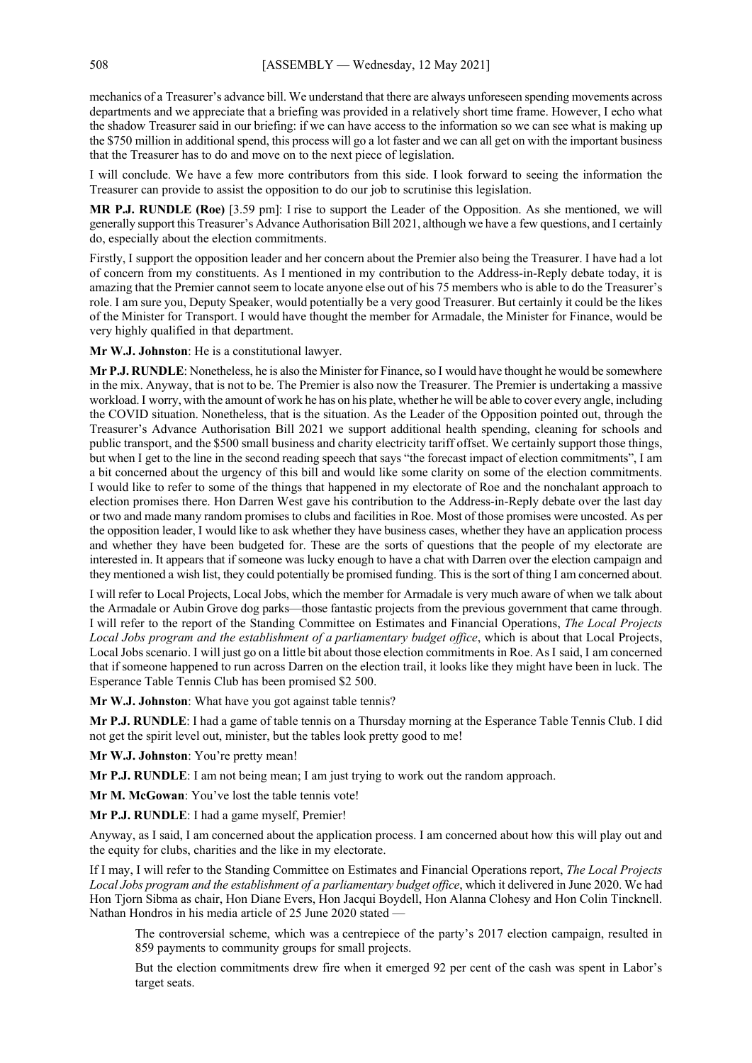mechanics of a Treasurer's advance bill. We understand that there are always unforeseen spending movements across departments and we appreciate that a briefing was provided in a relatively short time frame. However, I echo what the shadow Treasurer said in our briefing: if we can have access to the information so we can see what is making up the $750 million in additional spend, this process will go a lot faster and we can all get on with the important business that the Treasurer has to do and move on to the next piece of legislation.

I will conclude. We have a few more contributors from this side. I look forward to seeing the information the Treasurer can provide to assist the opposition to do our job to scrutinise this legislation.

**MR P.J. RUNDLE (Roe)** [3.59 pm]: I rise to support the Leader of the Opposition. As she mentioned, we will generally support this Treasurer's Advance Authorisation Bill 2021, although we have a few questions, and I certainly do, especially about the election commitments.

Firstly, I support the opposition leader and her concern about the Premier also being the Treasurer. I have had a lot of concern from my constituents. As I mentioned in my contribution to the Address-in-Reply debate today, it is amazing that the Premier cannot seem to locate anyone else out of his 75 members who is able to do the Treasurer's role. I am sure you, Deputy Speaker, would potentially be a very good Treasurer. But certainly it could be the likes of the Minister for Transport. I would have thought the member for Armadale, the Minister for Finance, would be very highly qualified in that department.

**Mr W.J. Johnston**: He is a constitutional lawyer.

**Mr P.J. RUNDLE**: Nonetheless, he is also the Minister for Finance, so I would have thought he would be somewhere in the mix. Anyway, that is not to be. The Premier is also now the Treasurer. The Premier is undertaking a massive workload. I worry, with the amount of work he has on his plate, whether he will be able to cover every angle, including the COVID situation. Nonetheless, that is the situation. As the Leader of the Opposition pointed out, through the Treasurer's Advance Authorisation Bill 2021 we support additional health spending, cleaning for schools and public transport, and the $500 small business and charity electricity tariff offset. We certainly support those things, but when I get to the line in the second reading speech that says "the forecast impact of election commitments", I am a bit concerned about the urgency of this bill and would like some clarity on some of the election commitments. I would like to refer to some of the things that happened in my electorate of Roe and the nonchalant approach to election promises there. Hon Darren West gave his contribution to the Address-in-Reply debate over the last day or two and made many random promises to clubs and facilities in Roe. Most of those promises were uncosted. As per the opposition leader, I would like to ask whether they have business cases, whether they have an application process and whether they have been budgeted for. These are the sorts of questions that the people of my electorate are interested in. It appears that if someone was lucky enough to have a chat with Darren over the election campaign and they mentioned a wish list, they could potentially be promised funding. This is the sort of thing I am concerned about.

I will refer to Local Projects, Local Jobs, which the member for Armadale is very much aware of when we talk about the Armadale or Aubin Grove dog parks—those fantastic projects from the previous government that came through. I will refer to the report of the Standing Committee on Estimates and Financial Operations, *The Local Projects Local Jobs program and the establishment of a parliamentary budget office*, which is about that Local Projects, Local Jobs scenario. I will just go on a little bit about those election commitments in Roe. As I said, I am concerned that if someone happened to run across Darren on the election trail, it looks like they might have been in luck. The Esperance Table Tennis Club has been promised $2 500.

**Mr W.J. Johnston**: What have you got against table tennis?

**Mr P.J. RUNDLE**: I had a game of table tennis on a Thursday morning at the Esperance Table Tennis Club. I did not get the spirit level out, minister, but the tables look pretty good to me!

**Mr W.J. Johnston**: You're pretty mean!

**Mr P.J. RUNDLE**: I am not being mean; I am just trying to work out the random approach.

**Mr M. McGowan**: You've lost the table tennis vote!

**Mr P.J. RUNDLE**: I had a game myself, Premier!

Anyway, as I said, I am concerned about the application process. I am concerned about how this will play out and the equity for clubs, charities and the like in my electorate.

If I may, I will refer to the Standing Committee on Estimates and Financial Operations report, *The Local Projects Local Jobs program and the establishment of a parliamentary budget office*, which it delivered in June 2020. We had Hon Tjorn Sibma as chair, Hon Diane Evers, Hon Jacqui Boydell, Hon Alanna Clohesy and Hon Colin Tincknell. Nathan Hondros in his media article of 25 June 2020 stated —

> The controversial scheme, which was a centrepiece of the party's 2017 election campaign, resulted in 859 payments to community groups for small projects.
>
> But the election commitments drew fire when it emerged 92 per cent of the cash was spent in Labor's target seats.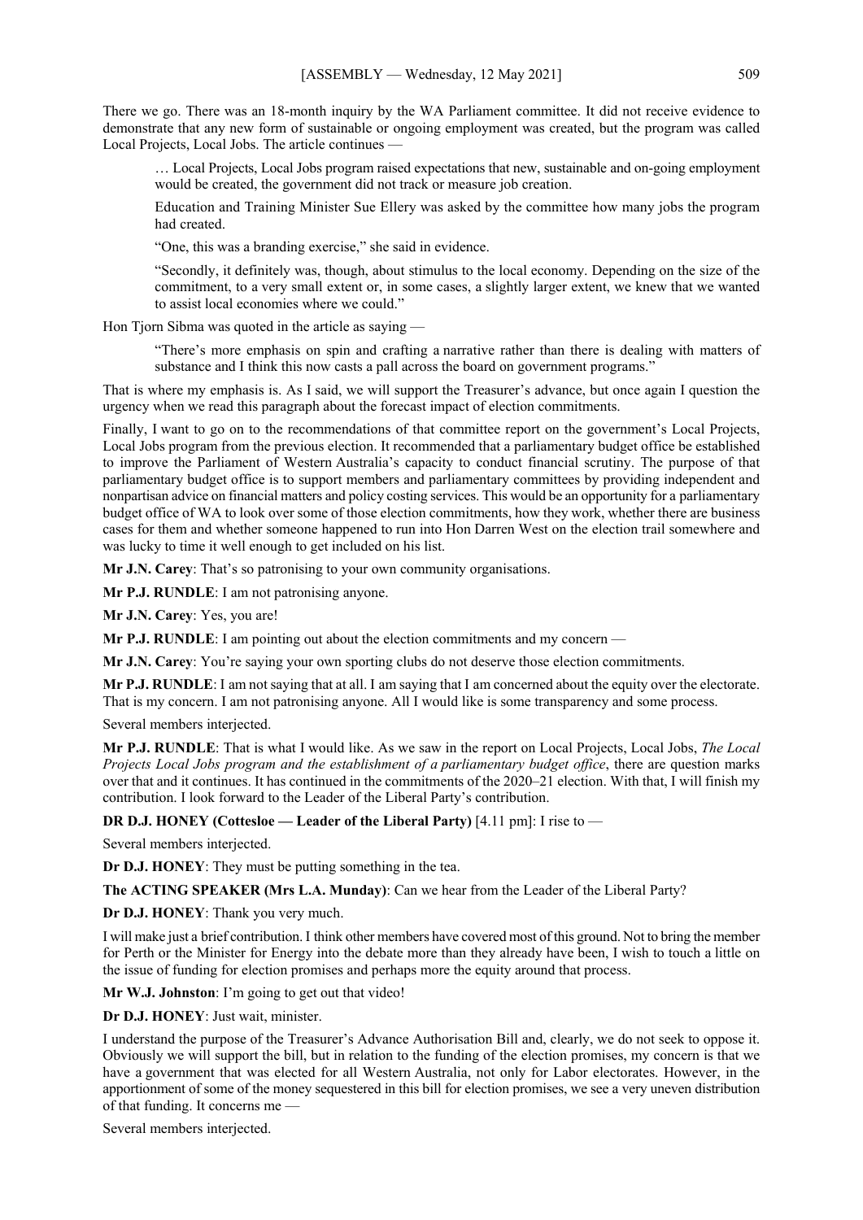There we go. There was an 18-month inquiry by the WA Parliament committee. It did not receive evidence to demonstrate that any new form of sustainable or ongoing employment was created, but the program was called Local Projects, Local Jobs. The article continues —

> … Local Projects, Local Jobs program raised expectations that new, sustainable and on-going employment would be created, the government did not track or measure job creation.
>
> Education and Training Minister Sue Ellery was asked by the committee how many jobs the program had created.
>
> "One, this was a branding exercise," she said in evidence.
>
> "Secondly, it definitely was, though, about stimulus to the local economy. Depending on the size of the commitment, to a very small extent or, in some cases, a slightly larger extent, we knew that we wanted to assist local economies where we could."

Hon Tjorn Sibma was quoted in the article as saying —

> "There's more emphasis on spin and crafting a narrative rather than there is dealing with matters of substance and I think this now casts a pall across the board on government programs."

That is where my emphasis is. As I said, we will support the Treasurer's advance, but once again I question the urgency when we read this paragraph about the forecast impact of election commitments.

Finally, I want to go on to the recommendations of that committee report on the government's Local Projects, Local Jobs program from the previous election. It recommended that a parliamentary budget office be established to improve the Parliament of Western Australia's capacity to conduct financial scrutiny. The purpose of that parliamentary budget office is to support members and parliamentary committees by providing independent and nonpartisan advice on financial matters and policy costing services. This would be an opportunity for a parliamentary budget office of WA to look over some of those election commitments, how they work, whether there are business cases for them and whether someone happened to run into Hon Darren West on the election trail somewhere and was lucky to time it well enough to get included on his list.

**Mr J.N. Carey**: That's so patronising to your own community organisations.

**Mr P.J. RUNDLE**: I am not patronising anyone.

**Mr J.N. Carey**: Yes, you are!

**Mr P.J. RUNDLE**: I am pointing out about the election commitments and my concern —

**Mr J.N. Carey**: You're saying your own sporting clubs do not deserve those election commitments.

**Mr P.J. RUNDLE**: I am not saying that at all. I am saying that I am concerned about the equity over the electorate. That is my concern. I am not patronising anyone. All I would like is some transparency and some process.

Several members interjected.

**Mr P.J. RUNDLE**: That is what I would like. As we saw in the report on Local Projects, Local Jobs, *The Local Projects Local Jobs program and the establishment of a parliamentary budget office*, there are question marks over that and it continues. It has continued in the commitments of the 2020–21 election. With that, I will finish my contribution. I look forward to the Leader of the Liberal Party's contribution.

**DR D.J. HONEY (Cottesloe — Leader of the Liberal Party)** [4.11 pm]: I rise to —

Several members interjected.

**Dr D.J. HONEY**: They must be putting something in the tea.

**The ACTING SPEAKER (Mrs L.A. Munday)**: Can we hear from the Leader of the Liberal Party?

**Dr D.J. HONEY**: Thank you very much.

I will make just a brief contribution. I think other members have covered most of this ground. Not to bring the member for Perth or the Minister for Energy into the debate more than they already have been, I wish to touch a little on the issue of funding for election promises and perhaps more the equity around that process.

**Mr W.J. Johnston**: I'm going to get out that video!

**Dr D.J. HONEY**: Just wait, minister.

I understand the purpose of the Treasurer's Advance Authorisation Bill and, clearly, we do not seek to oppose it. Obviously we will support the bill, but in relation to the funding of the election promises, my concern is that we have a government that was elected for all Western Australia, not only for Labor electorates. However, in the apportionment of some of the money sequestered in this bill for election promises, we see a very uneven distribution of that funding. It concerns me —

Several members interjected.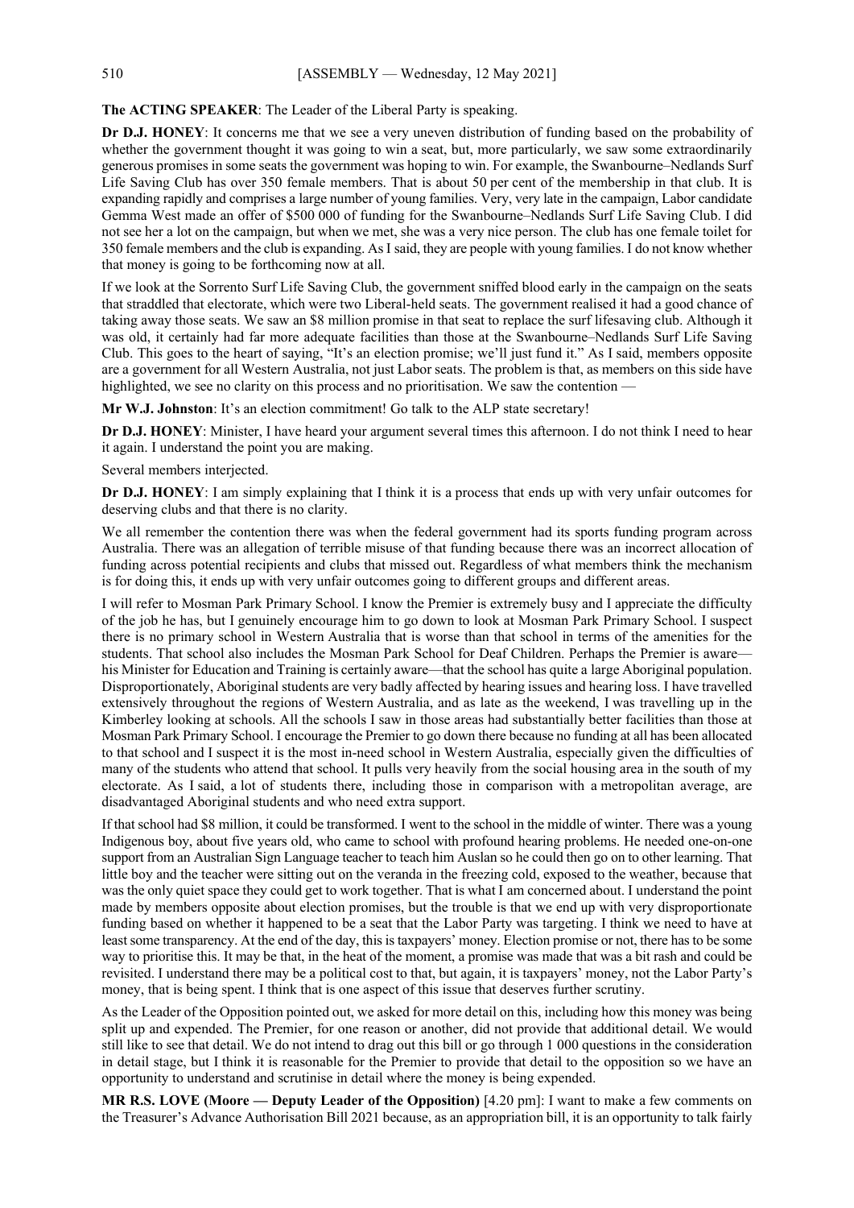**The ACTING SPEAKER**: The Leader of the Liberal Party is speaking.

**Dr D.J. HONEY**: It concerns me that we see a very uneven distribution of funding based on the probability of whether the government thought it was going to win a seat, but, more particularly, we saw some extraordinarily generous promises in some seats the government was hoping to win. For example, the Swanbourne–Nedlands Surf Life Saving Club has over 350 female members. That is about 50 per cent of the membership in that club. It is expanding rapidly and comprises a large number of young families. Very, very late in the campaign, Labor candidate Gemma West made an offer of $500 000 of funding for the Swanbourne–Nedlands Surf Life Saving Club. I did not see her a lot on the campaign, but when we met, she was a very nice person. The club has one female toilet for 350 female members and the club is expanding. As I said, they are people with young families. I do not know whether that money is going to be forthcoming now at all.

If we look at the Sorrento Surf Life Saving Club, the government sniffed blood early in the campaign on the seats that straddled that electorate, which were two Liberal-held seats. The government realised it had a good chance of taking away those seats. We saw an $8 million promise in that seat to replace the surf lifesaving club. Although it was old, it certainly had far more adequate facilities than those at the Swanbourne–Nedlands Surf Life Saving Club. This goes to the heart of saying, "It's an election promise; we'll just fund it." As I said, members opposite are a government for all Western Australia, not just Labor seats. The problem is that, as members on this side have highlighted, we see no clarity on this process and no prioritisation. We saw the contention —

**Mr W.J. Johnston**: It's an election commitment! Go talk to the ALP state secretary!

**Dr D.J. HONEY**: Minister, I have heard your argument several times this afternoon. I do not think I need to hear it again. I understand the point you are making.

Several members interjected.

**Dr D.J. HONEY**: I am simply explaining that I think it is a process that ends up with very unfair outcomes for deserving clubs and that there is no clarity.

We all remember the contention there was when the federal government had its sports funding program across Australia. There was an allegation of terrible misuse of that funding because there was an incorrect allocation of funding across potential recipients and clubs that missed out. Regardless of what members think the mechanism is for doing this, it ends up with very unfair outcomes going to different groups and different areas.

I will refer to Mosman Park Primary School. I know the Premier is extremely busy and I appreciate the difficulty of the job he has, but I genuinely encourage him to go down to look at Mosman Park Primary School. I suspect there is no primary school in Western Australia that is worse than that school in terms of the amenities for the students. That school also includes the Mosman Park School for Deaf Children. Perhaps the Premier is aware—his Minister for Education and Training is certainly aware—that the school has quite a large Aboriginal population. Disproportionately, Aboriginal students are very badly affected by hearing issues and hearing loss. I have travelled extensively throughout the regions of Western Australia, and as late as the weekend, I was travelling up in the Kimberley looking at schools. All the schools I saw in those areas had substantially better facilities than those at Mosman Park Primary School. I encourage the Premier to go down there because no funding at all has been allocated to that school and I suspect it is the most in-need school in Western Australia, especially given the difficulties of many of the students who attend that school. It pulls very heavily from the social housing area in the south of my electorate. As I said, a lot of students there, including those in comparison with a metropolitan average, are disadvantaged Aboriginal students and who need extra support.

If that school had $8 million, it could be transformed. I went to the school in the middle of winter. There was a young Indigenous boy, about five years old, who came to school with profound hearing problems. He needed one-on-one support from an Australian Sign Language teacher to teach him Auslan so he could then go on to other learning. That little boy and the teacher were sitting out on the veranda in the freezing cold, exposed to the weather, because that was the only quiet space they could get to work together. That is what I am concerned about. I understand the point made by members opposite about election promises, but the trouble is that we end up with very disproportionate funding based on whether it happened to be a seat that the Labor Party was targeting. I think we need to have at least some transparency. At the end of the day, this is taxpayers' money. Election promise or not, there has to be some way to prioritise this. It may be that, in the heat of the moment, a promise was made that was a bit rash and could be revisited. I understand there may be a political cost to that, but again, it is taxpayers' money, not the Labor Party's money, that is being spent. I think that is one aspect of this issue that deserves further scrutiny.

As the Leader of the Opposition pointed out, we asked for more detail on this, including how this money was being split up and expended. The Premier, for one reason or another, did not provide that additional detail. We would still like to see that detail. We do not intend to drag out this bill or go through 1 000 questions in the consideration in detail stage, but I think it is reasonable for the Premier to provide that detail to the opposition so we have an opportunity to understand and scrutinise in detail where the money is being expended.

**MR R.S. LOVE (Moore — Deputy Leader of the Opposition)** [4.20 pm]: I want to make a few comments on the Treasurer's Advance Authorisation Bill 2021 because, as an appropriation bill, it is an opportunity to talk fairly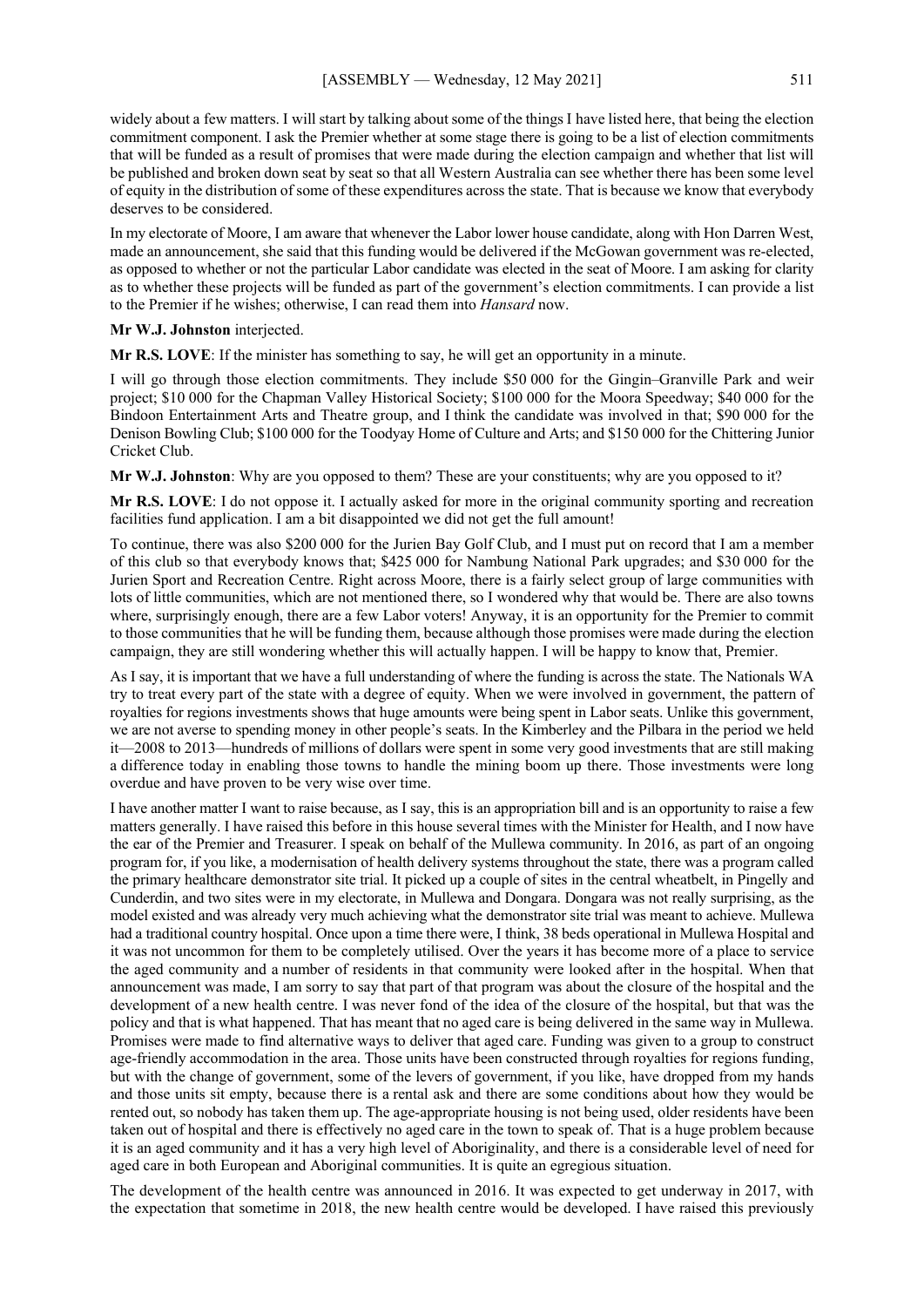widely about a few matters. I will start by talking about some of the things I have listed here, that being the election commitment component. I ask the Premier whether at some stage there is going to be a list of election commitments that will be funded as a result of promises that were made during the election campaign and whether that list will be published and broken down seat by seat so that all Western Australia can see whether there has been some level of equity in the distribution of some of these expenditures across the state. That is because we know that everybody deserves to be considered.

In my electorate of Moore, I am aware that whenever the Labor lower house candidate, along with Hon Darren West, made an announcement, she said that this funding would be delivered if the McGowan government was re-elected, as opposed to whether or not the particular Labor candidate was elected in the seat of Moore. I am asking for clarity as to whether these projects will be funded as part of the government's election commitments. I can provide a list to the Premier if he wishes; otherwise, I can read them into *Hansard* now.

**Mr W.J. Johnston** interjected.

**Mr R.S. LOVE**: If the minister has something to say, he will get an opportunity in a minute.

I will go through those election commitments. They include $50 000 for the Gingin–Granville Park and weir project; $10 000 for the Chapman Valley Historical Society; $100 000 for the Moora Speedway; $40 000 for the Bindoon Entertainment Arts and Theatre group, and I think the candidate was involved in that; $90 000 for the Denison Bowling Club; $100 000 for the Toodyay Home of Culture and Arts; and $150 000 for the Chittering Junior Cricket Club.

**Mr W.J. Johnston**: Why are you opposed to them? These are your constituents; why are you opposed to it?

**Mr R.S. LOVE**: I do not oppose it. I actually asked for more in the original community sporting and recreation facilities fund application. I am a bit disappointed we did not get the full amount!

To continue, there was also $200 000 for the Jurien Bay Golf Club, and I must put on record that I am a member of this club so that everybody knows that; $425 000 for Nambung National Park upgrades; and $30 000 for the Jurien Sport and Recreation Centre. Right across Moore, there is a fairly select group of large communities with lots of little communities, which are not mentioned there, so I wondered why that would be. There are also towns where, surprisingly enough, there are a few Labor voters! Anyway, it is an opportunity for the Premier to commit to those communities that he will be funding them, because although those promises were made during the election campaign, they are still wondering whether this will actually happen. I will be happy to know that, Premier.

As I say, it is important that we have a full understanding of where the funding is across the state. The Nationals WA try to treat every part of the state with a degree of equity. When we were involved in government, the pattern of royalties for regions investments shows that huge amounts were being spent in Labor seats. Unlike this government, we are not averse to spending money in other people's seats. In the Kimberley and the Pilbara in the period we held it—2008 to 2013—hundreds of millions of dollars were spent in some very good investments that are still making a difference today in enabling those towns to handle the mining boom up there. Those investments were long overdue and have proven to be very wise over time.

I have another matter I want to raise because, as I say, this is an appropriation bill and is an opportunity to raise a few matters generally. I have raised this before in this house several times with the Minister for Health, and I now have the ear of the Premier and Treasurer. I speak on behalf of the Mullewa community. In 2016, as part of an ongoing program for, if you like, a modernisation of health delivery systems throughout the state, there was a program called the primary healthcare demonstrator site trial. It picked up a couple of sites in the central wheatbelt, in Pingelly and Cunderdin, and two sites were in my electorate, in Mullewa and Dongara. Dongara was not really surprising, as the model existed and was already very much achieving what the demonstrator site trial was meant to achieve. Mullewa had a traditional country hospital. Once upon a time there were, I think, 38 beds operational in Mullewa Hospital and it was not uncommon for them to be completely utilised. Over the years it has become more of a place to service the aged community and a number of residents in that community were looked after in the hospital. When that announcement was made, I am sorry to say that part of that program was about the closure of the hospital and the development of a new health centre. I was never fond of the idea of the closure of the hospital, but that was the policy and that is what happened. That has meant that no aged care is being delivered in the same way in Mullewa. Promises were made to find alternative ways to deliver that aged care. Funding was given to a group to construct age-friendly accommodation in the area. Those units have been constructed through royalties for regions funding, but with the change of government, some of the levers of government, if you like, have dropped from my hands and those units sit empty, because there is a rental ask and there are some conditions about how they would be rented out, so nobody has taken them up. The age-appropriate housing is not being used, older residents have been taken out of hospital and there is effectively no aged care in the town to speak of. That is a huge problem because it is an aged community and it has a very high level of Aboriginality, and there is a considerable level of need for aged care in both European and Aboriginal communities. It is quite an egregious situation.

The development of the health centre was announced in 2016. It was expected to get underway in 2017, with the expectation that sometime in 2018, the new health centre would be developed. I have raised this previously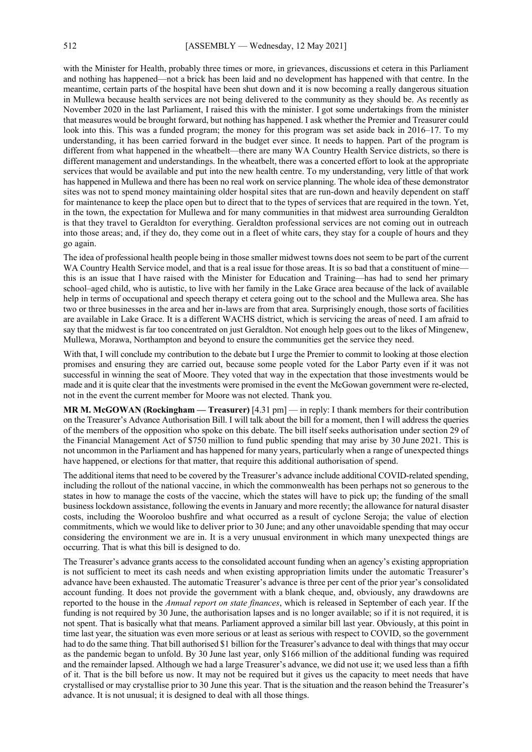with the Minister for Health, probably three times or more, in grievances, discussions et cetera in this Parliament and nothing has happened—not a brick has been laid and no development has happened with that centre. In the meantime, certain parts of the hospital have been shut down and it is now becoming a really dangerous situation in Mullewa because health services are not being delivered to the community as they should be. As recently as November 2020 in the last Parliament, I raised this with the minister. I got some undertakings from the minister that measures would be brought forward, but nothing has happened. I ask whether the Premier and Treasurer could look into this. This was a funded program; the money for this program was set aside back in 2016–17. To my understanding, it has been carried forward in the budget ever since. It needs to happen. Part of the program is different from what happened in the wheatbelt—there are many WA Country Health Service districts, so there is different management and understandings. In the wheatbelt, there was a concerted effort to look at the appropriate services that would be available and put into the new health centre. To my understanding, very little of that work has happened in Mullewa and there has been no real work on service planning. The whole idea of these demonstrator sites was not to spend money maintaining older hospital sites that are run-down and heavily dependent on staff for maintenance to keep the place open but to direct that to the types of services that are required in the town. Yet, in the town, the expectation for Mullewa and for many communities in that midwest area surrounding Geraldton is that they travel to Geraldton for everything. Geraldton professional services are not coming out in outreach into those areas; and, if they do, they come out in a fleet of white cars, they stay for a couple of hours and they go again.

The idea of professional health people being in those smaller midwest towns does not seem to be part of the current WA Country Health Service model, and that is a real issue for those areas. It is so bad that a constituent of mine—this is an issue that I have raised with the Minister for Education and Training—has had to send her primary school–aged child, who is autistic, to live with her family in the Lake Grace area because of the lack of available help in terms of occupational and speech therapy et cetera going out to the school and the Mullewa area. She has two or three businesses in the area and her in-laws are from that area. Surprisingly enough, those sorts of facilities are available in Lake Grace. It is a different WACHS district, which is servicing the areas of need. I am afraid to say that the midwest is far too concentrated on just Geraldton. Not enough help goes out to the likes of Mingenew, Mullewa, Morawa, Northampton and beyond to ensure the communities get the service they need.

With that, I will conclude my contribution to the debate but I urge the Premier to commit to looking at those election promises and ensuring they are carried out, because some people voted for the Labor Party even if it was not successful in winning the seat of Moore. They voted that way in the expectation that those investments would be made and it is quite clear that the investments were promised in the event the McGowan government were re-elected, not in the event the current member for Moore was not elected. Thank you.

**MR M. McGOWAN (Rockingham — Treasurer)** [4.31 pm] — in reply: I thank members for their contribution on the Treasurer's Advance Authorisation Bill. I will talk about the bill for a moment, then I will address the queries of the members of the opposition who spoke on this debate. The bill itself seeks authorisation under section 29 of the Financial Management Act of $750 million to fund public spending that may arise by 30 June 2021. This is not uncommon in the Parliament and has happened for many years, particularly when a range of unexpected things have happened, or elections for that matter, that require this additional authorisation of spend.

The additional items that need to be covered by the Treasurer's advance include additional COVID-related spending, including the rollout of the national vaccine, in which the commonwealth has been perhaps not so generous to the states in how to manage the costs of the vaccine, which the states will have to pick up; the funding of the small business lockdown assistance, following the events in January and more recently; the allowance for natural disaster costs, including the Wooroloo bushfire and what occurred as a result of cyclone Seroja; the value of election commitments, which we would like to deliver prior to 30 June; and any other unavoidable spending that may occur considering the environment we are in. It is a very unusual environment in which many unexpected things are occurring. That is what this bill is designed to do.

The Treasurer's advance grants access to the consolidated account funding when an agency's existing appropriation is not sufficient to meet its cash needs and when existing appropriation limits under the automatic Treasurer's advance have been exhausted. The automatic Treasurer's advance is three per cent of the prior year's consolidated account funding. It does not provide the government with a blank cheque, and, obviously, any drawdowns are reported to the house in the *Annual report on state finances*, which is released in September of each year. If the funding is not required by 30 June, the authorisation lapses and is no longer available; so if it is not required, it is not spent. That is basically what that means. Parliament approved a similar bill last year. Obviously, at this point in time last year, the situation was even more serious or at least as serious with respect to COVID, so the government had to do the same thing. That bill authorised $1 billion for the Treasurer's advance to deal with things that may occur as the pandemic began to unfold. By 30 June last year, only $166 million of the additional funding was required and the remainder lapsed. Although we had a large Treasurer's advance, we did not use it; we used less than a fifth of it. That is the bill before us now. It may not be required but it gives us the capacity to meet needs that have crystallised or may crystallise prior to 30 June this year. That is the situation and the reason behind the Treasurer's advance. It is not unusual; it is designed to deal with all those things.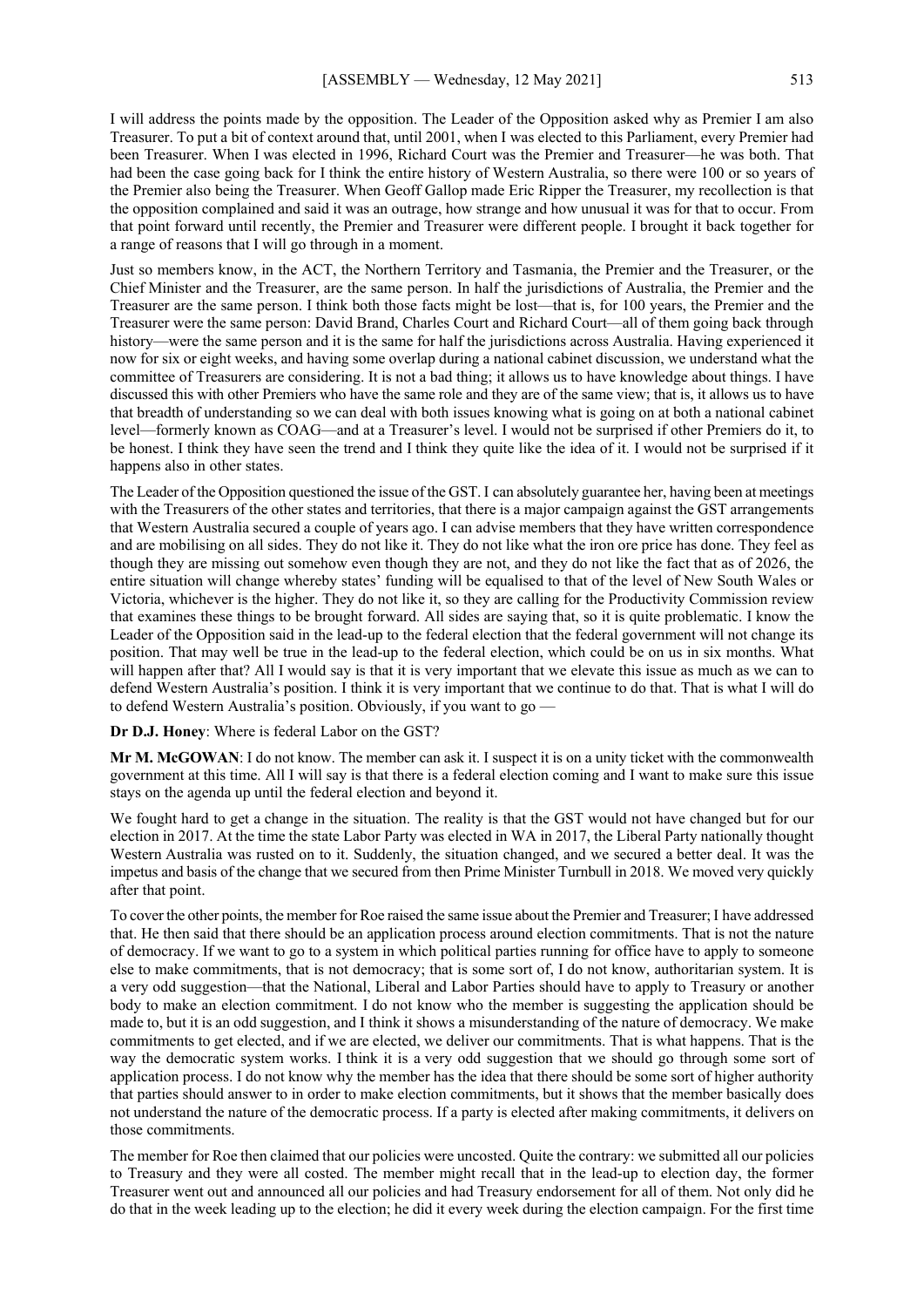I will address the points made by the opposition. The Leader of the Opposition asked why as Premier I am also Treasurer. To put a bit of context around that, until 2001, when I was elected to this Parliament, every Premier had been Treasurer. When I was elected in 1996, Richard Court was the Premier and Treasurer—he was both. That had been the case going back for I think the entire history of Western Australia, so there were 100 or so years of the Premier also being the Treasurer. When Geoff Gallop made Eric Ripper the Treasurer, my recollection is that the opposition complained and said it was an outrage, how strange and how unusual it was for that to occur. From that point forward until recently, the Premier and Treasurer were different people. I brought it back together for a range of reasons that I will go through in a moment.

Just so members know, in the ACT, the Northern Territory and Tasmania, the Premier and the Treasurer, or the Chief Minister and the Treasurer, are the same person. In half the jurisdictions of Australia, the Premier and the Treasurer are the same person. I think both those facts might be lost—that is, for 100 years, the Premier and the Treasurer were the same person: David Brand, Charles Court and Richard Court—all of them going back through history—were the same person and it is the same for half the jurisdictions across Australia. Having experienced it now for six or eight weeks, and having some overlap during a national cabinet discussion, we understand what the committee of Treasurers are considering. It is not a bad thing; it allows us to have knowledge about things. I have discussed this with other Premiers who have the same role and they are of the same view; that is, it allows us to have that breadth of understanding so we can deal with both issues knowing what is going on at both a national cabinet level—formerly known as COAG—and at a Treasurer's level. I would not be surprised if other Premiers do it, to be honest. I think they have seen the trend and I think they quite like the idea of it. I would not be surprised if it happens also in other states.

The Leader of the Opposition questioned the issue of the GST. I can absolutely guarantee her, having been at meetings with the Treasurers of the other states and territories, that there is a major campaign against the GST arrangements that Western Australia secured a couple of years ago. I can advise members that they have written correspondence and are mobilising on all sides. They do not like it. They do not like what the iron ore price has done. They feel as though they are missing out somehow even though they are not, and they do not like the fact that as of 2026, the entire situation will change whereby states' funding will be equalised to that of the level of New South Wales or Victoria, whichever is the higher. They do not like it, so they are calling for the Productivity Commission review that examines these things to be brought forward. All sides are saying that, so it is quite problematic. I know the Leader of the Opposition said in the lead-up to the federal election that the federal government will not change its position. That may well be true in the lead-up to the federal election, which could be on us in six months. What will happen after that? All I would say is that it is very important that we elevate this issue as much as we can to defend Western Australia's position. I think it is very important that we continue to do that. That is what I will do to defend Western Australia's position. Obviously, if you want to go —

**Dr D.J. Honey**: Where is federal Labor on the GST?

**Mr M. McGOWAN**: I do not know. The member can ask it. I suspect it is on a unity ticket with the commonwealth government at this time. All I will say is that there is a federal election coming and I want to make sure this issue stays on the agenda up until the federal election and beyond it.

We fought hard to get a change in the situation. The reality is that the GST would not have changed but for our election in 2017. At the time the state Labor Party was elected in WA in 2017, the Liberal Party nationally thought Western Australia was rusted on to it. Suddenly, the situation changed, and we secured a better deal. It was the impetus and basis of the change that we secured from then Prime Minister Turnbull in 2018. We moved very quickly after that point.

To cover the other points, the member for Roe raised the same issue about the Premier and Treasurer; I have addressed that. He then said that there should be an application process around election commitments. That is not the nature of democracy. If we want to go to a system in which political parties running for office have to apply to someone else to make commitments, that is not democracy; that is some sort of, I do not know, authoritarian system. It is a very odd suggestion—that the National, Liberal and Labor Parties should have to apply to Treasury or another body to make an election commitment. I do not know who the member is suggesting the application should be made to, but it is an odd suggestion, and I think it shows a misunderstanding of the nature of democracy. We make commitments to get elected, and if we are elected, we deliver our commitments. That is what happens. That is the way the democratic system works. I think it is a very odd suggestion that we should go through some sort of application process. I do not know why the member has the idea that there should be some sort of higher authority that parties should answer to in order to make election commitments, but it shows that the member basically does not understand the nature of the democratic process. If a party is elected after making commitments, it delivers on those commitments.

The member for Roe then claimed that our policies were uncosted. Quite the contrary: we submitted all our policies to Treasury and they were all costed. The member might recall that in the lead-up to election day, the former Treasurer went out and announced all our policies and had Treasury endorsement for all of them. Not only did he do that in the week leading up to the election; he did it every week during the election campaign. For the first time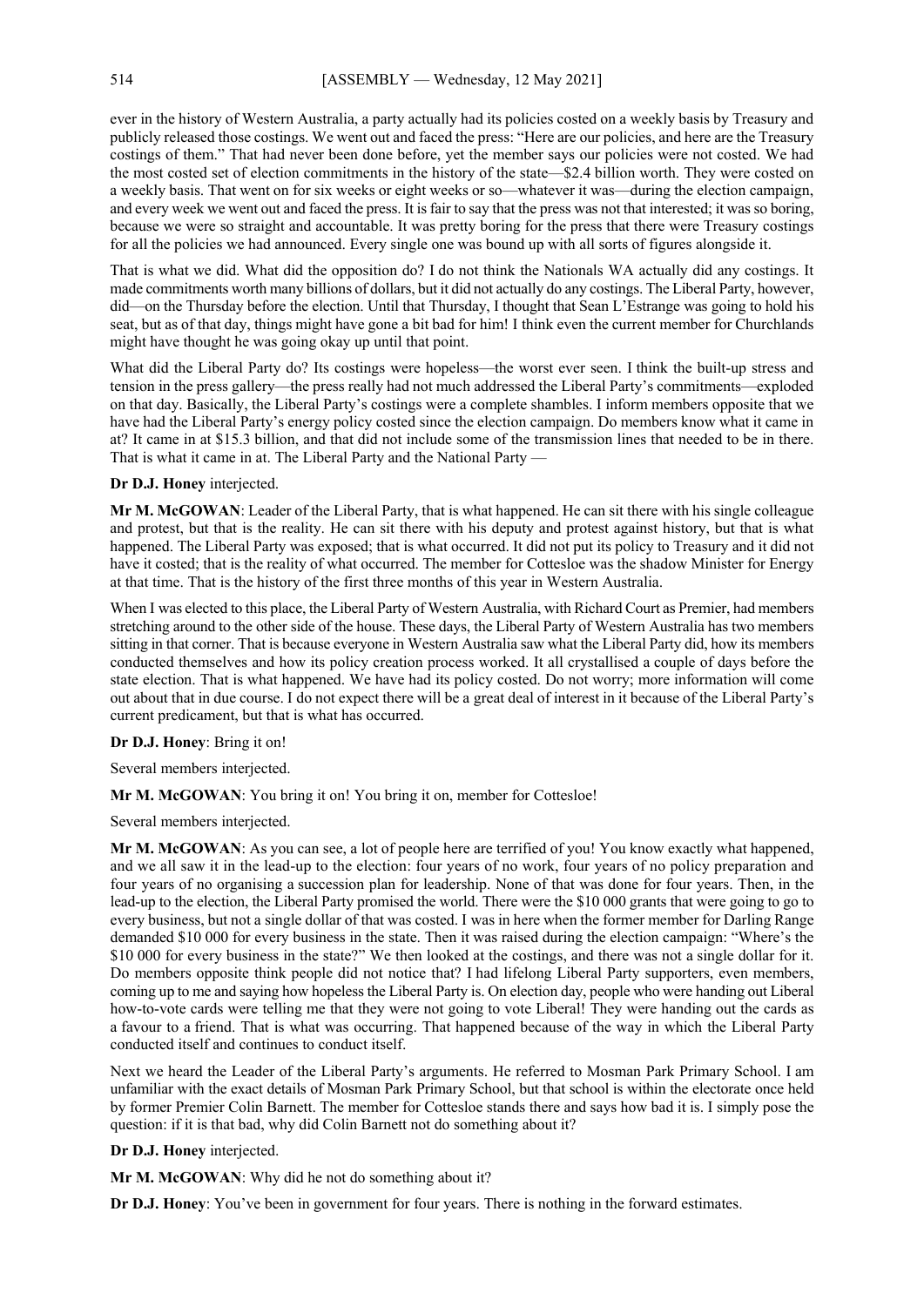ever in the history of Western Australia, a party actually had its policies costed on a weekly basis by Treasury and publicly released those costings. We went out and faced the press: "Here are our policies, and here are the Treasury costings of them." That had never been done before, yet the member says our policies were not costed. We had the most costed set of election commitments in the history of the state—$2.4 billion worth. They were costed on a weekly basis. That went on for six weeks or eight weeks or so—whatever it was—during the election campaign, and every week we went out and faced the press. It is fair to say that the press was not that interested; it was so boring, because we were so straight and accountable. It was pretty boring for the press that there were Treasury costings for all the policies we had announced. Every single one was bound up with all sorts of figures alongside it.

That is what we did. What did the opposition do? I do not think the Nationals WA actually did any costings. It made commitments worth many billions of dollars, but it did not actually do any costings. The Liberal Party, however, did—on the Thursday before the election. Until that Thursday, I thought that Sean L'Estrange was going to hold his seat, but as of that day, things might have gone a bit bad for him! I think even the current member for Churchlands might have thought he was going okay up until that point.

What did the Liberal Party do? Its costings were hopeless—the worst ever seen. I think the built-up stress and tension in the press gallery—the press really had not much addressed the Liberal Party's commitments—exploded on that day. Basically, the Liberal Party's costings were a complete shambles. I inform members opposite that we have had the Liberal Party's energy policy costed since the election campaign. Do members know what it came in at? It came in at $15.3 billion, and that did not include some of the transmission lines that needed to be in there. That is what it came in at. The Liberal Party and the National Party —

**Dr D.J. Honey** interjected.

**Mr M. McGOWAN**: Leader of the Liberal Party, that is what happened. He can sit there with his single colleague and protest, but that is the reality. He can sit there with his deputy and protest against history, but that is what happened. The Liberal Party was exposed; that is what occurred. It did not put its policy to Treasury and it did not have it costed; that is the reality of what occurred. The member for Cottesloe was the shadow Minister for Energy at that time. That is the history of the first three months of this year in Western Australia.

When I was elected to this place, the Liberal Party of Western Australia, with Richard Court as Premier, had members stretching around to the other side of the house. These days, the Liberal Party of Western Australia has two members sitting in that corner. That is because everyone in Western Australia saw what the Liberal Party did, how its members conducted themselves and how its policy creation process worked. It all crystallised a couple of days before the state election. That is what happened. We have had its policy costed. Do not worry; more information will come out about that in due course. I do not expect there will be a great deal of interest in it because of the Liberal Party's current predicament, but that is what has occurred.

**Dr D.J. Honey**: Bring it on!

Several members interjected.

**Mr M. McGOWAN**: You bring it on! You bring it on, member for Cottesloe!

Several members interjected.

**Mr M. McGOWAN**: As you can see, a lot of people here are terrified of you! You know exactly what happened, and we all saw it in the lead-up to the election: four years of no work, four years of no policy preparation and four years of no organising a succession plan for leadership. None of that was done for four years. Then, in the lead-up to the election, the Liberal Party promised the world. There were the $10 000 grants that were going to go to every business, but not a single dollar of that was costed. I was in here when the former member for Darling Range demanded $10 000 for every business in the state. Then it was raised during the election campaign: "Where's the $10 000 for every business in the state?" We then looked at the costings, and there was not a single dollar for it. Do members opposite think people did not notice that? I had lifelong Liberal Party supporters, even members, coming up to me and saying how hopeless the Liberal Party is. On election day, people who were handing out Liberal how-to-vote cards were telling me that they were not going to vote Liberal! They were handing out the cards as a favour to a friend. That is what was occurring. That happened because of the way in which the Liberal Party conducted itself and continues to conduct itself.

Next we heard the Leader of the Liberal Party's arguments. He referred to Mosman Park Primary School. I am unfamiliar with the exact details of Mosman Park Primary School, but that school is within the electorate once held by former Premier Colin Barnett. The member for Cottesloe stands there and says how bad it is. I simply pose the question: if it is that bad, why did Colin Barnett not do something about it?

**Dr D.J. Honey** interjected.

**Mr M. McGOWAN**: Why did he not do something about it?

**Dr D.J. Honey**: You've been in government for four years. There is nothing in the forward estimates.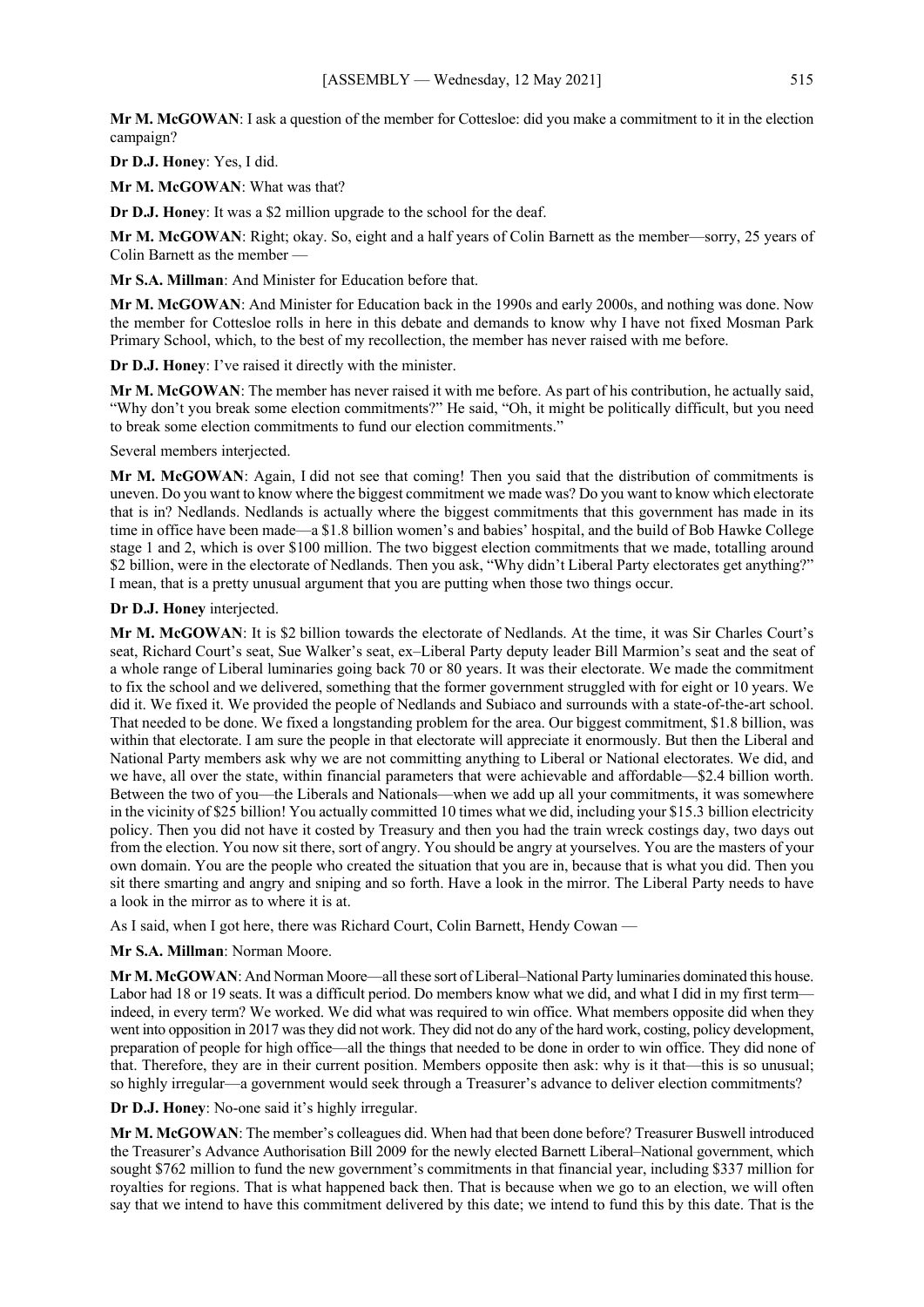**Mr M. McGOWAN**: I ask a question of the member for Cottesloe: did you make a commitment to it in the election campaign?

**Dr D.J. Honey**: Yes, I did.

**Mr M. McGOWAN**: What was that?

**Dr D.J. Honey**: It was a $2 million upgrade to the school for the deaf.

**Mr M. McGOWAN**: Right; okay. So, eight and a half years of Colin Barnett as the member—sorry, 25 years of Colin Barnett as the member —

**Mr S.A. Millman**: And Minister for Education before that.

**Mr M. McGOWAN**: And Minister for Education back in the 1990s and early 2000s, and nothing was done. Now the member for Cottesloe rolls in here in this debate and demands to know why I have not fixed Mosman Park Primary School, which, to the best of my recollection, the member has never raised with me before.

**Dr D.J. Honey**: I've raised it directly with the minister.

**Mr M. McGOWAN**: The member has never raised it with me before. As part of his contribution, he actually said, "Why don't you break some election commitments?" He said, "Oh, it might be politically difficult, but you need to break some election commitments to fund our election commitments."

Several members interjected.

**Mr M. McGOWAN**: Again, I did not see that coming! Then you said that the distribution of commitments is uneven. Do you want to know where the biggest commitment we made was? Do you want to know which electorate that is in? Nedlands. Nedlands is actually where the biggest commitments that this government has made in its time in office have been made—a $1.8 billion women's and babies' hospital, and the build of Bob Hawke College stage 1 and 2, which is over $100 million. The two biggest election commitments that we made, totalling around $2 billion, were in the electorate of Nedlands. Then you ask, "Why didn't Liberal Party electorates get anything?" I mean, that is a pretty unusual argument that you are putting when those two things occur.

**Dr D.J. Honey** interjected.

**Mr M. McGOWAN**: It is $2 billion towards the electorate of Nedlands. At the time, it was Sir Charles Court's seat, Richard Court's seat, Sue Walker's seat, ex–Liberal Party deputy leader Bill Marmion's seat and the seat of a whole range of Liberal luminaries going back 70 or 80 years. It was their electorate. We made the commitment to fix the school and we delivered, something that the former government struggled with for eight or 10 years. We did it. We fixed it. We provided the people of Nedlands and Subiaco and surrounds with a state-of-the-art school. That needed to be done. We fixed a longstanding problem for the area. Our biggest commitment, $1.8 billion, was within that electorate. I am sure the people in that electorate will appreciate it enormously. But then the Liberal and National Party members ask why we are not committing anything to Liberal or National electorates. We did, and we have, all over the state, within financial parameters that were achievable and affordable—$2.4 billion worth. Between the two of you—the Liberals and Nationals—when we add up all your commitments, it was somewhere in the vicinity of $25 billion! You actually committed 10 times what we did, including your $15.3 billion electricity policy. Then you did not have it costed by Treasury and then you had the train wreck costings day, two days out from the election. You now sit there, sort of angry. You should be angry at yourselves. You are the masters of your own domain. You are the people who created the situation that you are in, because that is what you did. Then you sit there smarting and angry and sniping and so forth. Have a look in the mirror. The Liberal Party needs to have a look in the mirror as to where it is at.

As I said, when I got here, there was Richard Court, Colin Barnett, Hendy Cowan —

**Mr S.A. Millman**: Norman Moore.

**Mr M. McGOWAN**: And Norman Moore—all these sort of Liberal–National Party luminaries dominated this house. Labor had 18 or 19 seats. It was a difficult period. Do members know what we did, and what I did in my first term—indeed, in every term? We worked. We did what was required to win office. What members opposite did when they went into opposition in 2017 was they did not work. They did not do any of the hard work, costing, policy development, preparation of people for high office—all the things that needed to be done in order to win office. They did none of that. Therefore, they are in their current position. Members opposite then ask: why is it that—this is so unusual; so highly irregular—a government would seek through a Treasurer's advance to deliver election commitments?

**Dr D.J. Honey**: No-one said it's highly irregular.

**Mr M. McGOWAN**: The member's colleagues did. When had that been done before? Treasurer Buswell introduced the Treasurer's Advance Authorisation Bill 2009 for the newly elected Barnett Liberal–National government, which sought $762 million to fund the new government's commitments in that financial year, including $337 million for royalties for regions. That is what happened back then. That is because when we go to an election, we will often say that we intend to have this commitment delivered by this date; we intend to fund this by this date. That is the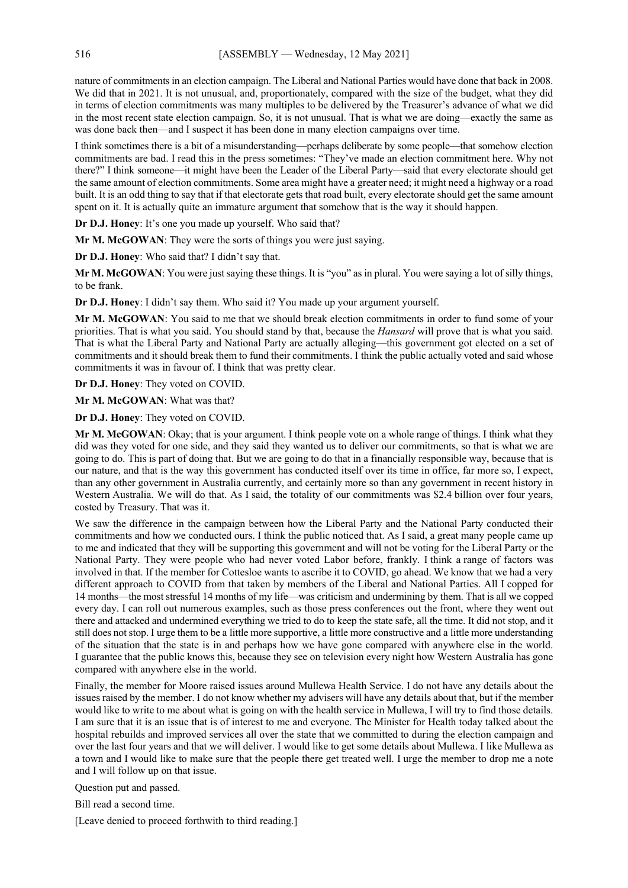nature of commitments in an election campaign. The Liberal and National Parties would have done that back in 2008. We did that in 2021. It is not unusual, and, proportionately, compared with the size of the budget, what they did in terms of election commitments was many multiples to be delivered by the Treasurer's advance of what we did in the most recent state election campaign. So, it is not unusual. That is what we are doing—exactly the same as was done back then—and I suspect it has been done in many election campaigns over time.

I think sometimes there is a bit of a misunderstanding—perhaps deliberate by some people—that somehow election commitments are bad. I read this in the press sometimes: "They've made an election commitment here. Why not there?" I think someone—it might have been the Leader of the Liberal Party—said that every electorate should get the same amount of election commitments. Some area might have a greater need; it might need a highway or a road built. It is an odd thing to say that if that electorate gets that road built, every electorate should get the same amount spent on it. It is actually quite an immature argument that somehow that is the way it should happen.

**Dr D.J. Honey**: It's one you made up yourself. Who said that?

**Mr M. McGOWAN**: They were the sorts of things you were just saying.

**Dr D.J. Honey**: Who said that? I didn't say that.

**Mr M. McGOWAN**: You were just saying these things. It is "you" as in plural. You were saying a lot of silly things, to be frank.

**Dr D.J. Honey**: I didn't say them. Who said it? You made up your argument yourself.

**Mr M. McGOWAN**: You said to me that we should break election commitments in order to fund some of your priorities. That is what you said. You should stand by that, because the *Hansard* will prove that is what you said. That is what the Liberal Party and National Party are actually alleging—this government got elected on a set of commitments and it should break them to fund their commitments. I think the public actually voted and said whose commitments it was in favour of. I think that was pretty clear.

**Dr D.J. Honey**: They voted on COVID.

**Mr M. McGOWAN**: What was that?

**Dr D.J. Honey**: They voted on COVID.

**Mr M. McGOWAN**: Okay; that is your argument. I think people vote on a whole range of things. I think what they did was they voted for one side, and they said they wanted us to deliver our commitments, so that is what we are going to do. This is part of doing that. But we are going to do that in a financially responsible way, because that is our nature, and that is the way this government has conducted itself over its time in office, far more so, I expect, than any other government in Australia currently, and certainly more so than any government in recent history in Western Australia. We will do that. As I said, the totality of our commitments was $2.4 billion over four years, costed by Treasury. That was it.

We saw the difference in the campaign between how the Liberal Party and the National Party conducted their commitments and how we conducted ours. I think the public noticed that. As I said, a great many people came up to me and indicated that they will be supporting this government and will not be voting for the Liberal Party or the National Party. They were people who had never voted Labor before, frankly. I think a range of factors was involved in that. If the member for Cottesloe wants to ascribe it to COVID, go ahead. We know that we had a very different approach to COVID from that taken by members of the Liberal and National Parties. All I copped for 14 months—the most stressful 14 months of my life—was criticism and undermining by them. That is all we copped every day. I can roll out numerous examples, such as those press conferences out the front, where they went out there and attacked and undermined everything we tried to do to keep the state safe, all the time. It did not stop, and it still does not stop. I urge them to be a little more supportive, a little more constructive and a little more understanding of the situation that the state is in and perhaps how we have gone compared with anywhere else in the world. I guarantee that the public knows this, because they see on television every night how Western Australia has gone compared with anywhere else in the world.

Finally, the member for Moore raised issues around Mullewa Health Service. I do not have any details about the issues raised by the member. I do not know whether my advisers will have any details about that, but if the member would like to write to me about what is going on with the health service in Mullewa, I will try to find those details. I am sure that it is an issue that is of interest to me and everyone. The Minister for Health today talked about the hospital rebuilds and improved services all over the state that we committed to during the election campaign and over the last four years and that we will deliver. I would like to get some details about Mullewa. I like Mullewa as a town and I would like to make sure that the people there get treated well. I urge the member to drop me a note and I will follow up on that issue.

Question put and passed.

Bill read a second time.

[Leave denied to proceed forthwith to third reading.]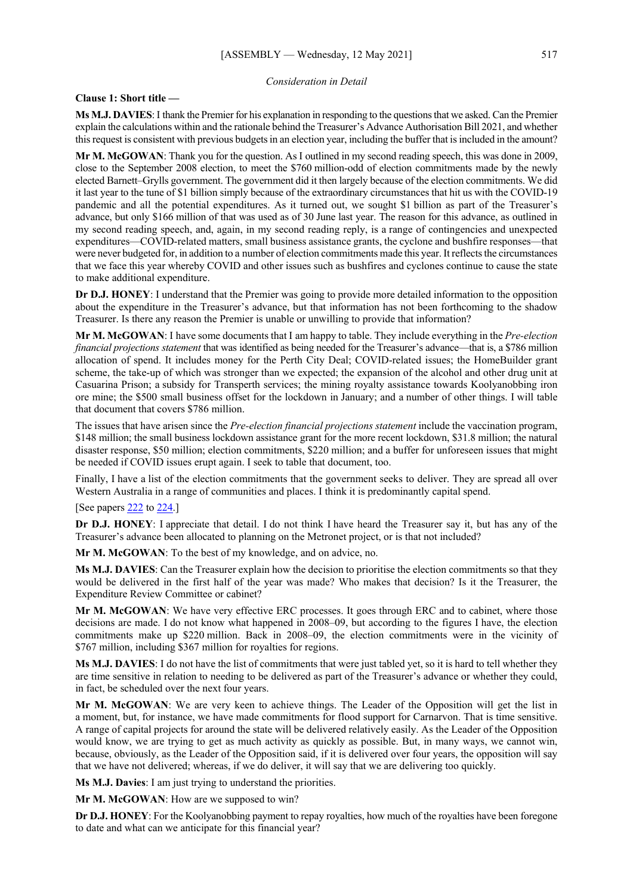*Consideration in Detail*

**Clause 1: Short title —**

**Ms M.J. DAVIES**: I thank the Premier for his explanation in responding to the questions that we asked. Can the Premier explain the calculations within and the rationale behind the Treasurer's Advance Authorisation Bill 2021, and whether this request is consistent with previous budgets in an election year, including the buffer that is included in the amount?

**Mr M. McGOWAN**: Thank you for the question. As I outlined in my second reading speech, this was done in 2009, close to the September 2008 election, to meet the $760 million-odd of election commitments made by the newly elected Barnett–Grylls government. The government did it then largely because of the election commitments. We did it last year to the tune of $1 billion simply because of the extraordinary circumstances that hit us with the COVID-19 pandemic and all the potential expenditures. As it turned out, we sought $1 billion as part of the Treasurer's advance, but only $166 million of that was used as of 30 June last year. The reason for this advance, as outlined in my second reading speech, and, again, in my second reading reply, is a range of contingencies and unexpected expenditures—COVID-related matters, small business assistance grants, the cyclone and bushfire responses—that were never budgeted for, in addition to a number of election commitments made this year. It reflects the circumstances that we face this year whereby COVID and other issues such as bushfires and cyclones continue to cause the state to make additional expenditure.

**Dr D.J. HONEY**: I understand that the Premier was going to provide more detailed information to the opposition about the expenditure in the Treasurer's advance, but that information has not been forthcoming to the shadow Treasurer. Is there any reason the Premier is unable or unwilling to provide that information?

**Mr M. McGOWAN**: I have some documents that I am happy to table. They include everything in the *Pre-election financial projections statement* that was identified as being needed for the Treasurer's advance—that is, a $786 million allocation of spend. It includes money for the Perth City Deal; COVID-related issues; the HomeBuilder grant scheme, the take-up of which was stronger than we expected; the expansion of the alcohol and other drug unit at Casuarina Prison; a subsidy for Transperth services; the mining royalty assistance towards Koolyanobbing iron ore mine; the $500 small business offset for the lockdown in January; and a number of other things. I will table that document that covers $786 million.

The issues that have arisen since the *Pre-election financial projections statement* include the vaccination program, $148 million; the small business lockdown assistance grant for the more recent lockdown, $31.8 million; the natural disaster response, $50 million; election commitments, $220 million; and a buffer for unforeseen issues that might be needed if COVID issues erupt again. I seek to table that document, too.

Finally, I have a list of the election commitments that the government seeks to deliver. They are spread all over Western Australia in a range of communities and places. I think it is predominantly capital spend.

[See papers 222 to 224.]

**Dr D.J. HONEY**: I appreciate that detail. I do not think I have heard the Treasurer say it, but has any of the Treasurer's advance been allocated to planning on the Metronet project, or is that not included?

**Mr M. McGOWAN**: To the best of my knowledge, and on advice, no.

**Ms M.J. DAVIES**: Can the Treasurer explain how the decision to prioritise the election commitments so that they would be delivered in the first half of the year was made? Who makes that decision? Is it the Treasurer, the Expenditure Review Committee or cabinet?

**Mr M. McGOWAN**: We have very effective ERC processes. It goes through ERC and to cabinet, where those decisions are made. I do not know what happened in 2008–09, but according to the figures I have, the election commitments make up $220 million. Back in 2008–09, the election commitments were in the vicinity of $767 million, including $367 million for royalties for regions.

**Ms M.J. DAVIES**: I do not have the list of commitments that were just tabled yet, so it is hard to tell whether they are time sensitive in relation to needing to be delivered as part of the Treasurer's advance or whether they could, in fact, be scheduled over the next four years.

**Mr M. McGOWAN**: We are very keen to achieve things. The Leader of the Opposition will get the list in a moment, but, for instance, we have made commitments for flood support for Carnarvon. That is time sensitive. A range of capital projects for around the state will be delivered relatively easily. As the Leader of the Opposition would know, we are trying to get as much activity as quickly as possible. But, in many ways, we cannot win, because, obviously, as the Leader of the Opposition said, if it is delivered over four years, the opposition will say that we have not delivered; whereas, if we do deliver, it will say that we are delivering too quickly.

**Ms M.J. Davies**: I am just trying to understand the priorities.

**Mr M. McGOWAN**: How are we supposed to win?

**Dr D.J. HONEY**: For the Koolyanobbing payment to repay royalties, how much of the royalties have been foregone to date and what can we anticipate for this financial year?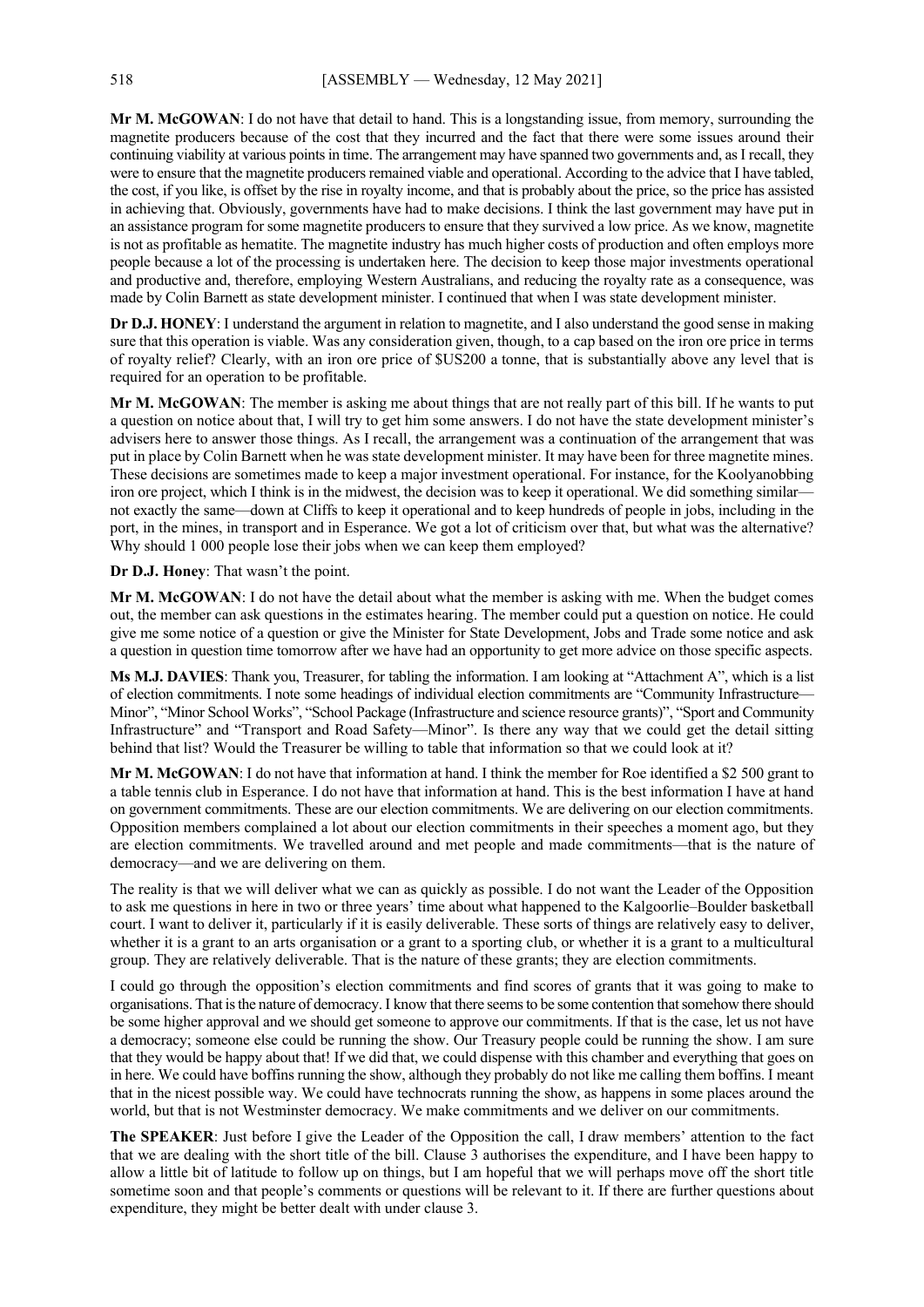**Mr M. McGOWAN**: I do not have that detail to hand. This is a longstanding issue, from memory, surrounding the magnetite producers because of the cost that they incurred and the fact that there were some issues around their continuing viability at various points in time. The arrangement may have spanned two governments and, as I recall, they were to ensure that the magnetite producers remained viable and operational. According to the advice that I have tabled, the cost, if you like, is offset by the rise in royalty income, and that is probably about the price, so the price has assisted in achieving that. Obviously, governments have had to make decisions. I think the last government may have put in an assistance program for some magnetite producers to ensure that they survived a low price. As we know, magnetite is not as profitable as hematite. The magnetite industry has much higher costs of production and often employs more people because a lot of the processing is undertaken here. The decision to keep those major investments operational and productive and, therefore, employing Western Australians, and reducing the royalty rate as a consequence, was made by Colin Barnett as state development minister. I continued that when I was state development minister.

**Dr D.J. HONEY**: I understand the argument in relation to magnetite, and I also understand the good sense in making sure that this operation is viable. Was any consideration given, though, to a cap based on the iron ore price in terms of royalty relief? Clearly, with an iron ore price of $US200 a tonne, that is substantially above any level that is required for an operation to be profitable.

**Mr M. McGOWAN**: The member is asking me about things that are not really part of this bill. If he wants to put a question on notice about that, I will try to get him some answers. I do not have the state development minister's advisers here to answer those things. As I recall, the arrangement was a continuation of the arrangement that was put in place by Colin Barnett when he was state development minister. It may have been for three magnetite mines. These decisions are sometimes made to keep a major investment operational. For instance, for the Koolyanobbing iron ore project, which I think is in the midwest, the decision was to keep it operational. We did something similar—not exactly the same—down at Cliffs to keep it operational and to keep hundreds of people in jobs, including in the port, in the mines, in transport and in Esperance. We got a lot of criticism over that, but what was the alternative? Why should 1 000 people lose their jobs when we can keep them employed?

**Dr D.J. Honey**: That wasn't the point.

**Mr M. McGOWAN**: I do not have the detail about what the member is asking with me. When the budget comes out, the member can ask questions in the estimates hearing. The member could put a question on notice. He could give me some notice of a question or give the Minister for State Development, Jobs and Trade some notice and ask a question in question time tomorrow after we have had an opportunity to get more advice on those specific aspects.

**Ms M.J. DAVIES**: Thank you, Treasurer, for tabling the information. I am looking at "Attachment A", which is a list of election commitments. I note some headings of individual election commitments are "Community Infrastructure—Minor", "Minor School Works", "School Package (Infrastructure and science resource grants)", "Sport and Community Infrastructure" and "Transport and Road Safety—Minor". Is there any way that we could get the detail sitting behind that list? Would the Treasurer be willing to table that information so that we could look at it?

**Mr M. McGOWAN**: I do not have that information at hand. I think the member for Roe identified a $2 500 grant to a table tennis club in Esperance. I do not have that information at hand. This is the best information I have at hand on government commitments. These are our election commitments. We are delivering on our election commitments. Opposition members complained a lot about our election commitments in their speeches a moment ago, but they are election commitments. We travelled around and met people and made commitments—that is the nature of democracy—and we are delivering on them.

The reality is that we will deliver what we can as quickly as possible. I do not want the Leader of the Opposition to ask me questions in here in two or three years' time about what happened to the Kalgoorlie–Boulder basketball court. I want to deliver it, particularly if it is easily deliverable. These sorts of things are relatively easy to deliver, whether it is a grant to an arts organisation or a grant to a sporting club, or whether it is a grant to a multicultural group. They are relatively deliverable. That is the nature of these grants; they are election commitments.

I could go through the opposition's election commitments and find scores of grants that it was going to make to organisations. That is the nature of democracy. I know that there seems to be some contention that somehow there should be some higher approval and we should get someone to approve our commitments. If that is the case, let us not have a democracy; someone else could be running the show. Our Treasury people could be running the show. I am sure that they would be happy about that! If we did that, we could dispense with this chamber and everything that goes on in here. We could have boffins running the show, although they probably do not like me calling them boffins. I meant that in the nicest possible way. We could have technocrats running the show, as happens in some places around the world, but that is not Westminster democracy. We make commitments and we deliver on our commitments.

**The SPEAKER**: Just before I give the Leader of the Opposition the call, I draw members' attention to the fact that we are dealing with the short title of the bill. Clause 3 authorises the expenditure, and I have been happy to allow a little bit of latitude to follow up on things, but I am hopeful that we will perhaps move off the short title sometime soon and that people's comments or questions will be relevant to it. If there are further questions about expenditure, they might be better dealt with under clause 3.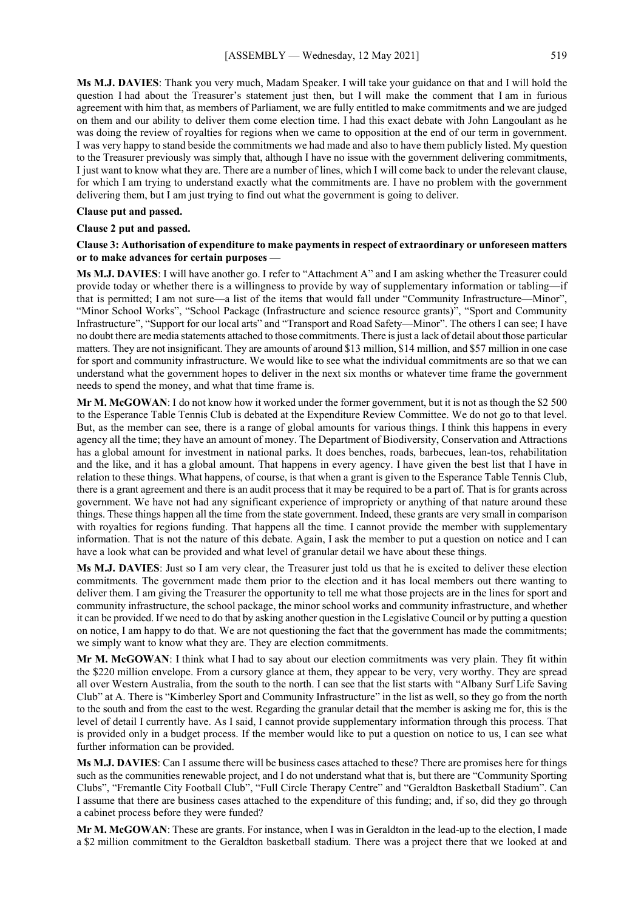**Ms M.J. DAVIES**: Thank you very much, Madam Speaker. I will take your guidance on that and I will hold the question I had about the Treasurer's statement just then, but I will make the comment that I am in furious agreement with him that, as members of Parliament, we are fully entitled to make commitments and we are judged on them and our ability to deliver them come election time. I had this exact debate with John Langoulant as he was doing the review of royalties for regions when we came to opposition at the end of our term in government. I was very happy to stand beside the commitments we had made and also to have them publicly listed. My question to the Treasurer previously was simply that, although I have no issue with the government delivering commitments, I just want to know what they are. There are a number of lines, which I will come back to under the relevant clause, for which I am trying to understand exactly what the commitments are. I have no problem with the government delivering them, but I am just trying to find out what the government is going to deliver.

**Clause put and passed.**

**Clause 2 put and passed.**

**Clause 3: Authorisation of expenditure to make payments in respect of extraordinary or unforeseen matters or to make advances for certain purposes —**

**Ms M.J. DAVIES**: I will have another go. I refer to "Attachment A" and I am asking whether the Treasurer could provide today or whether there is a willingness to provide by way of supplementary information or tabling—if that is permitted; I am not sure—a list of the items that would fall under "Community Infrastructure—Minor", "Minor School Works", "School Package (Infrastructure and science resource grants)", "Sport and Community Infrastructure", "Support for our local arts" and "Transport and Road Safety—Minor". The others I can see; I have no doubt there are media statements attached to those commitments. There is just a lack of detail about those particular matters. They are not insignificant. They are amounts of around $13 million, $14 million, and $57 million in one case for sport and community infrastructure. We would like to see what the individual commitments are so that we can understand what the government hopes to deliver in the next six months or whatever time frame the government needs to spend the money, and what that time frame is.

**Mr M. McGOWAN**: I do not know how it worked under the former government, but it is not as though the $2 500 to the Esperance Table Tennis Club is debated at the Expenditure Review Committee. We do not go to that level. But, as the member can see, there is a range of global amounts for various things. I think this happens in every agency all the time; they have an amount of money. The Department of Biodiversity, Conservation and Attractions has a global amount for investment in national parks. It does benches, roads, barbecues, lean-tos, rehabilitation and the like, and it has a global amount. That happens in every agency. I have given the best list that I have in relation to these things. What happens, of course, is that when a grant is given to the Esperance Table Tennis Club, there is a grant agreement and there is an audit process that it may be required to be a part of. That is for grants across government. We have not had any significant experience of impropriety or anything of that nature around these things. These things happen all the time from the state government. Indeed, these grants are very small in comparison with royalties for regions funding. That happens all the time. I cannot provide the member with supplementary information. That is not the nature of this debate. Again, I ask the member to put a question on notice and I can have a look what can be provided and what level of granular detail we have about these things.

**Ms M.J. DAVIES**: Just so I am very clear, the Treasurer just told us that he is excited to deliver these election commitments. The government made them prior to the election and it has local members out there wanting to deliver them. I am giving the Treasurer the opportunity to tell me what those projects are in the lines for sport and community infrastructure, the school package, the minor school works and community infrastructure, and whether it can be provided. If we need to do that by asking another question in the Legislative Council or by putting a question on notice, I am happy to do that. We are not questioning the fact that the government has made the commitments; we simply want to know what they are. They are election commitments.

**Mr M. McGOWAN**: I think what I had to say about our election commitments was very plain. They fit within the $220 million envelope. From a cursory glance at them, they appear to be very, very worthy. They are spread all over Western Australia, from the south to the north. I can see that the list starts with "Albany Surf Life Saving Club" at A. There is "Kimberley Sport and Community Infrastructure" in the list as well, so they go from the north to the south and from the east to the west. Regarding the granular detail that the member is asking me for, this is the level of detail I currently have. As I said, I cannot provide supplementary information through this process. That is provided only in a budget process. If the member would like to put a question on notice to us, I can see what further information can be provided.

**Ms M.J. DAVIES**: Can I assume there will be business cases attached to these? There are promises here for things such as the communities renewable project, and I do not understand what that is, but there are "Community Sporting Clubs", "Fremantle City Football Club", "Full Circle Therapy Centre" and "Geraldton Basketball Stadium". Can I assume that there are business cases attached to the expenditure of this funding; and, if so, did they go through a cabinet process before they were funded?

**Mr M. McGOWAN**: These are grants. For instance, when I was in Geraldton in the lead-up to the election, I made a $2 million commitment to the Geraldton basketball stadium. There was a project there that we looked at and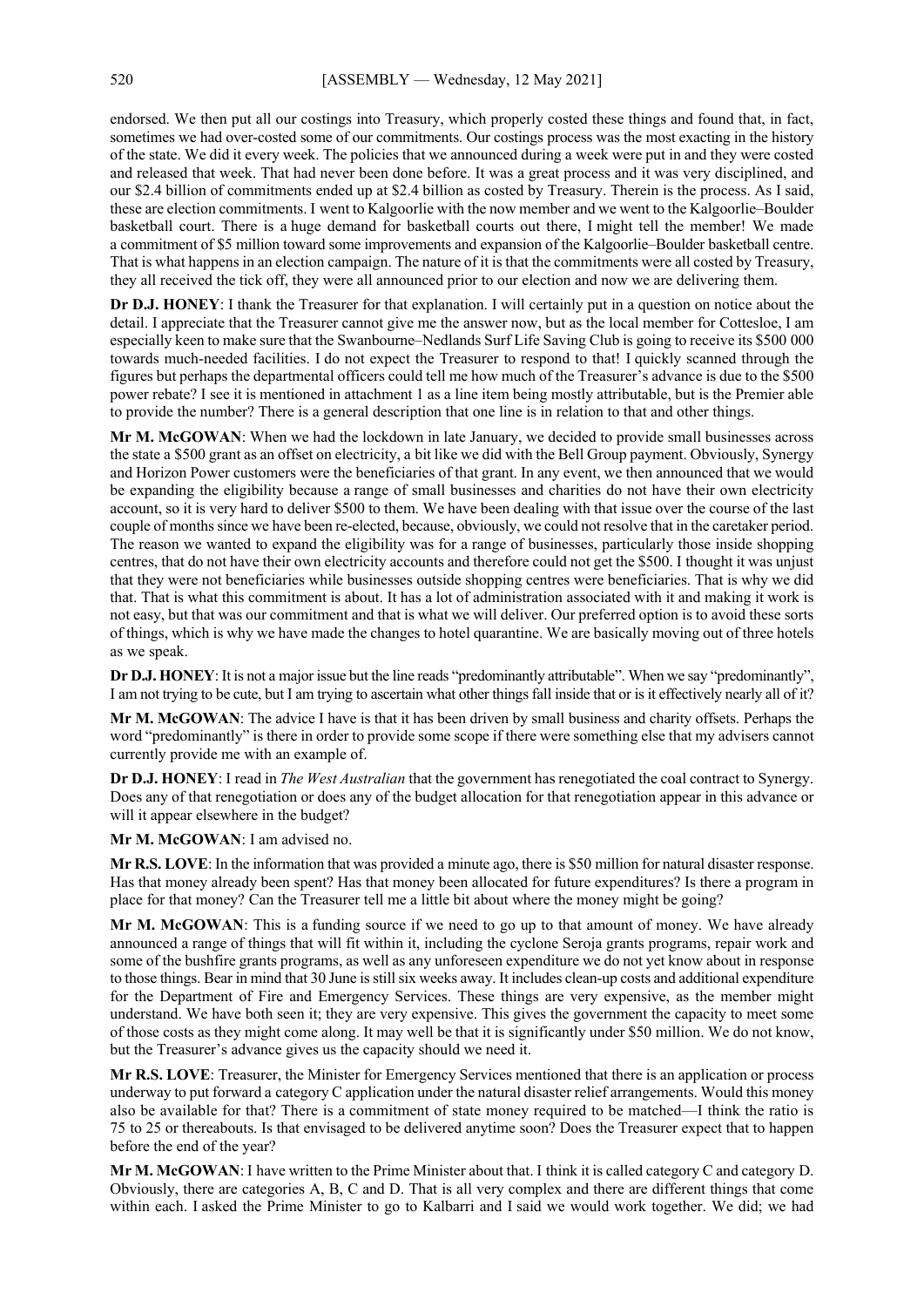endorsed. We then put all our costings into Treasury, which properly costed these things and found that, in fact, sometimes we had over-costed some of our commitments. Our costings process was the most exacting in the history of the state. We did it every week. The policies that we announced during a week were put in and they were costed and released that week. That had never been done before. It was a great process and it was very disciplined, and our $2.4 billion of commitments ended up at $2.4 billion as costed by Treasury. Therein is the process. As I said, these are election commitments. I went to Kalgoorlie with the now member and we went to the Kalgoorlie–Boulder basketball court. There is a huge demand for basketball courts out there, I might tell the member! We made a commitment of $5 million toward some improvements and expansion of the Kalgoorlie–Boulder basketball centre. That is what happens in an election campaign. The nature of it is that the commitments were all costed by Treasury, they all received the tick off, they were all announced prior to our election and now we are delivering them.

**Dr D.J. HONEY**: I thank the Treasurer for that explanation. I will certainly put in a question on notice about the detail. I appreciate that the Treasurer cannot give me the answer now, but as the local member for Cottesloe, I am especially keen to make sure that the Swanbourne–Nedlands Surf Life Saving Club is going to receive its $500 000 towards much-needed facilities. I do not expect the Treasurer to respond to that! I quickly scanned through the figures but perhaps the departmental officers could tell me how much of the Treasurer's advance is due to the $500 power rebate? I see it is mentioned in attachment 1 as a line item being mostly attributable, but is the Premier able to provide the number? There is a general description that one line is in relation to that and other things.

**Mr M. McGOWAN**: When we had the lockdown in late January, we decided to provide small businesses across the state a $500 grant as an offset on electricity, a bit like we did with the Bell Group payment. Obviously, Synergy and Horizon Power customers were the beneficiaries of that grant. In any event, we then announced that we would be expanding the eligibility because a range of small businesses and charities do not have their own electricity account, so it is very hard to deliver $500 to them. We have been dealing with that issue over the course of the last couple of months since we have been re-elected, because, obviously, we could not resolve that in the caretaker period. The reason we wanted to expand the eligibility was for a range of businesses, particularly those inside shopping centres, that do not have their own electricity accounts and therefore could not get the $500. I thought it was unjust that they were not beneficiaries while businesses outside shopping centres were beneficiaries. That is why we did that. That is what this commitment is about. It has a lot of administration associated with it and making it work is not easy, but that was our commitment and that is what we will deliver. Our preferred option is to avoid these sorts of things, which is why we have made the changes to hotel quarantine. We are basically moving out of three hotels as we speak.

**Dr D.J. HONEY**: It is not a major issue but the line reads "predominantly attributable". When we say "predominantly", I am not trying to be cute, but I am trying to ascertain what other things fall inside that or is it effectively nearly all of it?

**Mr M. McGOWAN**: The advice I have is that it has been driven by small business and charity offsets. Perhaps the word "predominantly" is there in order to provide some scope if there were something else that my advisers cannot currently provide me with an example of.

**Dr D.J. HONEY**: I read in *The West Australian* that the government has renegotiated the coal contract to Synergy. Does any of that renegotiation or does any of the budget allocation for that renegotiation appear in this advance or will it appear elsewhere in the budget?

**Mr M. McGOWAN**: I am advised no.

**Mr R.S. LOVE**: In the information that was provided a minute ago, there is $50 million for natural disaster response. Has that money already been spent? Has that money been allocated for future expenditures? Is there a program in place for that money? Can the Treasurer tell me a little bit about where the money might be going?

**Mr M. McGOWAN**: This is a funding source if we need to go up to that amount of money. We have already announced a range of things that will fit within it, including the cyclone Seroja grants programs, repair work and some of the bushfire grants programs, as well as any unforeseen expenditure we do not yet know about in response to those things. Bear in mind that 30 June is still six weeks away. It includes clean-up costs and additional expenditure for the Department of Fire and Emergency Services. These things are very expensive, as the member might understand. We have both seen it; they are very expensive. This gives the government the capacity to meet some of those costs as they might come along. It may well be that it is significantly under $50 million. We do not know, but the Treasurer's advance gives us the capacity should we need it.

**Mr R.S. LOVE**: Treasurer, the Minister for Emergency Services mentioned that there is an application or process underway to put forward a category C application under the natural disaster relief arrangements. Would this money also be available for that? There is a commitment of state money required to be matched—I think the ratio is 75 to 25 or thereabouts. Is that envisaged to be delivered anytime soon? Does the Treasurer expect that to happen before the end of the year?

**Mr M. McGOWAN**: I have written to the Prime Minister about that. I think it is called category C and category D. Obviously, there are categories A, B, C and D. That is all very complex and there are different things that come within each. I asked the Prime Minister to go to Kalbarri and I said we would work together. We did; we had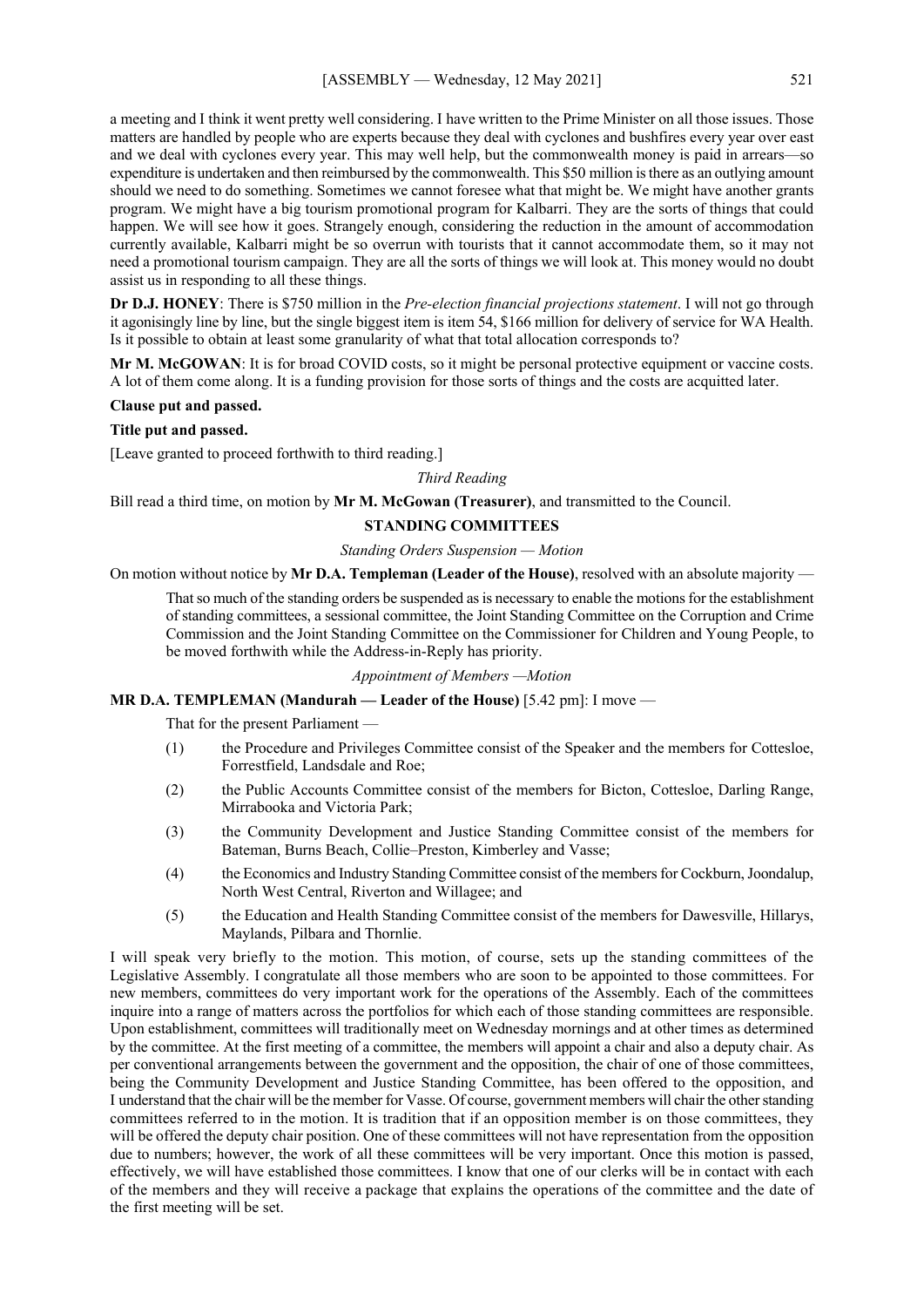a meeting and I think it went pretty well considering. I have written to the Prime Minister on all those issues. Those matters are handled by people who are experts because they deal with cyclones and bushfires every year over east and we deal with cyclones every year. This may well help, but the commonwealth money is paid in arrears—so expenditure is undertaken and then reimbursed by the commonwealth. This $50 million is there as an outlying amount should we need to do something. Sometimes we cannot foresee what that might be. We might have another grants program. We might have a big tourism promotional program for Kalbarri. They are the sorts of things that could happen. We will see how it goes. Strangely enough, considering the reduction in the amount of accommodation currently available, Kalbarri might be so overrun with tourists that it cannot accommodate them, so it may not need a promotional tourism campaign. They are all the sorts of things we will look at. This money would no doubt assist us in responding to all these things.

**Dr D.J. HONEY**: There is $750 million in the *Pre-election financial projections statement*. I will not go through it agonisingly line by line, but the single biggest item is item 54, $166 million for delivery of service for WA Health. Is it possible to obtain at least some granularity of what that total allocation corresponds to?

**Mr M. McGOWAN**: It is for broad COVID costs, so it might be personal protective equipment or vaccine costs. A lot of them come along. It is a funding provision for those sorts of things and the costs are acquitted later.

**Clause put and passed.**

**Title put and passed.**

[Leave granted to proceed forthwith to third reading.]

*Third Reading*

Bill read a third time, on motion by **Mr M. McGowan (Treasurer)**, and transmitted to the Council.

## STANDING COMMITTEES

*Standing Orders Suspension — Motion*

On motion without notice by **Mr D.A. Templeman (Leader of the House)**, resolved with an absolute majority —

> That so much of the standing orders be suspended as is necessary to enable the motions for the establishment of standing committees, a sessional committee, the Joint Standing Committee on the Corruption and Crime Commission and the Joint Standing Committee on the Commissioner for Children and Young People, to be moved forthwith while the Address-in-Reply has priority.

*Appointment of Members —Motion*

**MR D.A. TEMPLEMAN (Mandurah — Leader of the House)** [5.42 pm]: I move —

> That for the present Parliament —
>
> (1) the Procedure and Privileges Committee consist of the Speaker and the members for Cottesloe, Forrestfield, Landsdale and Roe;
>
> (2) the Public Accounts Committee consist of the members for Bicton, Cottesloe, Darling Range, Mirrabooka and Victoria Park;
>
> (3) the Community Development and Justice Standing Committee consist of the members for Bateman, Burns Beach, Collie–Preston, Kimberley and Vasse;
>
> (4) the Economics and Industry Standing Committee consist of the members for Cockburn, Joondalup, North West Central, Riverton and Willagee; and
>
> (5) the Education and Health Standing Committee consist of the members for Dawesville, Hillarys, Maylands, Pilbara and Thornlie.

I will speak very briefly to the motion. This motion, of course, sets up the standing committees of the Legislative Assembly. I congratulate all those members who are soon to be appointed to those committees. For new members, committees do very important work for the operations of the Assembly. Each of the committees inquire into a range of matters across the portfolios for which each of those standing committees are responsible. Upon establishment, committees will traditionally meet on Wednesday mornings and at other times as determined by the committee. At the first meeting of a committee, the members will appoint a chair and also a deputy chair. As per conventional arrangements between the government and the opposition, the chair of one of those committees, being the Community Development and Justice Standing Committee, has been offered to the opposition, and I understand that the chair will be the member for Vasse. Of course, government members will chair the other standing committees referred to in the motion. It is tradition that if an opposition member is on those committees, they will be offered the deputy chair position. One of these committees will not have representation from the opposition due to numbers; however, the work of all these committees will be very important. Once this motion is passed, effectively, we will have established those committees. I know that one of our clerks will be in contact with each of the members and they will receive a package that explains the operations of the committee and the date of the first meeting will be set.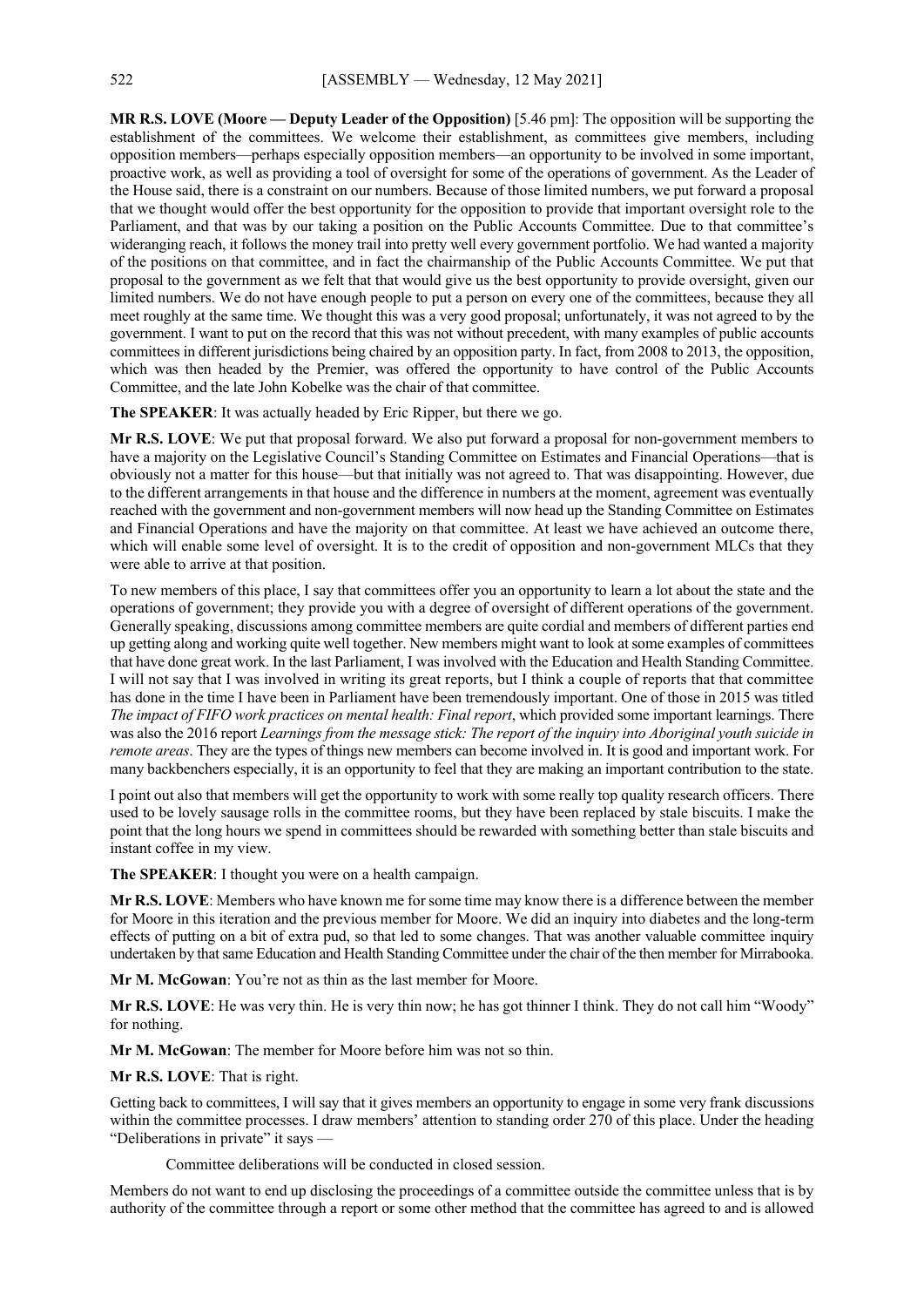**MR R.S. LOVE (Moore — Deputy Leader of the Opposition)** [5.46 pm]: The opposition will be supporting the establishment of the committees. We welcome their establishment, as committees give members, including opposition members—perhaps especially opposition members—an opportunity to be involved in some important, proactive work, as well as providing a tool of oversight for some of the operations of government. As the Leader of the House said, there is a constraint on our numbers. Because of those limited numbers, we put forward a proposal that we thought would offer the best opportunity for the opposition to provide that important oversight role to the Parliament, and that was by our taking a position on the Public Accounts Committee. Due to that committee's wideranging reach, it follows the money trail into pretty well every government portfolio. We had wanted a majority of the positions on that committee, and in fact the chairmanship of the Public Accounts Committee. We put that proposal to the government as we felt that that would give us the best opportunity to provide oversight, given our limited numbers. We do not have enough people to put a person on every one of the committees, because they all meet roughly at the same time. We thought this was a very good proposal; unfortunately, it was not agreed to by the government. I want to put on the record that this was not without precedent, with many examples of public accounts committees in different jurisdictions being chaired by an opposition party. In fact, from 2008 to 2013, the opposition, which was then headed by the Premier, was offered the opportunity to have control of the Public Accounts Committee, and the late John Kobelke was the chair of that committee.

**The SPEAKER**: It was actually headed by Eric Ripper, but there we go.

**Mr R.S. LOVE**: We put that proposal forward. We also put forward a proposal for non-government members to have a majority on the Legislative Council's Standing Committee on Estimates and Financial Operations—that is obviously not a matter for this house—but that initially was not agreed to. That was disappointing. However, due to the different arrangements in that house and the difference in numbers at the moment, agreement was eventually reached with the government and non-government members will now head up the Standing Committee on Estimates and Financial Operations and have the majority on that committee. At least we have achieved an outcome there, which will enable some level of oversight. It is to the credit of opposition and non-government MLCs that they were able to arrive at that position.

To new members of this place, I say that committees offer you an opportunity to learn a lot about the state and the operations of government; they provide you with a degree of oversight of different operations of the government. Generally speaking, discussions among committee members are quite cordial and members of different parties end up getting along and working quite well together. New members might want to look at some examples of committees that have done great work. In the last Parliament, I was involved with the Education and Health Standing Committee. I will not say that I was involved in writing its great reports, but I think a couple of reports that that committee has done in the time I have been in Parliament have been tremendously important. One of those in 2015 was titled *The impact of FIFO work practices on mental health: Final report*, which provided some important learnings. There was also the 2016 report *Learnings from the message stick: The report of the inquiry into Aboriginal youth suicide in remote areas*. They are the types of things new members can become involved in. It is good and important work. For many backbenchers especially, it is an opportunity to feel that they are making an important contribution to the state.

I point out also that members will get the opportunity to work with some really top quality research officers. There used to be lovely sausage rolls in the committee rooms, but they have been replaced by stale biscuits. I make the point that the long hours we spend in committees should be rewarded with something better than stale biscuits and instant coffee in my view.

**The SPEAKER**: I thought you were on a health campaign.

**Mr R.S. LOVE**: Members who have known me for some time may know there is a difference between the member for Moore in this iteration and the previous member for Moore. We did an inquiry into diabetes and the long-term effects of putting on a bit of extra pud, so that led to some changes. That was another valuable committee inquiry undertaken by that same Education and Health Standing Committee under the chair of the then member for Mirrabooka.

**Mr M. McGowan**: You're not as thin as the last member for Moore.

**Mr R.S. LOVE**: He was very thin. He is very thin now; he has got thinner I think. They do not call him "Woody" for nothing.

**Mr M. McGowan**: The member for Moore before him was not so thin.

**Mr R.S. LOVE**: That is right.

Getting back to committees, I will say that it gives members an opportunity to engage in some very frank discussions within the committee processes. I draw members' attention to standing order 270 of this place. Under the heading "Deliberations in private" it says —

> Committee deliberations will be conducted in closed session.

Members do not want to end up disclosing the proceedings of a committee outside the committee unless that is by authority of the committee through a report or some other method that the committee has agreed to and is allowed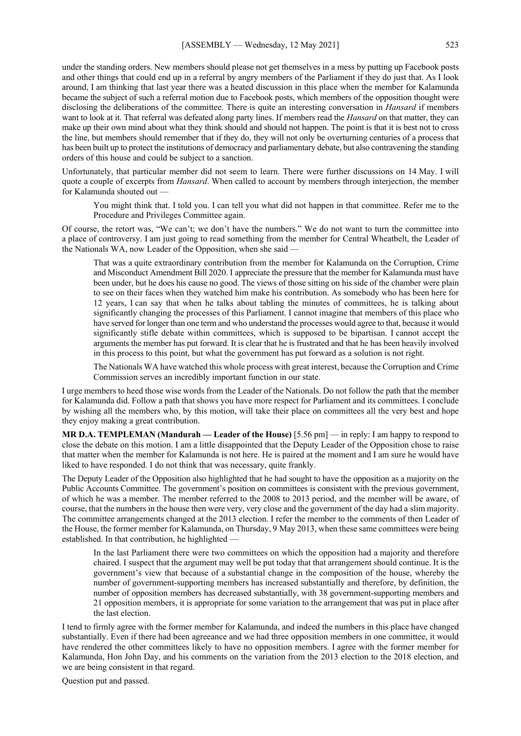under the standing orders. New members should please not get themselves in a mess by putting up Facebook posts and other things that could end up in a referral by angry members of the Parliament if they do just that. As I look around, I am thinking that last year there was a heated discussion in this place when the member for Kalamunda became the subject of such a referral motion due to Facebook posts, which members of the opposition thought were disclosing the deliberations of the committee. There is quite an interesting conversation in *Hansard* if members want to look at it. That referral was defeated along party lines. If members read the *Hansard* on that matter, they can make up their own mind about what they think should and should not happen. The point is that it is best not to cross the line, but members should remember that if they do, they will not only be overturning centuries of a process that has been built up to protect the institutions of democracy and parliamentary debate, but also contravening the standing orders of this house and could be subject to a sanction.

Unfortunately, that particular member did not seem to learn. There were further discussions on 14 May. I will quote a couple of excerpts from *Hansard*. When called to account by members through interjection, the member for Kalamunda shouted out —

> You might think that. I told you. I can tell you what did not happen in that committee. Refer me to the Procedure and Privileges Committee again.

Of course, the retort was, "We can't; we don't have the numbers." We do not want to turn the committee into a place of controversy. I am just going to read something from the member for Central Wheatbelt, the Leader of the Nationals WA, now Leader of the Opposition, when she said —

> That was a quite extraordinary contribution from the member for Kalamunda on the Corruption, Crime and Misconduct Amendment Bill 2020. I appreciate the pressure that the member for Kalamunda must have been under, but he does his cause no good. The views of those sitting on his side of the chamber were plain to see on their faces when they watched him make his contribution. As somebody who has been here for 12 years, I can say that when he talks about tabling the minutes of committees, he is talking about significantly changing the processes of this Parliament. I cannot imagine that members of this place who have served for longer than one term and who understand the processes would agree to that, because it would significantly stifle debate within committees, which is supposed to be bipartisan. I cannot accept the arguments the member has put forward. It is clear that he is frustrated and that he has been heavily involved in this process to this point, but what the government has put forward as a solution is not right.
>
> The Nationals WA have watched this whole process with great interest, because the Corruption and Crime Commission serves an incredibly important function in our state.

I urge members to heed those wise words from the Leader of the Nationals. Do not follow the path that the member for Kalamunda did. Follow a path that shows you have more respect for Parliament and its committees. I conclude by wishing all the members who, by this motion, will take their place on committees all the very best and hope they enjoy making a great contribution.

**MR D.A. TEMPLEMAN (Mandurah — Leader of the House)** [5.56 pm] — in reply: I am happy to respond to close the debate on this motion. I am a little disappointed that the Deputy Leader of the Opposition chose to raise that matter when the member for Kalamunda is not here. He is paired at the moment and I am sure he would have liked to have responded. I do not think that was necessary, quite frankly.

The Deputy Leader of the Opposition also highlighted that he had sought to have the opposition as a majority on the Public Accounts Committee. The government's position on committees is consistent with the previous government, of which he was a member. The member referred to the 2008 to 2013 period, and the member will be aware, of course, that the numbers in the house then were very, very close and the government of the day had a slim majority. The committee arrangements changed at the 2013 election. I refer the member to the comments of then Leader of the House, the former member for Kalamunda, on Thursday, 9 May 2013, when these same committees were being established. In that contribution, he highlighted —

> In the last Parliament there were two committees on which the opposition had a majority and therefore chaired. I suspect that the argument may well be put today that that arrangement should continue. It is the government's view that because of a substantial change in the composition of the house, whereby the number of government-supporting members has increased substantially and therefore, by definition, the number of opposition members has decreased substantially, with 38 government-supporting members and 21 opposition members, it is appropriate for some variation to the arrangement that was put in place after the last election.

I tend to firmly agree with the former member for Kalamunda, and indeed the numbers in this place have changed substantially. Even if there had been agreeance and we had three opposition members in one committee, it would have rendered the other committees likely to have no opposition members. I agree with the former member for Kalamunda, Hon John Day, and his comments on the variation from the 2013 election to the 2018 election, and we are being consistent in that regard.

Question put and passed.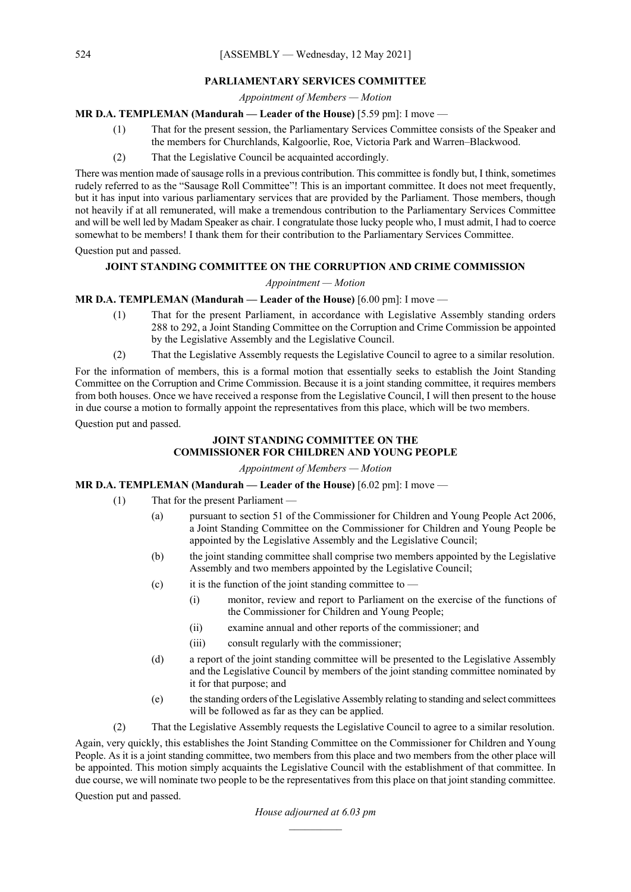## PARLIAMENTARY SERVICES COMMITTEE

*Appointment of Members — Motion*

**MR D.A. TEMPLEMAN (Mandurah — Leader of the House)** [5.59 pm]: I move —

(1) That for the present session, the Parliamentary Services Committee consists of the Speaker and the members for Churchlands, Kalgoorlie, Roe, Victoria Park and Warren–Blackwood.

(2) That the Legislative Council be acquainted accordingly.

There was mention made of sausage rolls in a previous contribution. This committee is fondly but, I think, sometimes rudely referred to as the "Sausage Roll Committee"! This is an important committee. It does not meet frequently, but it has input into various parliamentary services that are provided by the Parliament. Those members, though not heavily if at all remunerated, will make a tremendous contribution to the Parliamentary Services Committee and will be well led by Madam Speaker as chair. I congratulate those lucky people who, I must admit, I had to coerce somewhat to be members! I thank them for their contribution to the Parliamentary Services Committee.

Question put and passed.

## JOINT STANDING COMMITTEE ON THE CORRUPTION AND CRIME COMMISSION

*Appointment — Motion*

**MR D.A. TEMPLEMAN (Mandurah — Leader of the House)** [6.00 pm]: I move —

(1) That for the present Parliament, in accordance with Legislative Assembly standing orders 288 to 292, a Joint Standing Committee on the Corruption and Crime Commission be appointed by the Legislative Assembly and the Legislative Council.

(2) That the Legislative Assembly requests the Legislative Council to agree to a similar resolution.

For the information of members, this is a formal motion that essentially seeks to establish the Joint Standing Committee on the Corruption and Crime Commission. Because it is a joint standing committee, it requires members from both houses. Once we have received a response from the Legislative Council, I will then present to the house in due course a motion to formally appoint the representatives from this place, which will be two members.

Question put and passed.

## JOINT STANDING COMMITTEE ON THE COMMISSIONER FOR CHILDREN AND YOUNG PEOPLE

*Appointment of Members — Motion*

**MR D.A. TEMPLEMAN (Mandurah — Leader of the House)** [6.02 pm]: I move —

(1) That for the present Parliament —

   (a) pursuant to section 51 of the Commissioner for Children and Young People Act 2006, a Joint Standing Committee on the Commissioner for Children and Young People be appointed by the Legislative Assembly and the Legislative Council;

   (b) the joint standing committee shall comprise two members appointed by the Legislative Assembly and two members appointed by the Legislative Council;

   (c) it is the function of the joint standing committee to —

      (i) monitor, review and report to Parliament on the exercise of the functions of the Commissioner for Children and Young People;

      (ii) examine annual and other reports of the commissioner; and

      (iii) consult regularly with the commissioner;

   (d) a report of the joint standing committee will be presented to the Legislative Assembly and the Legislative Council by members of the joint standing committee nominated by it for that purpose; and

   (e) the standing orders of the Legislative Assembly relating to standing and select committees will be followed as far as they can be applied.

(2) That the Legislative Assembly requests the Legislative Council to agree to a similar resolution.

Again, very quickly, this establishes the Joint Standing Committee on the Commissioner for Children and Young People. As it is a joint standing committee, two members from this place and two members from the other place will be appointed. This motion simply acquaints the Legislative Council with the establishment of that committee. In due course, we will nominate two people to be the representatives from this place on that joint standing committee.

Question put and passed.

*House adjourned at 6.03 pm*